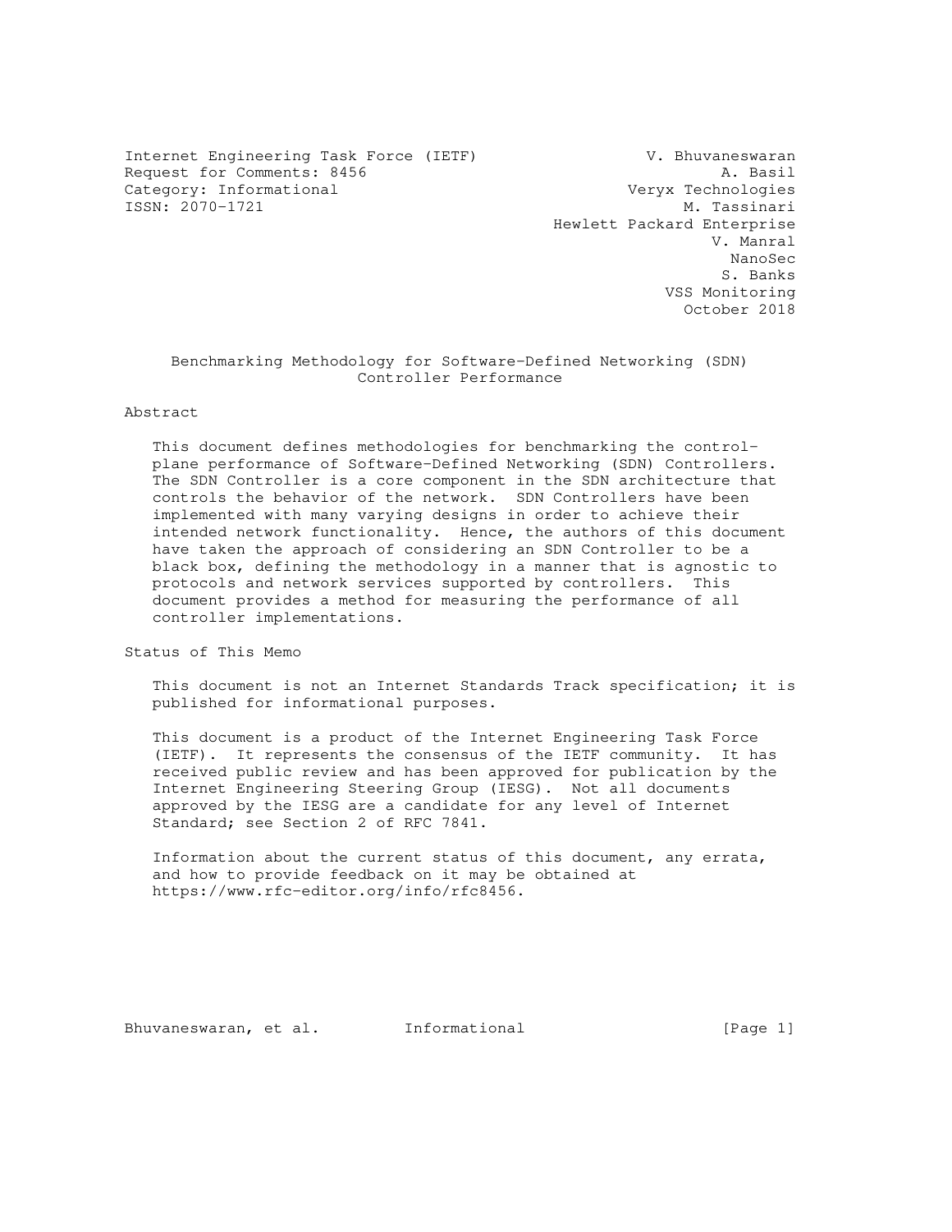Internet Engineering Task Force (IETF)                  V. Bhuvaneswaran
Request for Comments: 8456                                      A. Basil
Category: Informational                              Veryx Technologies
ISSN: 2070-1721                                              M. Tassinari
                                              Hewlett Packard Enterprise
                                                               V. Manral
                                                                 NanoSec
                                                                S. Banks
                                                          VSS Monitoring
                                                            October 2018

# Benchmarking Methodology for Software-Defined Networking (SDN) Controller Performance

## Abstract

This document defines methodologies for benchmarking the control-plane performance of Software-Defined Networking (SDN) Controllers. The SDN Controller is a core component in the SDN architecture that controls the behavior of the network. SDN Controllers have been implemented with many varying designs in order to achieve their intended network functionality. Hence, the authors of this document have taken the approach of considering an SDN Controller to be a black box, defining the methodology in a manner that is agnostic to protocols and network services supported by controllers. This document provides a method for measuring the performance of all controller implementations.

## Status of This Memo

This document is not an Internet Standards Track specification; it is published for informational purposes.

This document is a product of the Internet Engineering Task Force (IETF). It represents the consensus of the IETF community. It has received public review and has been approved for publication by the Internet Engineering Steering Group (IESG). Not all documents approved by the IESG are a candidate for any level of Internet Standard; see Section 2 of RFC 7841.

Information about the current status of this document, any errata, and how to provide feedback on it may be obtained at https://www.rfc-editor.org/info/rfc8456.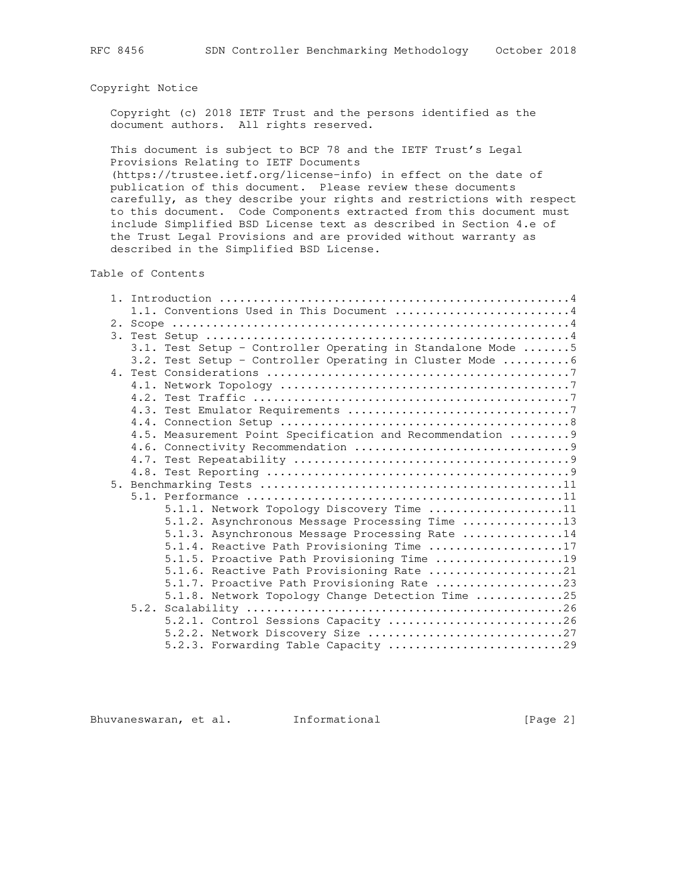## Copyright Notice

Copyright (c) 2018 IETF Trust and the persons identified as the document authors. All rights reserved.

This document is subject to BCP 78 and the IETF Trust's Legal Provisions Relating to IETF Documents (https://trustee.ietf.org/license-info) in effect on the date of publication of this document. Please review these documents carefully, as they describe your rights and restrictions with respect to this document. Code Components extracted from this document must include Simplified BSD License text as described in Section 4.e of the Trust Legal Provisions and are provided without warranty as described in the Simplified BSD License.

## Table of Contents

```
   1. Introduction ....................................................4
      1.1. Conventions Used in This Document ..........................4
   2. Scope ...........................................................4
   3. Test Setup ......................................................4
      3.1. Test Setup - Controller Operating in Standalone Mode .......5
      3.2. Test Setup - Controller Operating in Cluster Mode ..........6
   4. Test Considerations .............................................7
      4.1. Network Topology ...........................................7
      4.2. Test Traffic ...............................................7
      4.3. Test Emulator Requirements .................................7
      4.4. Connection Setup ...........................................8
      4.5. Measurement Point Specification and Recommendation .........9
      4.6. Connectivity Recommendation ................................9
      4.7. Test Repeatability .........................................9
      4.8. Test Reporting .............................................9
   5. Benchmarking Tests .............................................11
      5.1. Performance ...............................................11
           5.1.1. Network Topology Discovery Time ....................11
           5.1.2. Asynchronous Message Processing Time ...............13
           5.1.3. Asynchronous Message Processing Rate ...............14
           5.1.4. Reactive Path Provisioning Time ....................17
           5.1.5. Proactive Path Provisioning Time ...................19
           5.1.6. Reactive Path Provisioning Rate ....................21
           5.1.7. Proactive Path Provisioning Rate ...................23
           5.1.8. Network Topology Change Detection Time .............25
      5.2. Scalability ...............................................26
           5.2.1. Control Sessions Capacity ..........................26
           5.2.2. Network Discovery Size .............................27
           5.2.3. Forwarding Table Capacity ..........................29
```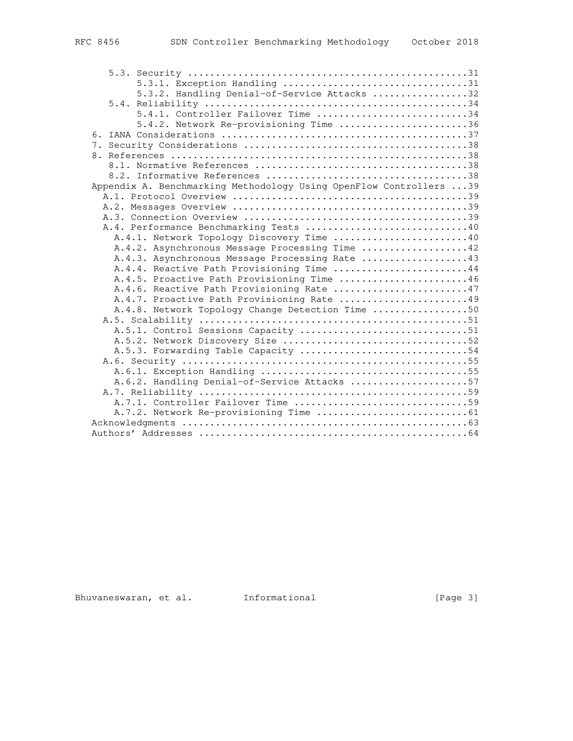```
      5.3. Security ..................................................31
           5.3.1. Exception Handling ...................................31
           5.3.2. Handling Denial-of-Service Attacks ...................32
      5.4. Reliability ...............................................34
           5.4.1. Controller Failover Time .............................34
           5.4.2. Network Re-provisioning Time .........................36
   6. IANA Considerations ............................................37
   7. Security Considerations ........................................38
   8. References .....................................................38
      8.1. Normative References ......................................38
      8.2. Informative References ....................................38
   Appendix A. Benchmarking Methodology Using OpenFlow Controllers ...39
     A.1. Protocol Overview ..........................................39
     A.2. Messages Overview ..........................................39
     A.3. Connection Overview ........................................39
     A.4. Performance Benchmarking Tests .............................40
       A.4.1. Network Topology Discovery Time ........................40
       A.4.2. Asynchronous Message Processing Time ...................42
       A.4.3. Asynchronous Message Processing Rate ...................43
       A.4.4. Reactive Path Provisioning Time ........................44
       A.4.5. Proactive Path Provisioning Time .......................46
       A.4.6. Reactive Path Provisioning Rate ........................47
       A.4.7. Proactive Path Provisioning Rate .......................49
       A.4.8. Network Topology Change Detection Time .................50
     A.5. Scalability ................................................51
       A.5.1. Control Sessions Capacity ..............................51
       A.5.2. Network Discovery Size .................................52
       A.5.3. Forwarding Table Capacity ..............................54
     A.6. Security ...................................................55
       A.6.1. Exception Handling .....................................55
       A.6.2. Handling Denial-of-Service Attacks .....................57
     A.7. Reliability ................................................59
       A.7.1. Controller Failover Time ...............................59
       A.7.2. Network Re-provisioning Time ...........................61
   Acknowledgments ...................................................63
   Authors' Addresses ................................................64
```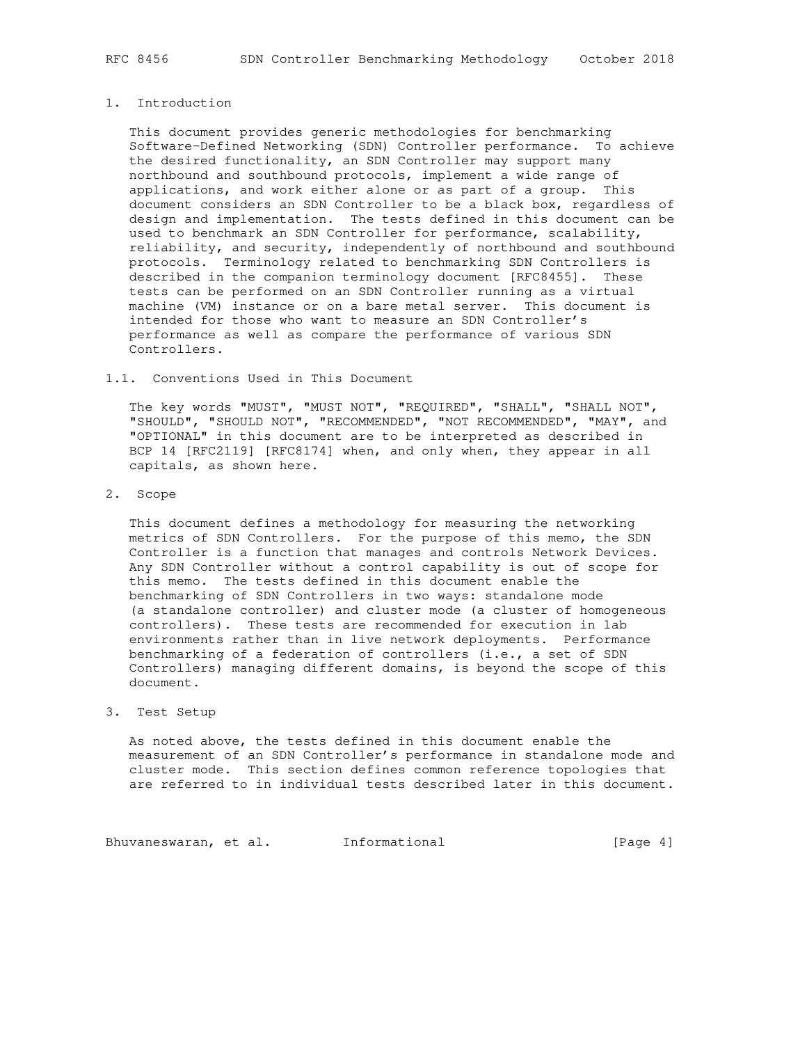# 1. Introduction

This document provides generic methodologies for benchmarking Software-Defined Networking (SDN) Controller performance. To achieve the desired functionality, an SDN Controller may support many northbound and southbound protocols, implement a wide range of applications, and work either alone or as part of a group. This document considers an SDN Controller to be a black box, regardless of design and implementation. The tests defined in this document can be used to benchmark an SDN Controller for performance, scalability, reliability, and security, independently of northbound and southbound protocols. Terminology related to benchmarking SDN Controllers is described in the companion terminology document [RFC8455]. These tests can be performed on an SDN Controller running as a virtual machine (VM) instance or on a bare metal server. This document is intended for those who want to measure an SDN Controller's performance as well as compare the performance of various SDN Controllers.

## 1.1. Conventions Used in This Document

The key words "MUST", "MUST NOT", "REQUIRED", "SHALL", "SHALL NOT", "SHOULD", "SHOULD NOT", "RECOMMENDED", "NOT RECOMMENDED", "MAY", and "OPTIONAL" in this document are to be interpreted as described in BCP 14 [RFC2119] [RFC8174] when, and only when, they appear in all capitals, as shown here.

# 2. Scope

This document defines a methodology for measuring the networking metrics of SDN Controllers. For the purpose of this memo, the SDN Controller is a function that manages and controls Network Devices. Any SDN Controller without a control capability is out of scope for this memo. The tests defined in this document enable the benchmarking of SDN Controllers in two ways: standalone mode (a standalone controller) and cluster mode (a cluster of homogeneous controllers). These tests are recommended for execution in lab environments rather than in live network deployments. Performance benchmarking of a federation of controllers (i.e., a set of SDN Controllers) managing different domains, is beyond the scope of this document.

# 3. Test Setup

As noted above, the tests defined in this document enable the measurement of an SDN Controller's performance in standalone mode and cluster mode. This section defines common reference topologies that are referred to in individual tests described later in this document.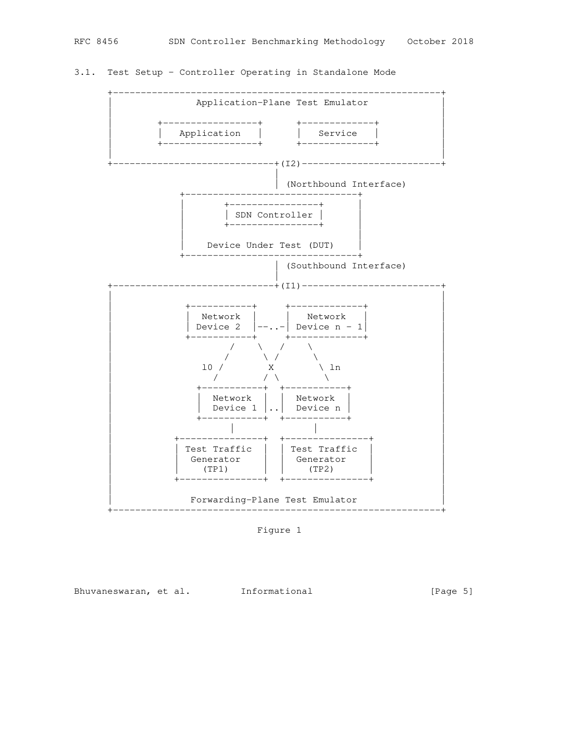### 3.1. Test Setup - Controller Operating in Standalone Mode

```
+-----------------------------------------------------------+
|               Application-Plane Test Emulator             |
|                                                           |
|        +-----------------+      +-------------+           |
|        |   Application   |      |   Service   |           |
|        +-----------------+      +-------------+           |
|                                                           |
+-----------------------------+(I2)-------------------------+
                              |
                              | (Northbound Interface)
              +-------------------------------+
              |       +----------------+      |
              |       | SDN Controller |      |
              |       +----------------+      |
              |                               |
              |    Device Under Test (DUT)    |
              +-------------------------------+
                              | (Southbound Interface)
                              |
+-----------------------------+(I1)-------------------------+
|                                                           |
|              +-----------+     +-------------+            |
|              |  Network  |     |   Network   |            |
|              |  Device 2 |--..-| Device n - 1|            |
|              +-----------+     +-------------+            |
|                  /    \   /    \                          |
|                 /      \ /      \                         |
|             l0 /        X        \ ln                     |
|               /        / \        \                       |
|             +-----------+  +-----------+                  |
|             |  Network  |  |  Network  |                  |
|             |  Device 1 |..|  Device n |                  |
|             +-----------+  +-----------+                  |
|                   |              |                        |
|          +---------------+  +---------------+             |
|          | Test Traffic  |  | Test Traffic  |             |
|          |  Generator    |  |  Generator    |             |
|          |    (TP1)      |  |    (TP2)      |             |
|          +---------------+  +---------------+             |
|                                                           |
|               Forwarding-Plane Test Emulator              |
+-----------------------------------------------------------+
```

Figure 1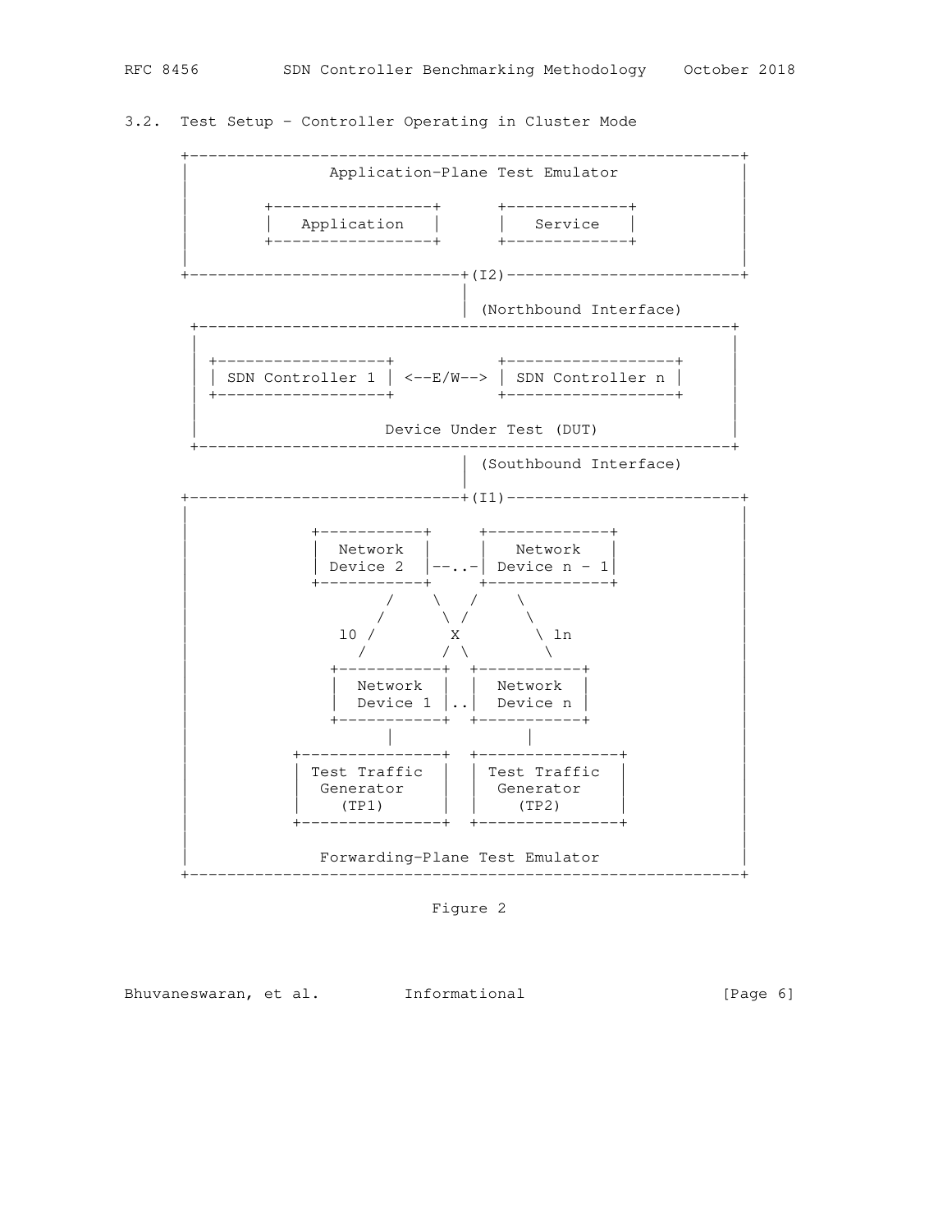### 3.2. Test Setup - Controller Operating in Cluster Mode

```
      +-----------------------------------------------------------+
      |               Application-Plane Test Emulator             |
      |                                                           |
      |        +-----------------+      +-------------+           |
      |        |   Application   |      |   Service   |           |
      |        +-----------------+      +-------------+           |
      |                                                           |
      +-----------------------------+(I2)-------------------------+
                                    |
                                    | (Northbound Interface)
       +---------------------------------------------------------+
       |                                                         |
       | +------------------+           +------------------+     |
       | | SDN Controller 1 | <--E/W--> | SDN Controller n |     |
       | +------------------+           +------------------+     |
       |                                                         |
       |                    Device Under Test (DUT)              |
       +---------------------------------------------------------+
                                    | (Southbound Interface)
                                    |
      +-----------------------------+(I1)-------------------------+
      |                                                           |
      |             +-----------+     +-------------+             |
      |             |  Network  |     |   Network   |             |
      |             | Device 2  |--..-| Device n - 1|             |
      |             +-----------+     +-------------+             |
      |                    /    \   /    \                        |
      |                   /      \ /      \                       |
      |               l0 /        X        \ ln                   |
      |                 /        / \        \                     |
      |               +-----------+  +-----------+                |
      |               |  Network  |  |  Network  |                |
      |               |  Device 1 |..|  Device n |                |
      |               +-----------+  +-----------+                |
      |                     |              |                      |
      |           +---------------+  +---------------+            |
      |           | Test Traffic  |  | Test Traffic  |            |
      |           |  Generator    |  |  Generator    |            |
      |           |    (TP1)      |  |    (TP2)      |            |
      |           +---------------+  +---------------+            |
      |                                                           |
      |              Forwarding-Plane Test Emulator               |
      +-----------------------------------------------------------+
```

Figure 2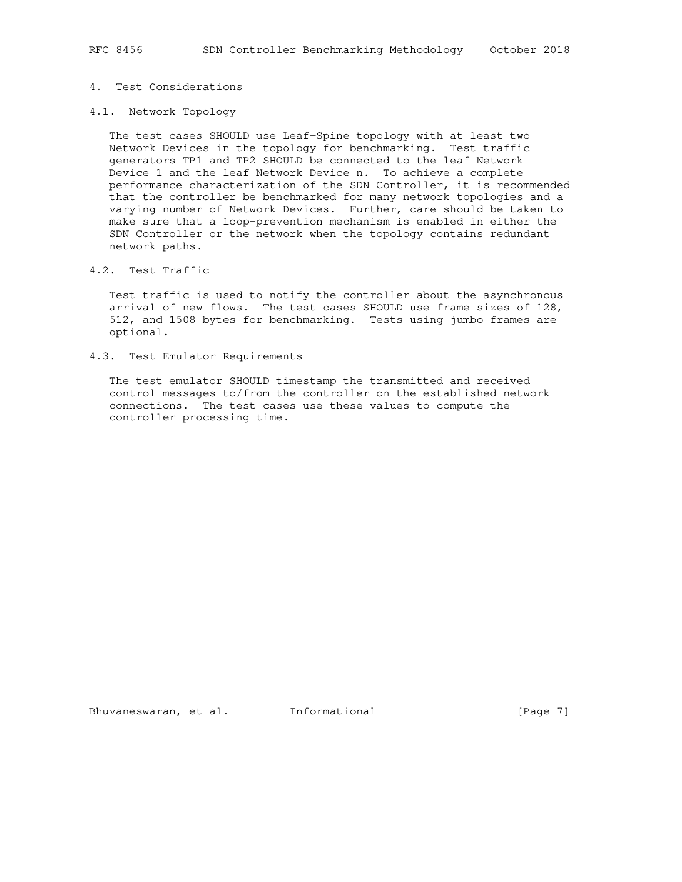# 4. Test Considerations

## 4.1. Network Topology

The test cases SHOULD use Leaf-Spine topology with at least two Network Devices in the topology for benchmarking. Test traffic generators TP1 and TP2 SHOULD be connected to the leaf Network Device 1 and the leaf Network Device n. To achieve a complete performance characterization of the SDN Controller, it is recommended that the controller be benchmarked for many network topologies and a varying number of Network Devices. Further, care should be taken to make sure that a loop-prevention mechanism is enabled in either the SDN Controller or the network when the topology contains redundant network paths.

## 4.2. Test Traffic

Test traffic is used to notify the controller about the asynchronous arrival of new flows. The test cases SHOULD use frame sizes of 128, 512, and 1508 bytes for benchmarking. Tests using jumbo frames are optional.

## 4.3. Test Emulator Requirements

The test emulator SHOULD timestamp the transmitted and received control messages to/from the controller on the established network connections. The test cases use these values to compute the controller processing time.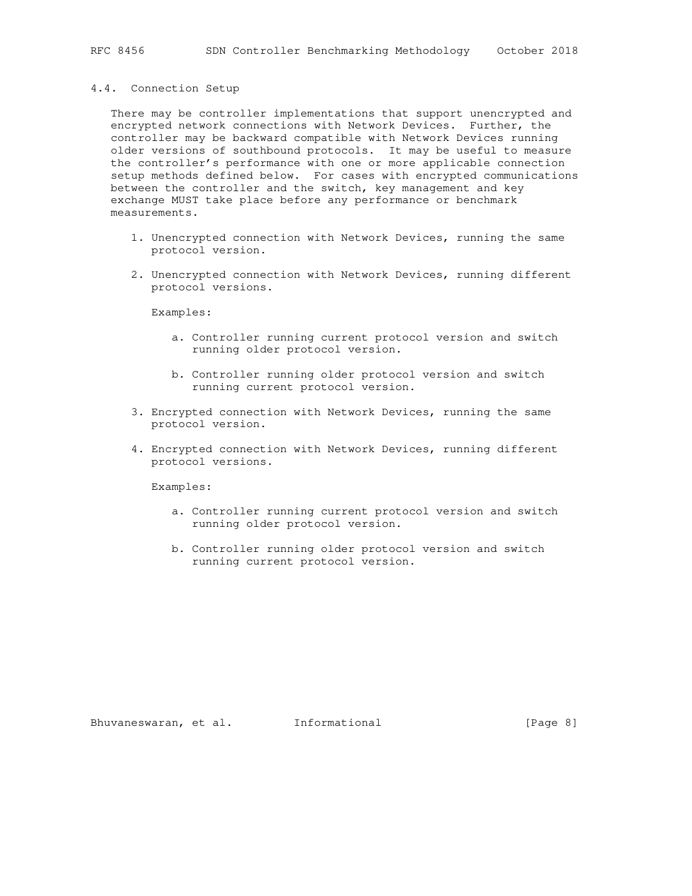### 4.4. Connection Setup

There may be controller implementations that support unencrypted and encrypted network connections with Network Devices. Further, the controller may be backward compatible with Network Devices running older versions of southbound protocols. It may be useful to measure the controller's performance with one or more applicable connection setup methods defined below. For cases with encrypted communications between the controller and the switch, key management and key exchange MUST take place before any performance or benchmark measurements.

1. Unencrypted connection with Network Devices, running the same protocol version.

2. Unencrypted connection with Network Devices, running different protocol versions.

   Examples:

   a. Controller running current protocol version and switch running older protocol version.

   b. Controller running older protocol version and switch running current protocol version.

3. Encrypted connection with Network Devices, running the same protocol version.

4. Encrypted connection with Network Devices, running different protocol versions.

   Examples:

   a. Controller running current protocol version and switch running older protocol version.

   b. Controller running older protocol version and switch running current protocol version.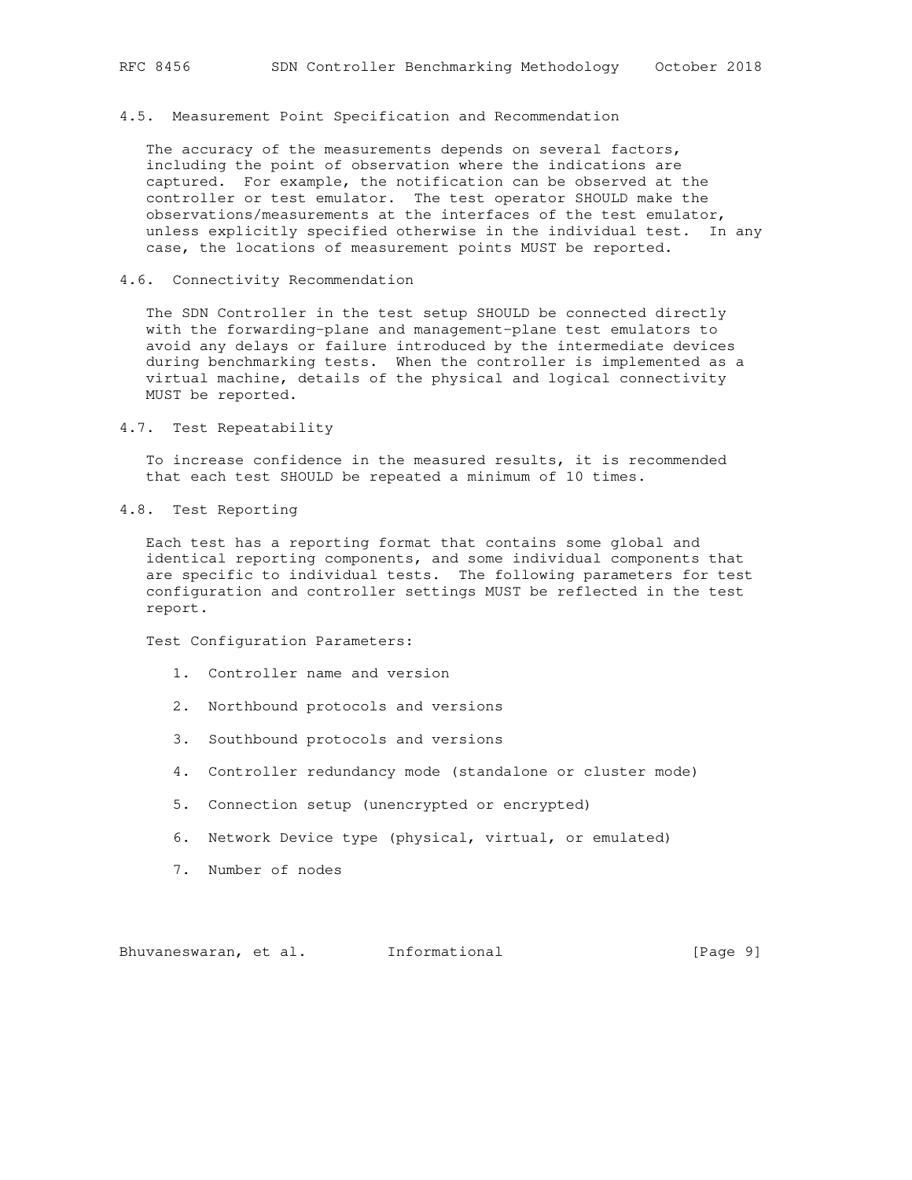### 4.5. Measurement Point Specification and Recommendation

The accuracy of the measurements depends on several factors, including the point of observation where the indications are captured. For example, the notification can be observed at the controller or test emulator. The test operator SHOULD make the observations/measurements at the interfaces of the test emulator, unless explicitly specified otherwise in the individual test. In any case, the locations of measurement points MUST be reported.

### 4.6. Connectivity Recommendation

The SDN Controller in the test setup SHOULD be connected directly with the forwarding-plane and management-plane test emulators to avoid any delays or failure introduced by the intermediate devices during benchmarking tests. When the controller is implemented as a virtual machine, details of the physical and logical connectivity MUST be reported.

### 4.7. Test Repeatability

To increase confidence in the measured results, it is recommended that each test SHOULD be repeated a minimum of 10 times.

### 4.8. Test Reporting

Each test has a reporting format that contains some global and identical reporting components, and some individual components that are specific to individual tests. The following parameters for test configuration and controller settings MUST be reflected in the test report.

Test Configuration Parameters:

1. Controller name and version
2. Northbound protocols and versions
3. Southbound protocols and versions
4. Controller redundancy mode (standalone or cluster mode)
5. Connection setup (unencrypted or encrypted)
6. Network Device type (physical, virtual, or emulated)
7. Number of nodes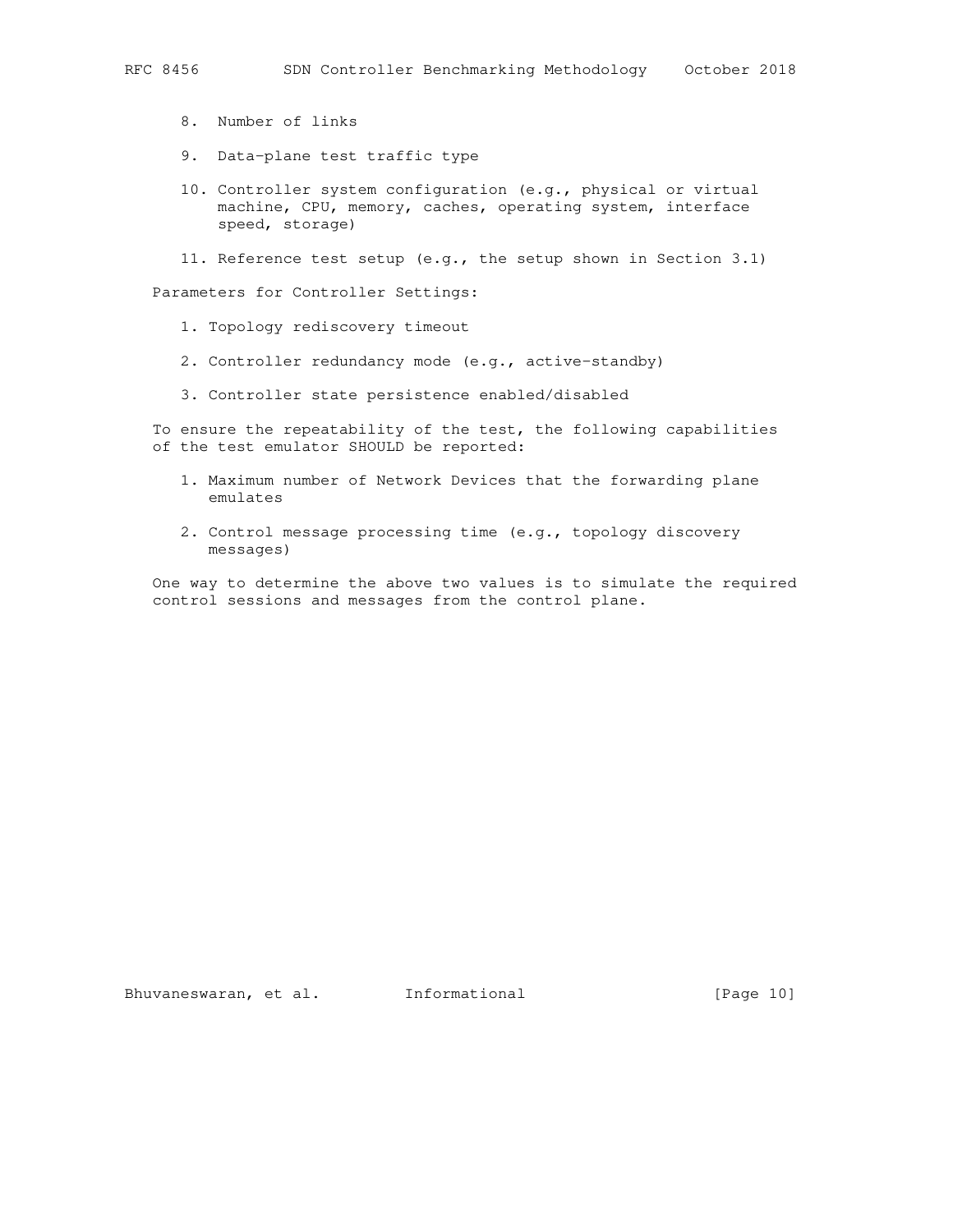8. Number of links

9. Data-plane test traffic type

10. Controller system configuration (e.g., physical or virtual machine, CPU, memory, caches, operating system, interface speed, storage)

11. Reference test setup (e.g., the setup shown in Section 3.1)

Parameters for Controller Settings:

1. Topology rediscovery timeout

2. Controller redundancy mode (e.g., active-standby)

3. Controller state persistence enabled/disabled

To ensure the repeatability of the test, the following capabilities of the test emulator SHOULD be reported:

1. Maximum number of Network Devices that the forwarding plane emulates

2. Control message processing time (e.g., topology discovery messages)

One way to determine the above two values is to simulate the required control sessions and messages from the control plane.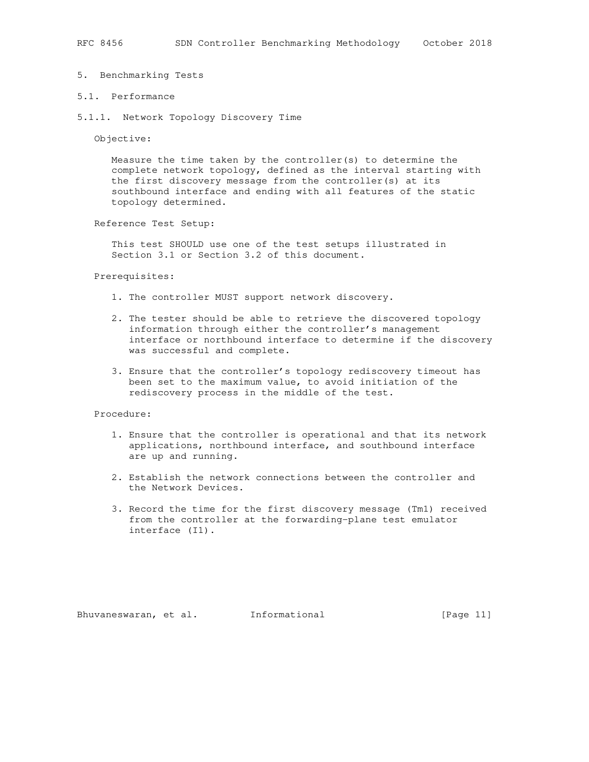# 5. Benchmarking Tests

## 5.1. Performance

### 5.1.1. Network Topology Discovery Time

Objective:

Measure the time taken by the controller(s) to determine the complete network topology, defined as the interval starting with the first discovery message from the controller(s) at its southbound interface and ending with all features of the static topology determined.

Reference Test Setup:

This test SHOULD use one of the test setups illustrated in Section 3.1 or Section 3.2 of this document.

Prerequisites:

1. The controller MUST support network discovery.

2. The tester should be able to retrieve the discovered topology information through either the controller's management interface or northbound interface to determine if the discovery was successful and complete.

3. Ensure that the controller's topology rediscovery timeout has been set to the maximum value, to avoid initiation of the rediscovery process in the middle of the test.

Procedure:

1. Ensure that the controller is operational and that its network applications, northbound interface, and southbound interface are up and running.

2. Establish the network connections between the controller and the Network Devices.

3. Record the time for the first discovery message (Tm1) received from the controller at the forwarding-plane test emulator interface (I1).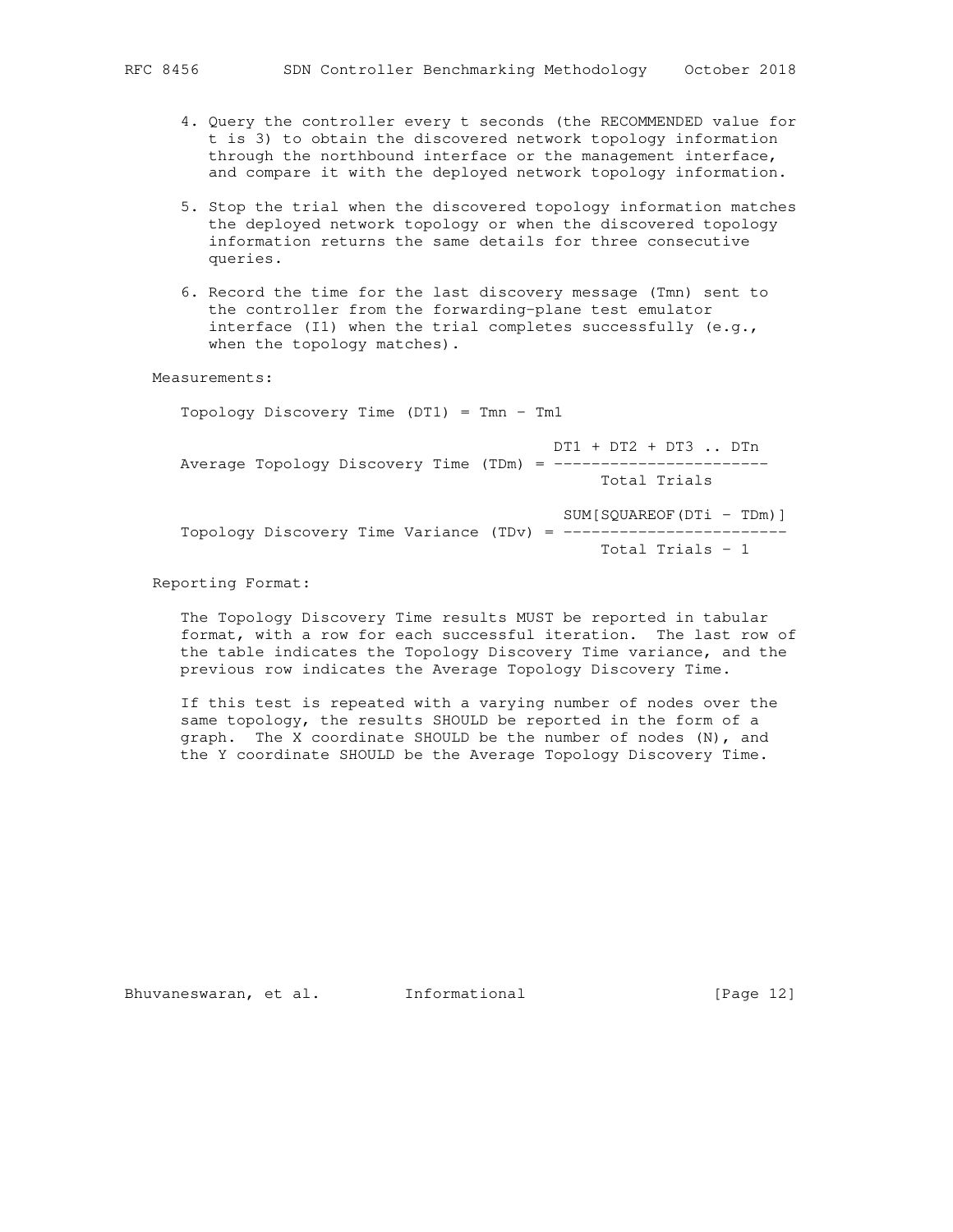4. Query the controller every t seconds (the RECOMMENDED value for t is 3) to obtain the discovered network topology information through the northbound interface or the management interface, and compare it with the deployed network topology information.

5. Stop the trial when the discovered topology information matches the deployed network topology or when the discovered topology information returns the same details for three consecutive queries.

6. Record the time for the last discovery message (Tmn) sent to the controller from the forwarding-plane test emulator interface (I1) when the trial completes successfully (e.g., when the topology matches).

Measurements:

Topology Discovery Time (DT1) = Tmn - Tm1

$$\text{Average Topology Discovery Time (TDm)} = \frac{DT1 + DT2 + DT3 \,..\, DTn}{\text{Total Trials}}$$

$$\text{Topology Discovery Time Variance (TDv)} = \frac{\text{SUM[SQUAREOF(DTi - TDm)]}}{\text{Total Trials - 1}}$$

Reporting Format:

The Topology Discovery Time results MUST be reported in tabular format, with a row for each successful iteration. The last row of the table indicates the Topology Discovery Time variance, and the previous row indicates the Average Topology Discovery Time.

If this test is repeated with a varying number of nodes over the same topology, the results SHOULD be reported in the form of a graph. The X coordinate SHOULD be the number of nodes (N), and the Y coordinate SHOULD be the Average Topology Discovery Time.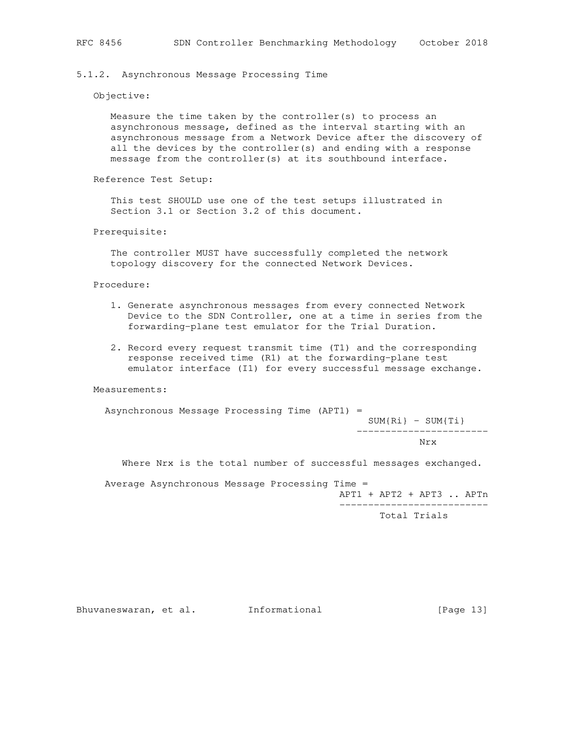### 5.1.2. Asynchronous Message Processing Time

Objective:

Measure the time taken by the controller(s) to process an asynchronous message, defined as the interval starting with an asynchronous message from a Network Device after the discovery of all the devices by the controller(s) and ending with a response message from the controller(s) at its southbound interface.

Reference Test Setup:

This test SHOULD use one of the test setups illustrated in Section 3.1 or Section 3.2 of this document.

Prerequisite:

The controller MUST have successfully completed the network topology discovery for the connected Network Devices.

Procedure:

1. Generate asynchronous messages from every connected Network Device to the SDN Controller, one at a time in series from the forwarding-plane test emulator for the Trial Duration.
2. Record every request transmit time (T1) and the corresponding response received time (R1) at the forwarding-plane test emulator interface (I1) for every successful message exchange.

Measurements:

$$\text{Asynchronous Message Processing Time (APT1)} = \frac{SUM\{Ri\} - SUM\{Ti\}}{Nrx}$$

Where Nrx is the total number of successful messages exchanged.

$$\text{Average Asynchronous Message Processing Time} = \frac{APT1 + APT2 + APT3 \;..\; APTn}{\text{Total Trials}}$$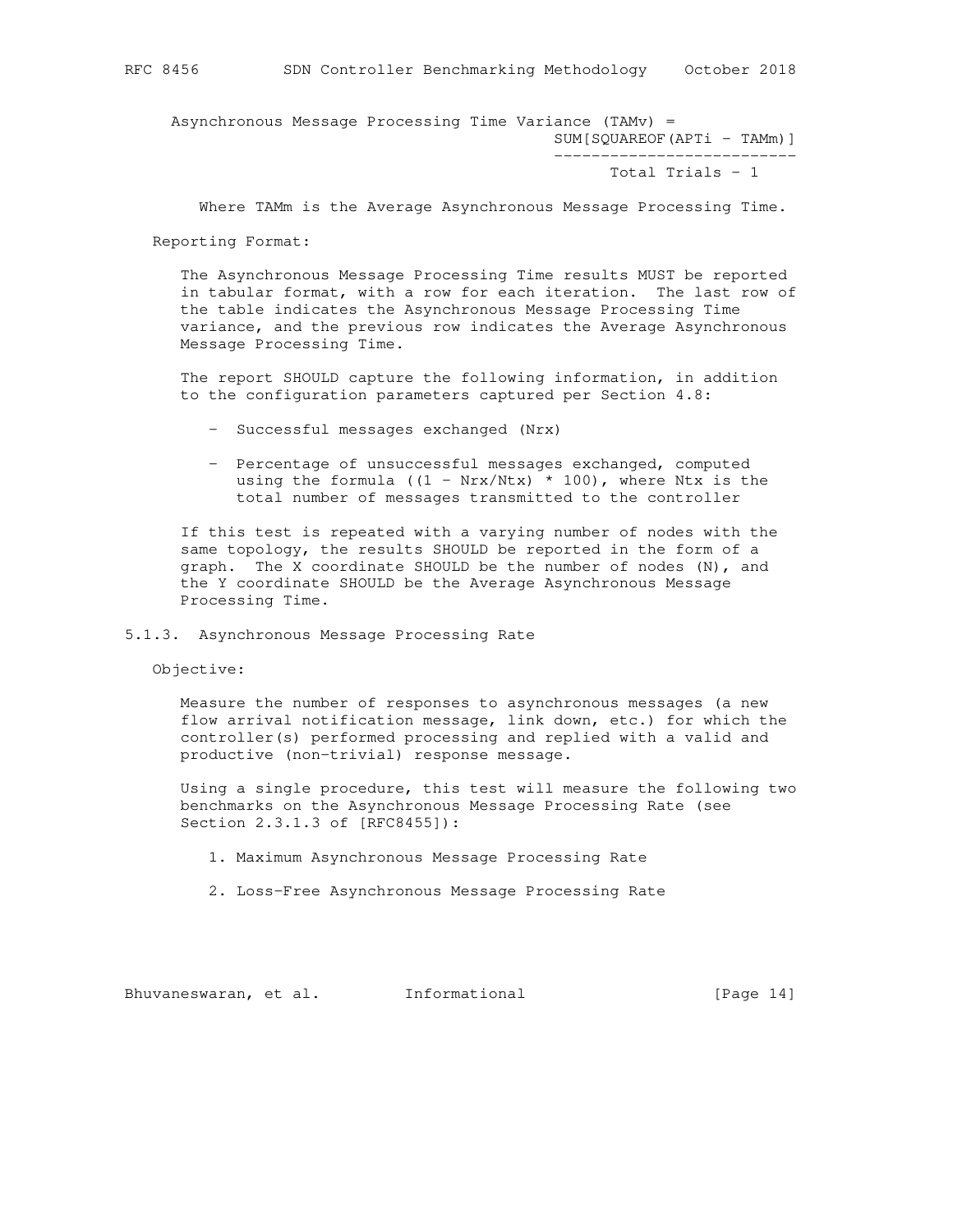Asynchronous Message Processing Time Variance (TAMv) =

$$TAMv = \frac{SUM[SQUAREOF(APTi - TAMm)]}{Total\ Trials - 1}$$

Where TAMm is the Average Asynchronous Message Processing Time.

Reporting Format:

The Asynchronous Message Processing Time results MUST be reported in tabular format, with a row for each iteration. The last row of the table indicates the Asynchronous Message Processing Time variance, and the previous row indicates the Average Asynchronous Message Processing Time.

The report SHOULD capture the following information, in addition to the configuration parameters captured per Section 4.8:

- Successful messages exchanged (Nrx)
- Percentage of unsuccessful messages exchanged, computed using the formula ((1 - Nrx/Ntx) * 100), where Ntx is the total number of messages transmitted to the controller

If this test is repeated with a varying number of nodes with the same topology, the results SHOULD be reported in the form of a graph. The X coordinate SHOULD be the number of nodes (N), and the Y coordinate SHOULD be the Average Asynchronous Message Processing Time.

### 5.1.3. Asynchronous Message Processing Rate

Objective:

Measure the number of responses to asynchronous messages (a new flow arrival notification message, link down, etc.) for which the controller(s) performed processing and replied with a valid and productive (non-trivial) response message.

Using a single procedure, this test will measure the following two benchmarks on the Asynchronous Message Processing Rate (see Section 2.3.1.3 of [RFC8455]):

1. Maximum Asynchronous Message Processing Rate
2. Loss-Free Asynchronous Message Processing Rate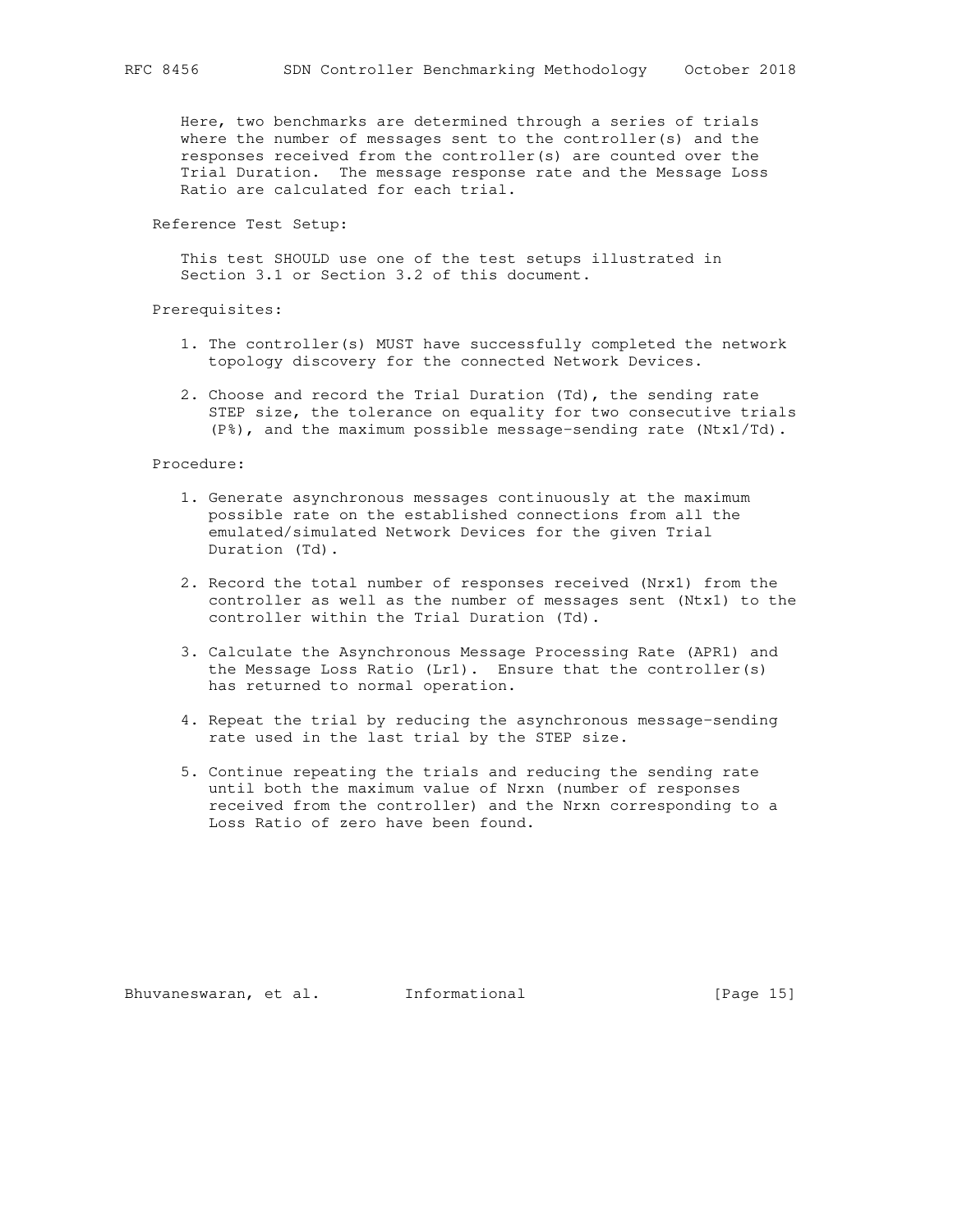Here, two benchmarks are determined through a series of trials where the number of messages sent to the controller(s) and the responses received from the controller(s) are counted over the Trial Duration. The message response rate and the Message Loss Ratio are calculated for each trial.

Reference Test Setup:

This test SHOULD use one of the test setups illustrated in Section 3.1 or Section 3.2 of this document.

Prerequisites:

1. The controller(s) MUST have successfully completed the network topology discovery for the connected Network Devices.

2. Choose and record the Trial Duration (Td), the sending rate STEP size, the tolerance on equality for two consecutive trials (P%), and the maximum possible message-sending rate (Ntx1/Td).

Procedure:

1. Generate asynchronous messages continuously at the maximum possible rate on the established connections from all the emulated/simulated Network Devices for the given Trial Duration (Td).

2. Record the total number of responses received (Nrx1) from the controller as well as the number of messages sent (Ntx1) to the controller within the Trial Duration (Td).

3. Calculate the Asynchronous Message Processing Rate (APR1) and the Message Loss Ratio (Lr1). Ensure that the controller(s) has returned to normal operation.

4. Repeat the trial by reducing the asynchronous message-sending rate used in the last trial by the STEP size.

5. Continue repeating the trials and reducing the sending rate until both the maximum value of Nrxn (number of responses received from the controller) and the Nrxn corresponding to a Loss Ratio of zero have been found.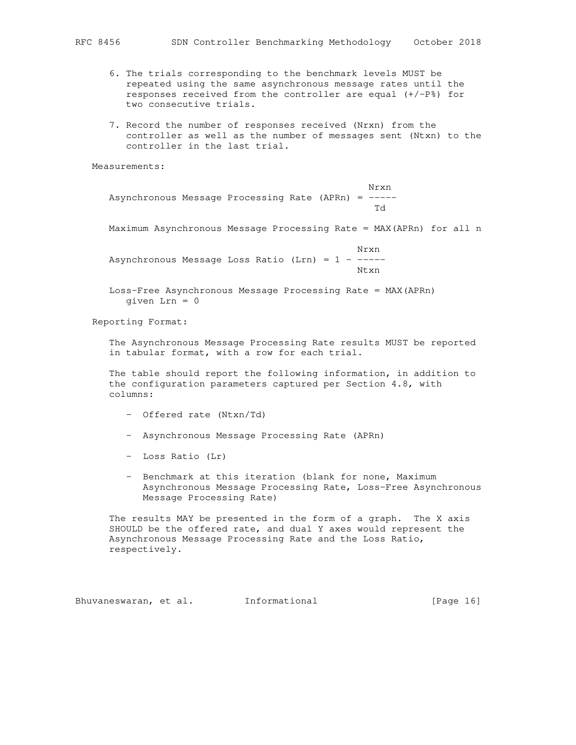6. The trials corresponding to the benchmark levels MUST be repeated using the same asynchronous message rates until the responses received from the controller are equal (+/-P%) for two consecutive trials.

7. Record the number of responses received (Nrxn) from the controller as well as the number of messages sent (Ntxn) to the controller in the last trial.

Measurements:

$$\text{Asynchronous Message Processing Rate (APRn)} = \frac{Nrxn}{Td}$$

Maximum Asynchronous Message Processing Rate = MAX(APRn) for all n

$$\text{Asynchronous Message Loss Ratio (Lrn)} = 1 - \frac{Nrxn}{Ntxn}$$

Loss-Free Asynchronous Message Processing Rate = MAX(APRn) given Lrn = 0

Reporting Format:

The Asynchronous Message Processing Rate results MUST be reported in tabular format, with a row for each trial.

The table should report the following information, in addition to the configuration parameters captured per Section 4.8, with columns:

- Offered rate (Ntxn/Td)

- Asynchronous Message Processing Rate (APRn)

- Loss Ratio (Lr)

- Benchmark at this iteration (blank for none, Maximum Asynchronous Message Processing Rate, Loss-Free Asynchronous Message Processing Rate)

The results MAY be presented in the form of a graph. The X axis SHOULD be the offered rate, and dual Y axes would represent the Asynchronous Message Processing Rate and the Loss Ratio, respectively.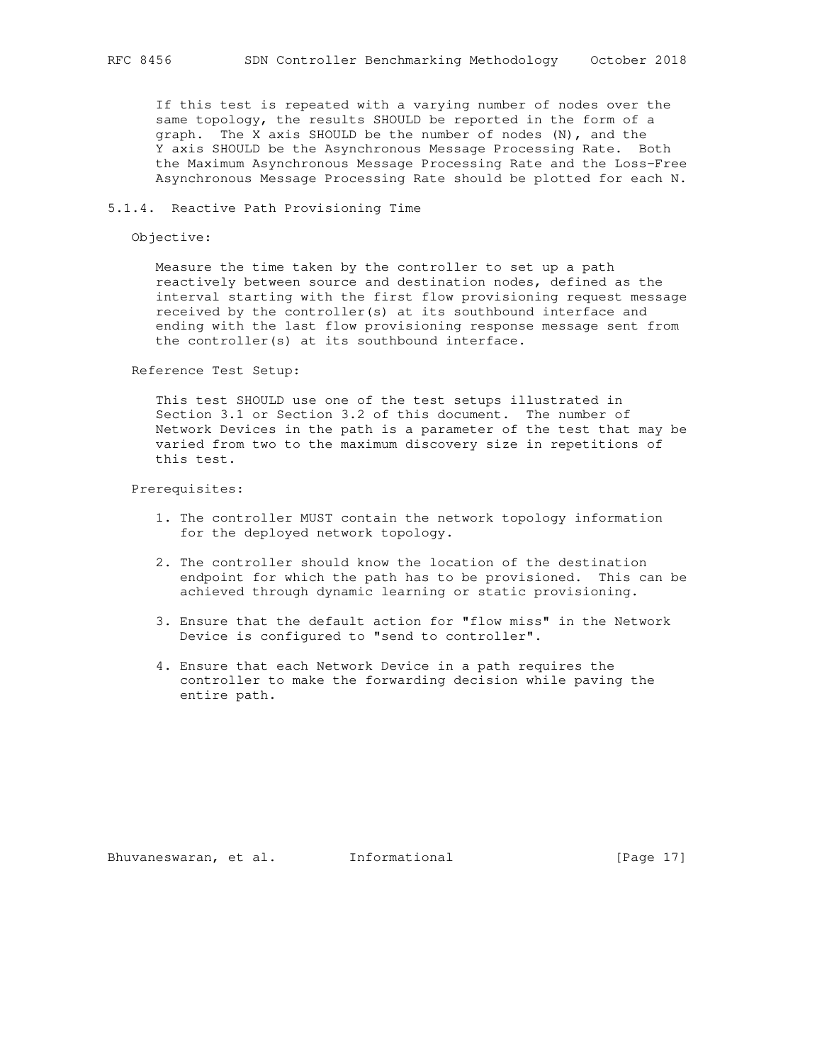If this test is repeated with a varying number of nodes over the same topology, the results SHOULD be reported in the form of a graph. The X axis SHOULD be the number of nodes (N), and the Y axis SHOULD be the Asynchronous Message Processing Rate. Both the Maximum Asynchronous Message Processing Rate and the Loss-Free Asynchronous Message Processing Rate should be plotted for each N.

#### 5.1.4. Reactive Path Provisioning Time

Objective:

Measure the time taken by the controller to set up a path reactively between source and destination nodes, defined as the interval starting with the first flow provisioning request message received by the controller(s) at its southbound interface and ending with the last flow provisioning response message sent from the controller(s) at its southbound interface.

Reference Test Setup:

This test SHOULD use one of the test setups illustrated in Section 3.1 or Section 3.2 of this document. The number of Network Devices in the path is a parameter of the test that may be varied from two to the maximum discovery size in repetitions of this test.

Prerequisites:

1. The controller MUST contain the network topology information for the deployed network topology.

2. The controller should know the location of the destination endpoint for which the path has to be provisioned. This can be achieved through dynamic learning or static provisioning.

3. Ensure that the default action for "flow miss" in the Network Device is configured to "send to controller".

4. Ensure that each Network Device in a path requires the controller to make the forwarding decision while paving the entire path.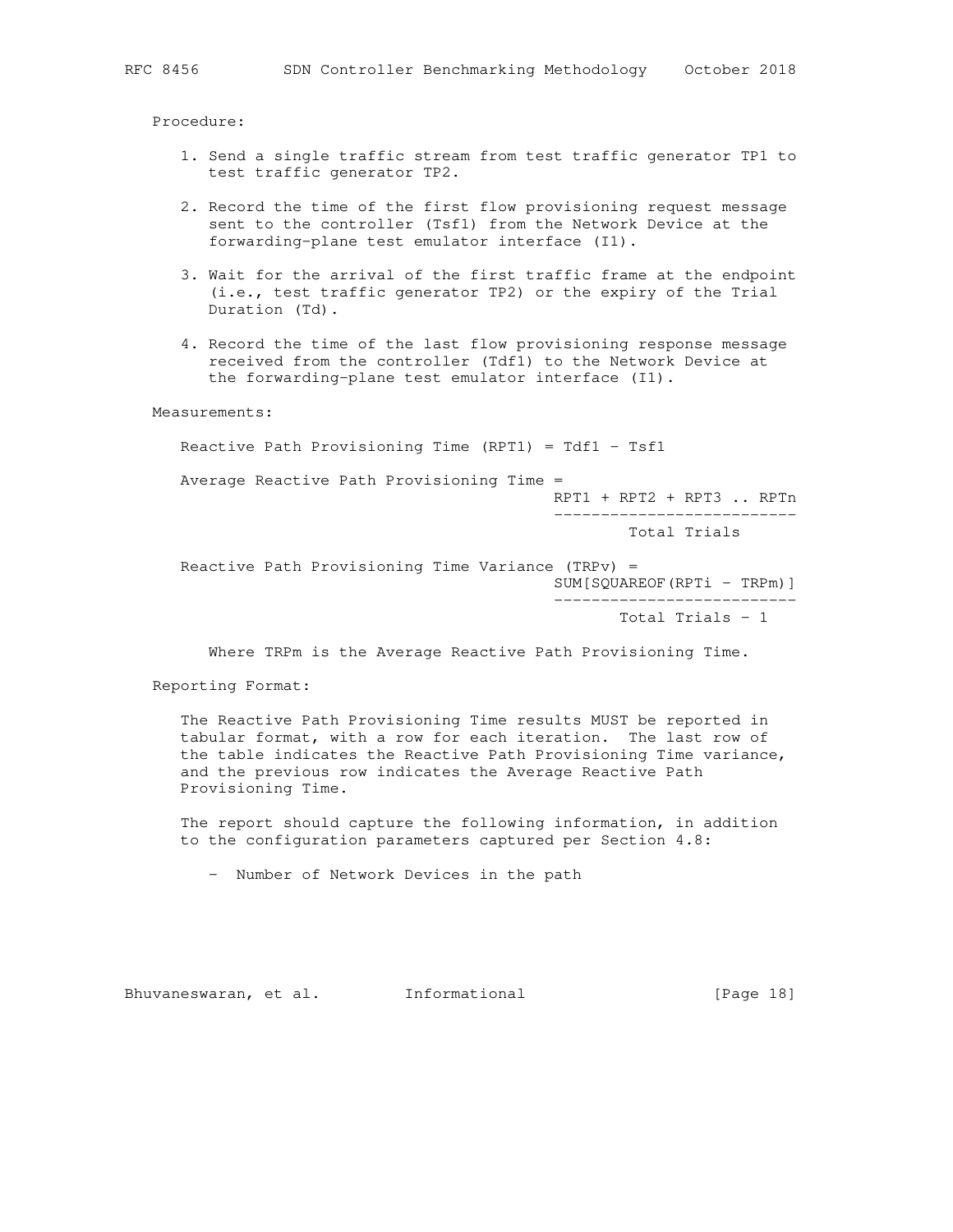Procedure:

1. Send a single traffic stream from test traffic generator TP1 to test traffic generator TP2.

2. Record the time of the first flow provisioning request message sent to the controller (Tsf1) from the Network Device at the forwarding-plane test emulator interface (I1).

3. Wait for the arrival of the first traffic frame at the endpoint (i.e., test traffic generator TP2) or the expiry of the Trial Duration (Td).

4. Record the time of the last flow provisioning response message received from the controller (Tdf1) to the Network Device at the forwarding-plane test emulator interface (I1).

Measurements:

$$\text{Reactive Path Provisioning Time (RPT1)} = Tdf1 - Tsf1$$

$$\text{Average Reactive Path Provisioning Time} = \frac{RPT1 + RPT2 + RPT3 \,..\, RPTn}{\text{Total Trials}}$$

$$\text{Reactive Path Provisioning Time Variance (TRPv)} = \frac{\text{SUM[SQUAREOF}(RPTi - TRPm)]}{\text{Total Trials} - 1}$$

Where TRPm is the Average Reactive Path Provisioning Time.

Reporting Format:

The Reactive Path Provisioning Time results MUST be reported in tabular format, with a row for each iteration. The last row of the table indicates the Reactive Path Provisioning Time variance, and the previous row indicates the Average Reactive Path Provisioning Time.

The report should capture the following information, in addition to the configuration parameters captured per Section 4.8:

- Number of Network Devices in the path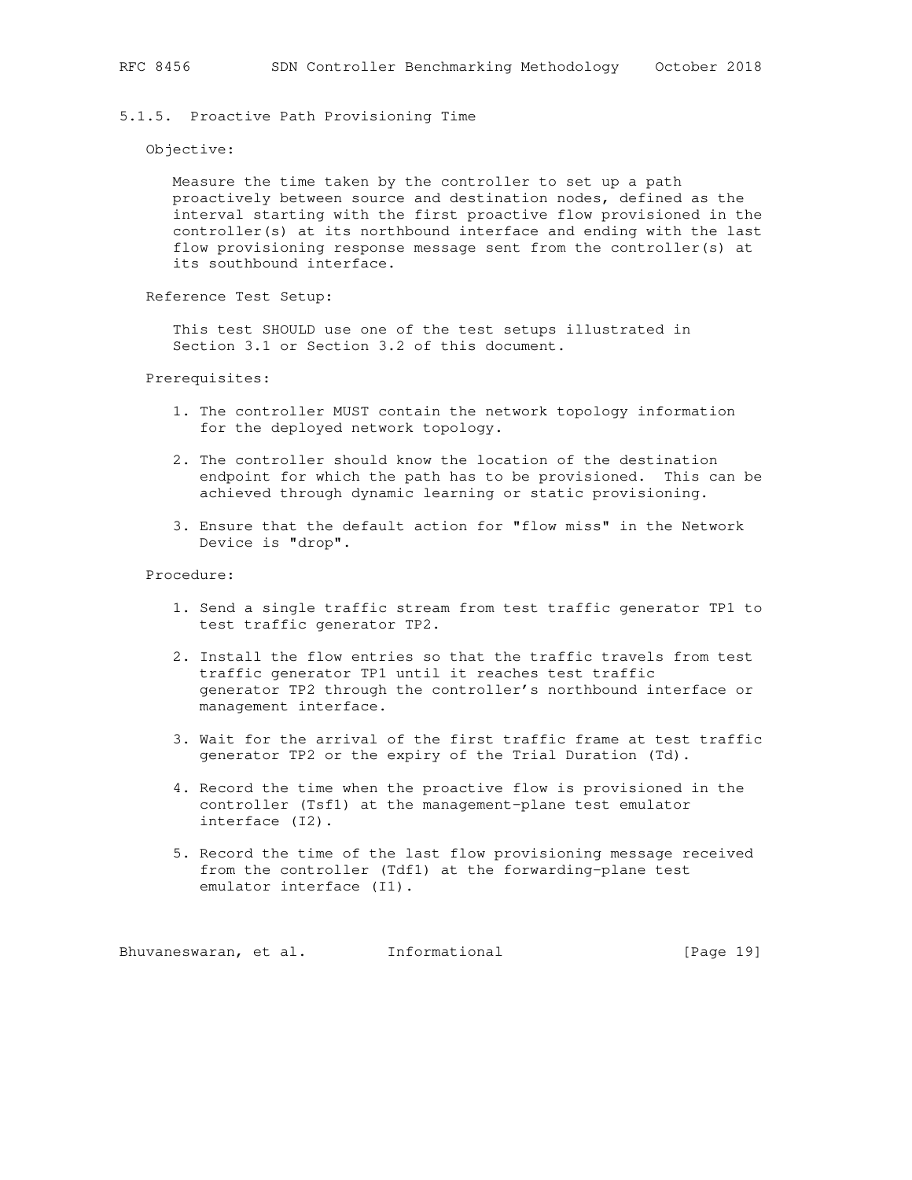### 5.1.5. Proactive Path Provisioning Time

Objective:

Measure the time taken by the controller to set up a path proactively between source and destination nodes, defined as the interval starting with the first proactive flow provisioned in the controller(s) at its northbound interface and ending with the last flow provisioning response message sent from the controller(s) at its southbound interface.

Reference Test Setup:

This test SHOULD use one of the test setups illustrated in Section 3.1 or Section 3.2 of this document.

Prerequisites:

1. The controller MUST contain the network topology information for the deployed network topology.

2. The controller should know the location of the destination endpoint for which the path has to be provisioned. This can be achieved through dynamic learning or static provisioning.

3. Ensure that the default action for "flow miss" in the Network Device is "drop".

Procedure:

1. Send a single traffic stream from test traffic generator TP1 to test traffic generator TP2.

2. Install the flow entries so that the traffic travels from test traffic generator TP1 until it reaches test traffic generator TP2 through the controller's northbound interface or management interface.

3. Wait for the arrival of the first traffic frame at test traffic generator TP2 or the expiry of the Trial Duration (Td).

4. Record the time when the proactive flow is provisioned in the controller (Tsf1) at the management-plane test emulator interface (I2).

5. Record the time of the last flow provisioning message received from the controller (Tdf1) at the forwarding-plane test emulator interface (I1).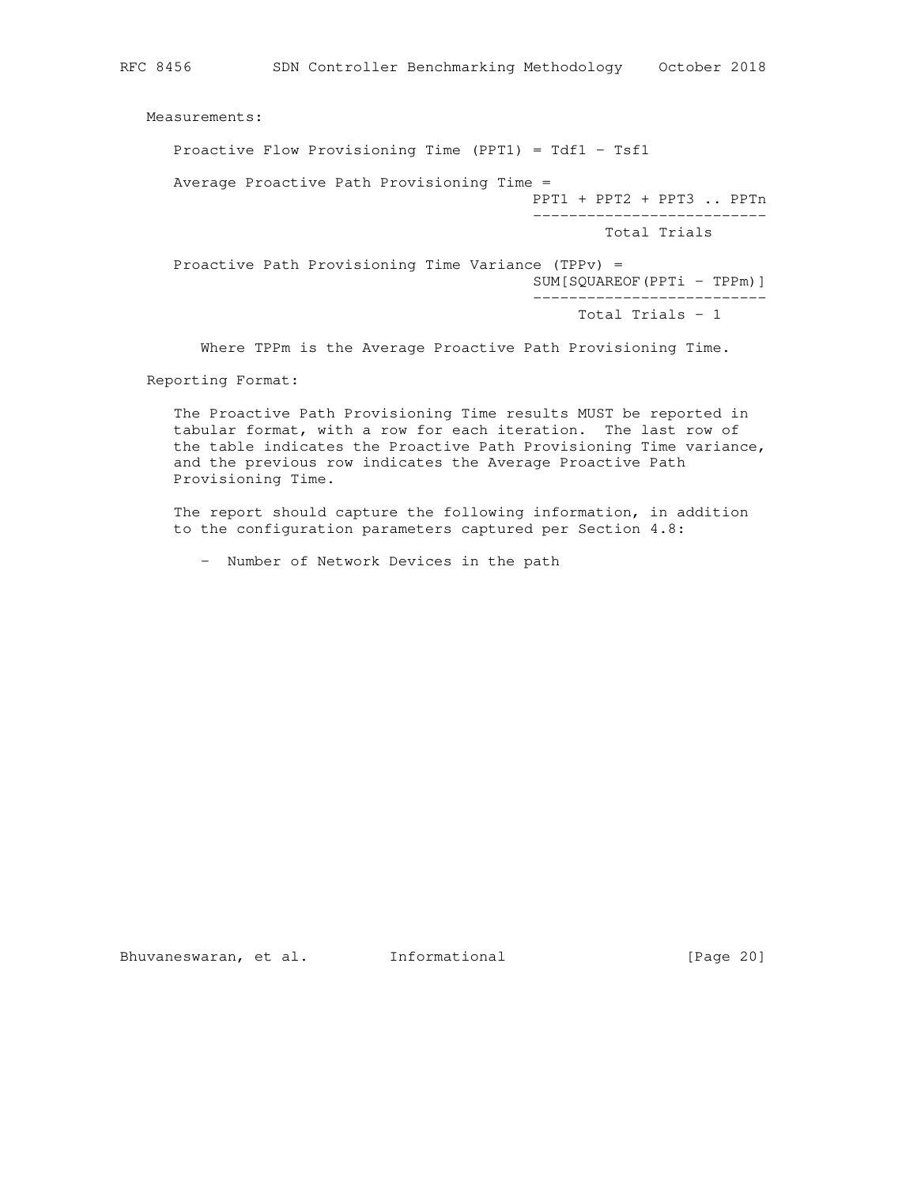Measurements:

Proactive Flow Provisioning Time (PPT1) = Tdf1 - Tsf1

Average Proactive Path Provisioning Time =

$$\frac{PPT1 + PPT2 + PPT3 \ldots PPTn}{\text{Total Trials}}$$

Proactive Path Provisioning Time Variance (TPPv) =

$$\frac{SUM[SQUAREOF(PPTi - TPPm)]}{\text{Total Trials} - 1}$$

Where TPPm is the Average Proactive Path Provisioning Time.

Reporting Format:

The Proactive Path Provisioning Time results MUST be reported in tabular format, with a row for each iteration. The last row of the table indicates the Proactive Path Provisioning Time variance, and the previous row indicates the Average Proactive Path Provisioning Time.

The report should capture the following information, in addition to the configuration parameters captured per Section 4.8:

- Number of Network Devices in the path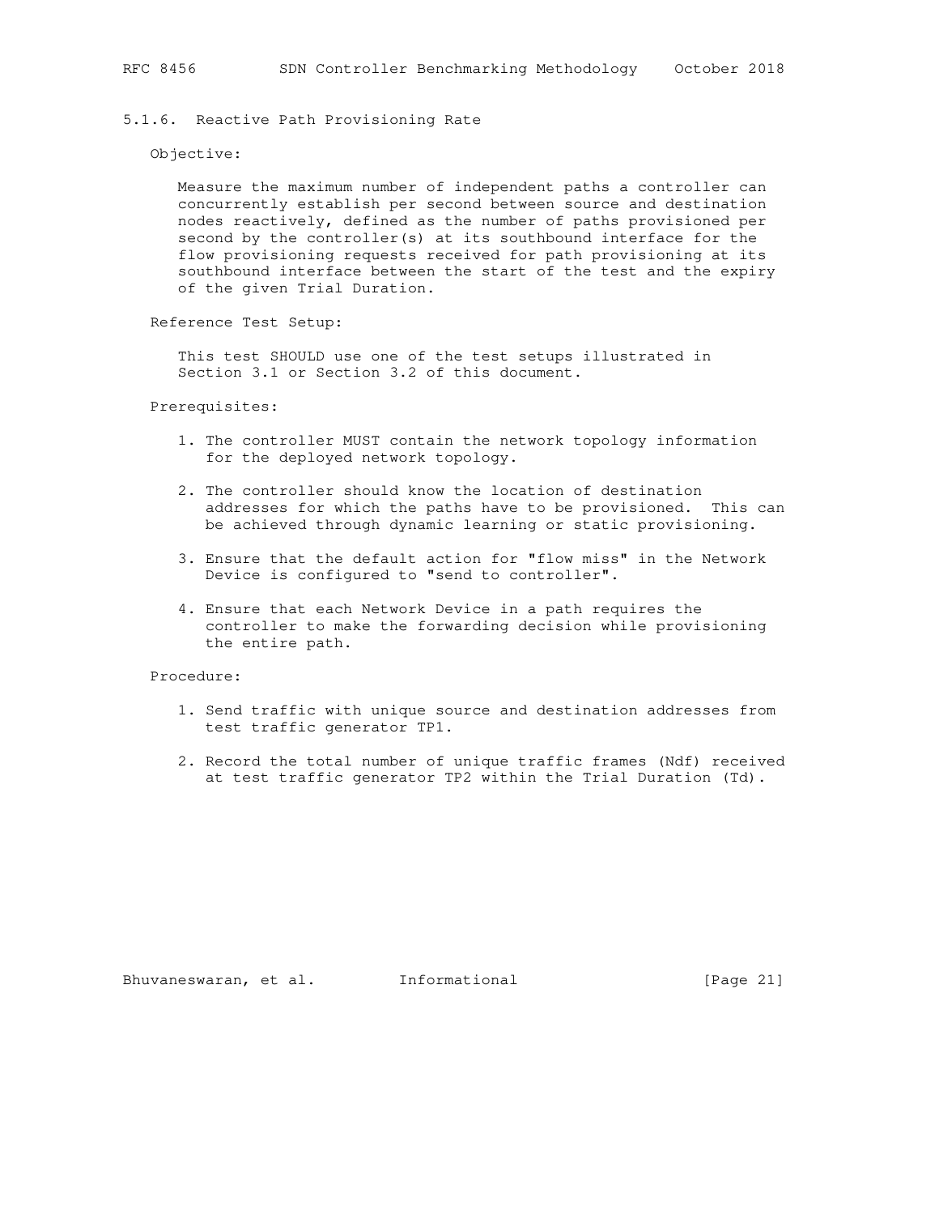#### 5.1.6. Reactive Path Provisioning Rate

Objective:

Measure the maximum number of independent paths a controller can concurrently establish per second between source and destination nodes reactively, defined as the number of paths provisioned per second by the controller(s) at its southbound interface for the flow provisioning requests received for path provisioning at its southbound interface between the start of the test and the expiry of the given Trial Duration.

Reference Test Setup:

This test SHOULD use one of the test setups illustrated in Section 3.1 or Section 3.2 of this document.

Prerequisites:

1. The controller MUST contain the network topology information for the deployed network topology.
2. The controller should know the location of destination addresses for which the paths have to be provisioned. This can be achieved through dynamic learning or static provisioning.
3. Ensure that the default action for "flow miss" in the Network Device is configured to "send to controller".
4. Ensure that each Network Device in a path requires the controller to make the forwarding decision while provisioning the entire path.

Procedure:

1. Send traffic with unique source and destination addresses from test traffic generator TP1.
2. Record the total number of unique traffic frames (Ndf) received at test traffic generator TP2 within the Trial Duration (Td).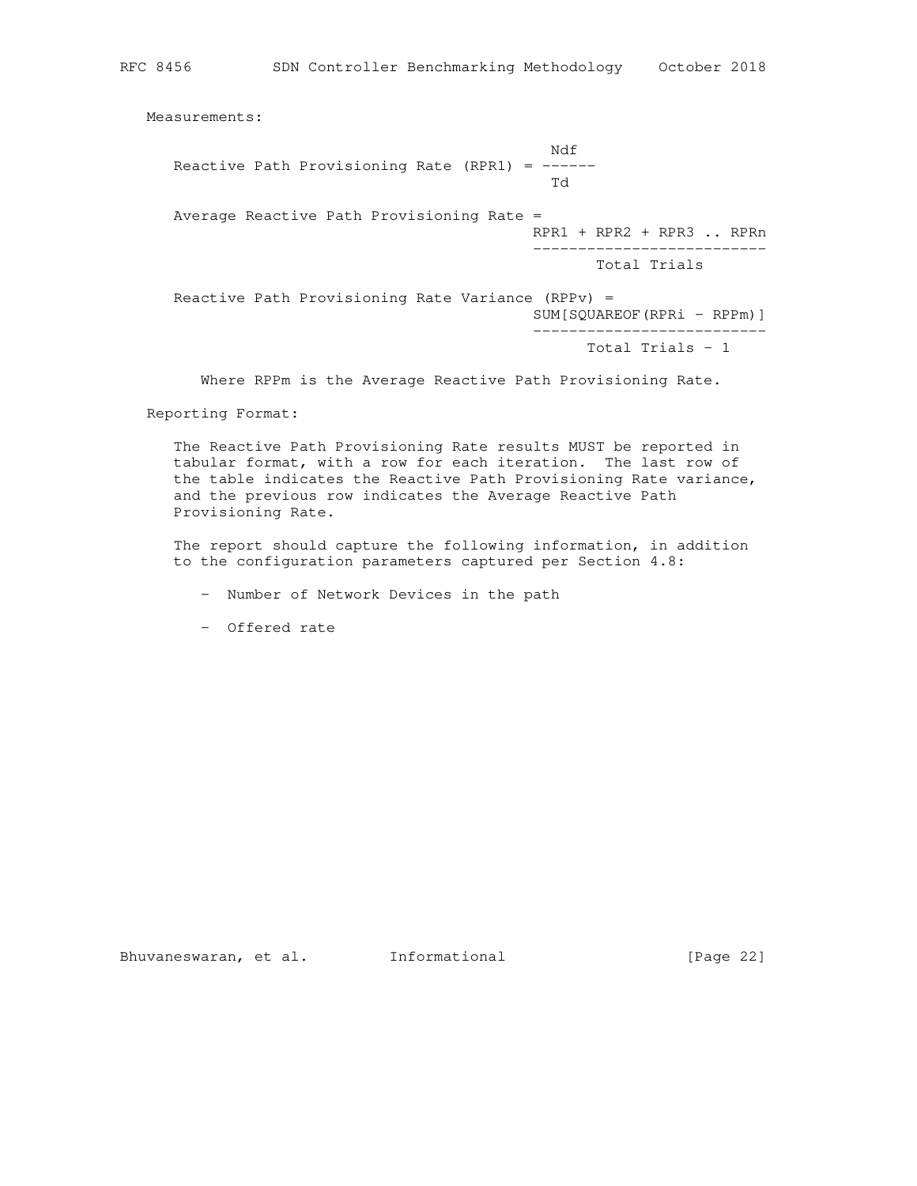Measurements:

$$\text{Reactive Path Provisioning Rate (RPR1)} = \frac{Ndf}{Td}$$

$$\text{Average Reactive Path Provisioning Rate} = \frac{RPR1 + RPR2 + RPR3 \,..\, RPRn}{\text{Total Trials}}$$

$$\text{Reactive Path Provisioning Rate Variance (RPPv)} = \frac{\text{SUM[SQUAREOF}(RPRi - RPPm)]}{\text{Total Trials} - 1}$$

Where RPPm is the Average Reactive Path Provisioning Rate.

Reporting Format:

The Reactive Path Provisioning Rate results MUST be reported in tabular format, with a row for each iteration. The last row of the table indicates the Reactive Path Provisioning Rate variance, and the previous row indicates the Average Reactive Path Provisioning Rate.

The report should capture the following information, in addition to the configuration parameters captured per Section 4.8:

- Number of Network Devices in the path
- Offered rate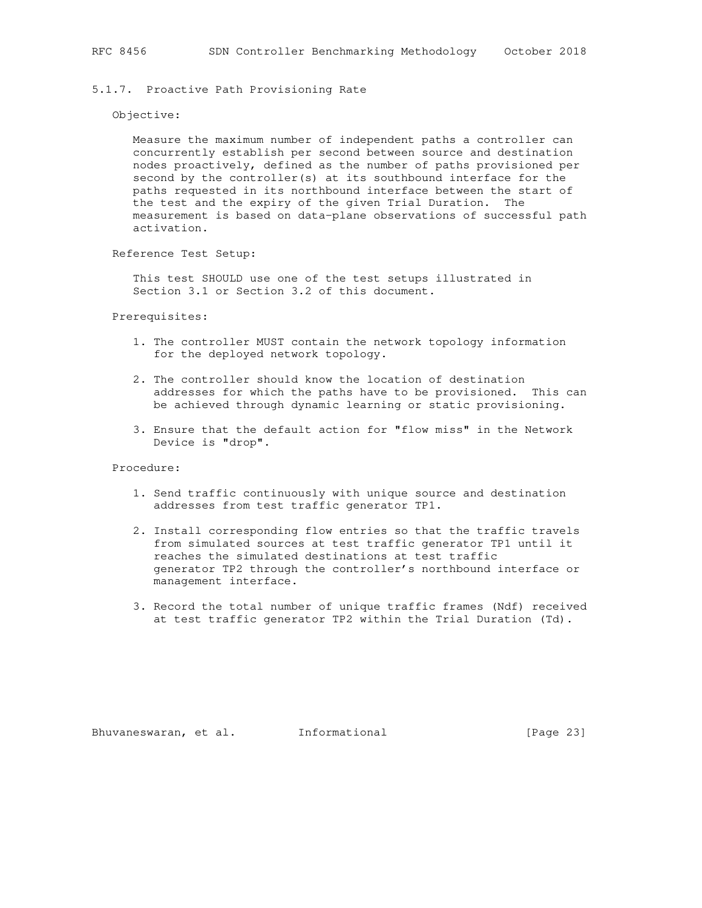#### 5.1.7. Proactive Path Provisioning Rate

Objective:

Measure the maximum number of independent paths a controller can concurrently establish per second between source and destination nodes proactively, defined as the number of paths provisioned per second by the controller(s) at its southbound interface for the paths requested in its northbound interface between the start of the test and the expiry of the given Trial Duration. The measurement is based on data-plane observations of successful path activation.

Reference Test Setup:

This test SHOULD use one of the test setups illustrated in Section 3.1 or Section 3.2 of this document.

Prerequisites:

1. The controller MUST contain the network topology information for the deployed network topology.

2. The controller should know the location of destination addresses for which the paths have to be provisioned. This can be achieved through dynamic learning or static provisioning.

3. Ensure that the default action for "flow miss" in the Network Device is "drop".

Procedure:

1. Send traffic continuously with unique source and destination addresses from test traffic generator TP1.

2. Install corresponding flow entries so that the traffic travels from simulated sources at test traffic generator TP1 until it reaches the simulated destinations at test traffic generator TP2 through the controller's northbound interface or management interface.

3. Record the total number of unique traffic frames (Ndf) received at test traffic generator TP2 within the Trial Duration (Td).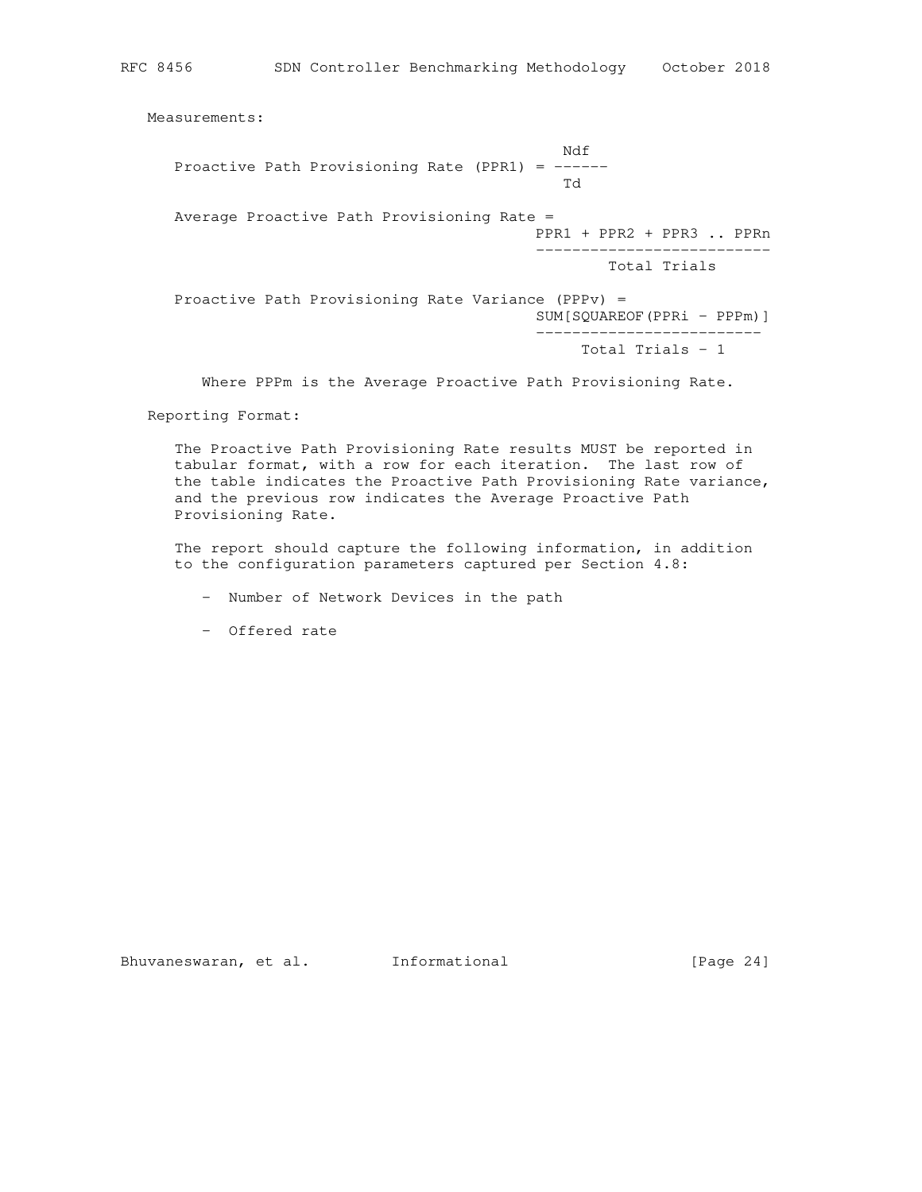Measurements:

$$\text{Proactive Path Provisioning Rate (PPR1)} = \frac{Ndf}{Td}$$

$$\text{Average Proactive Path Provisioning Rate} = \frac{PPR1 + PPR2 + PPR3 \,..\, PPRn}{\text{Total Trials}}$$

$$\text{Proactive Path Provisioning Rate Variance (PPPv)} = \frac{SUM[SQUAREOF(PPRi - PPPm)]}{\text{Total Trials} - 1}$$

Where PPPm is the Average Proactive Path Provisioning Rate.

Reporting Format:

The Proactive Path Provisioning Rate results MUST be reported in tabular format, with a row for each iteration. The last row of the table indicates the Proactive Path Provisioning Rate variance, and the previous row indicates the Average Proactive Path Provisioning Rate.

The report should capture the following information, in addition to the configuration parameters captured per Section 4.8:

- Number of Network Devices in the path
- Offered rate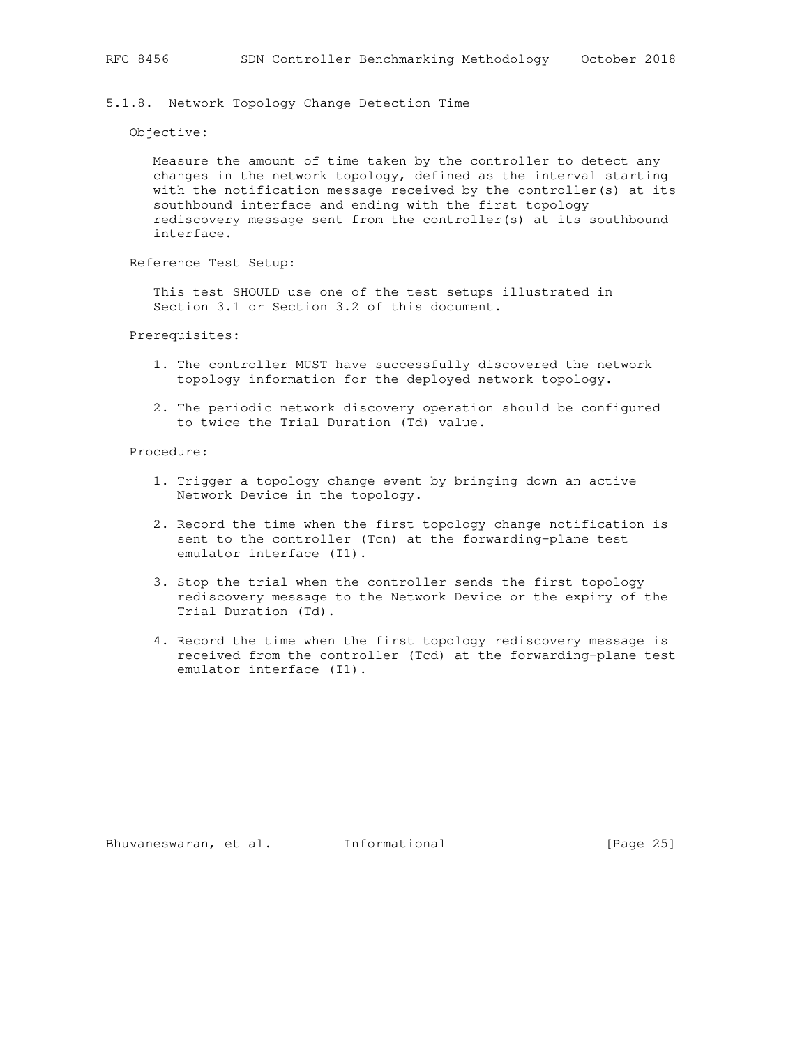#### 5.1.8. Network Topology Change Detection Time

Objective:

Measure the amount of time taken by the controller to detect any changes in the network topology, defined as the interval starting with the notification message received by the controller(s) at its southbound interface and ending with the first topology rediscovery message sent from the controller(s) at its southbound interface.

Reference Test Setup:

This test SHOULD use one of the test setups illustrated in Section 3.1 or Section 3.2 of this document.

Prerequisites:

1. The controller MUST have successfully discovered the network topology information for the deployed network topology.

2. The periodic network discovery operation should be configured to twice the Trial Duration (Td) value.

Procedure:

1. Trigger a topology change event by bringing down an active Network Device in the topology.

2. Record the time when the first topology change notification is sent to the controller (Tcn) at the forwarding-plane test emulator interface (I1).

3. Stop the trial when the controller sends the first topology rediscovery message to the Network Device or the expiry of the Trial Duration (Td).

4. Record the time when the first topology rediscovery message is received from the controller (Tcd) at the forwarding-plane test emulator interface (I1).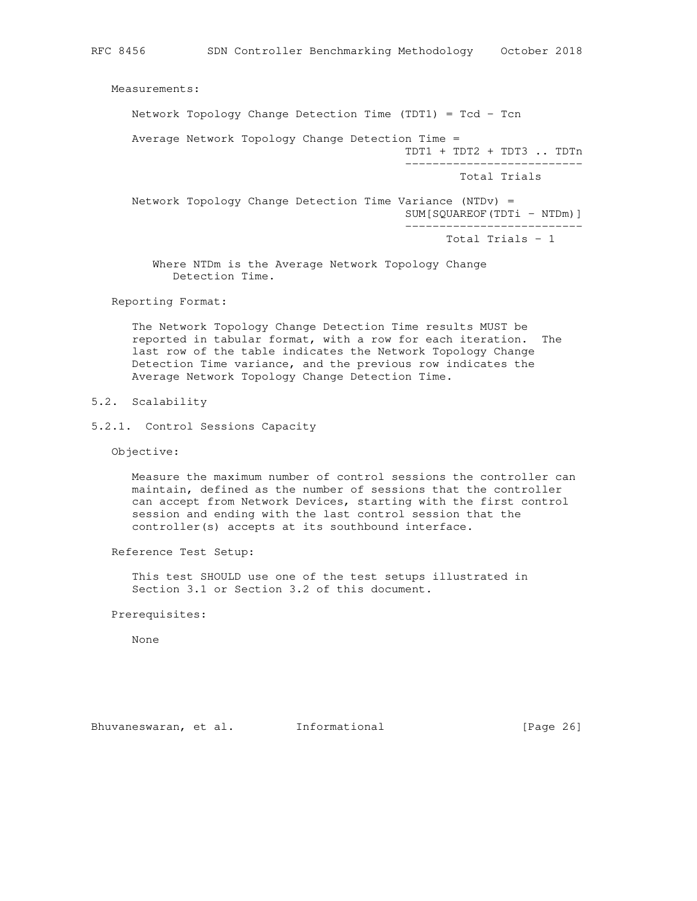Measurements:

Network Topology Change Detection Time (TDT1) = Tcd - Tcn

Average Network Topology Change Detection Time =

$$\frac{TDT1 + TDT2 + TDT3 .. TDTn}{\text{Total Trials}}$$

Network Topology Change Detection Time Variance (NTDv) =

$$\frac{SUM[SQUAREOF(TDTi - NTDm)]}{\text{Total Trials} - 1}$$

Where NTDm is the Average Network Topology Change Detection Time.

Reporting Format:

The Network Topology Change Detection Time results MUST be reported in tabular format, with a row for each iteration. The last row of the table indicates the Network Topology Change Detection Time variance, and the previous row indicates the Average Network Topology Change Detection Time.

## 5.2. Scalability

### 5.2.1. Control Sessions Capacity

Objective:

Measure the maximum number of control sessions the controller can maintain, defined as the number of sessions that the controller can accept from Network Devices, starting with the first control session and ending with the last control session that the controller(s) accepts at its southbound interface.

Reference Test Setup:

This test SHOULD use one of the test setups illustrated in Section 3.1 or Section 3.2 of this document.

Prerequisites:

None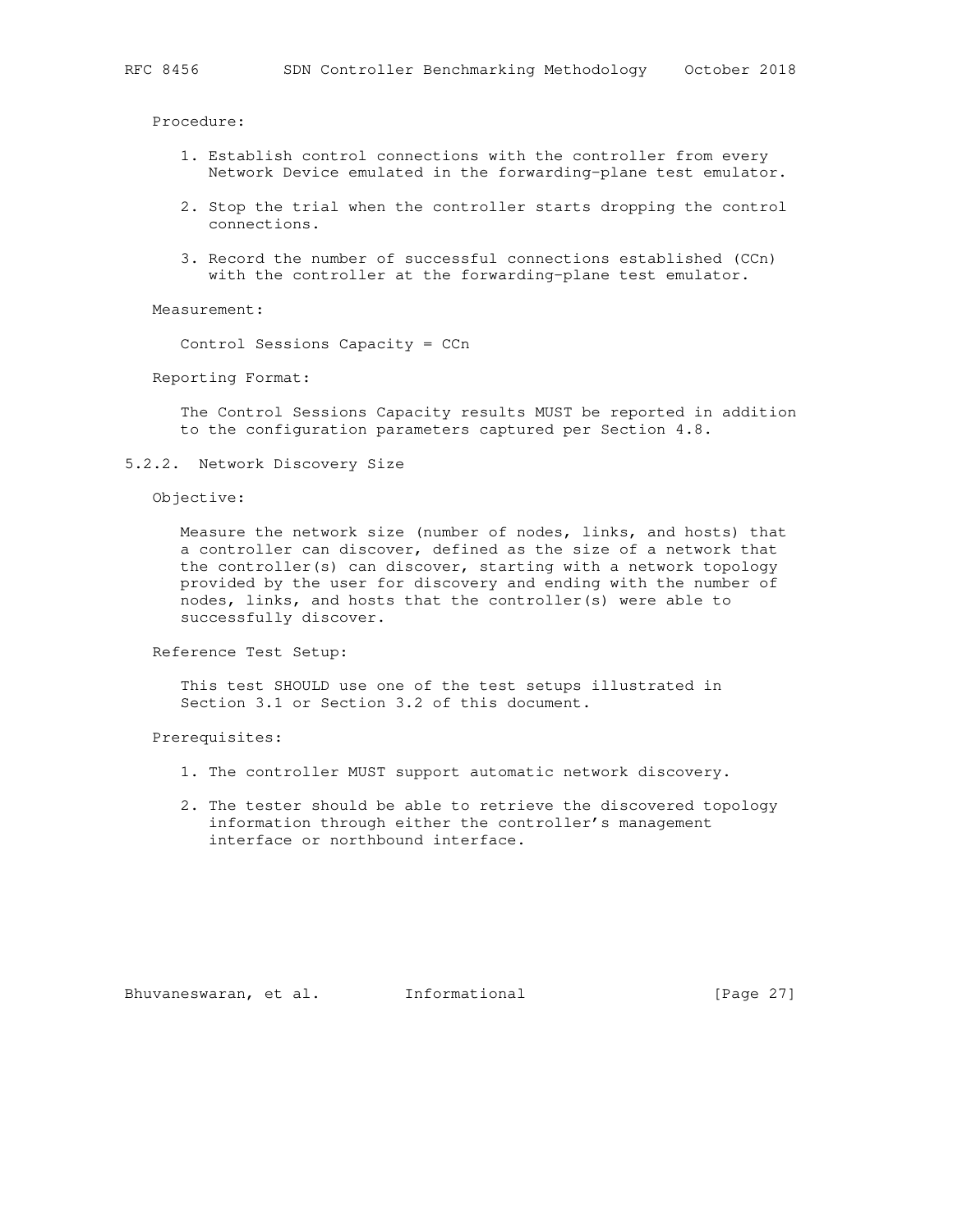Procedure:

1. Establish control connections with the controller from every Network Device emulated in the forwarding-plane test emulator.

2. Stop the trial when the controller starts dropping the control connections.

3. Record the number of successful connections established (CCn) with the controller at the forwarding-plane test emulator.

Measurement:

Control Sessions Capacity = CCn

Reporting Format:

The Control Sessions Capacity results MUST be reported in addition to the configuration parameters captured per Section 4.8.

### 5.2.2. Network Discovery Size

Objective:

Measure the network size (number of nodes, links, and hosts) that a controller can discover, defined as the size of a network that the controller(s) can discover, starting with a network topology provided by the user for discovery and ending with the number of nodes, links, and hosts that the controller(s) were able to successfully discover.

Reference Test Setup:

This test SHOULD use one of the test setups illustrated in Section 3.1 or Section 3.2 of this document.

Prerequisites:

1. The controller MUST support automatic network discovery.

2. The tester should be able to retrieve the discovered topology information through either the controller's management interface or northbound interface.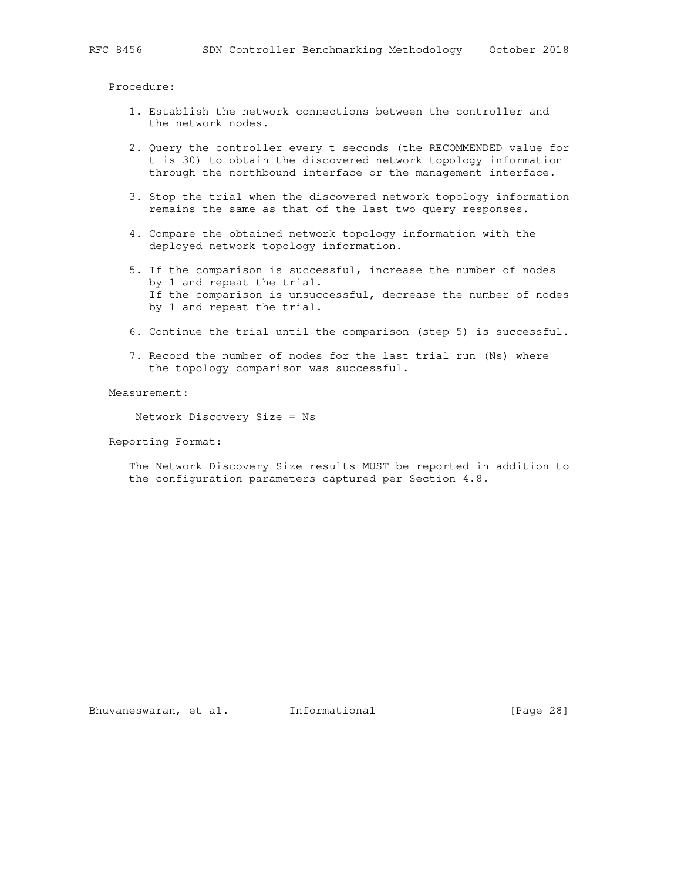Procedure:

1. Establish the network connections between the controller and the network nodes.

2. Query the controller every t seconds (the RECOMMENDED value for t is 30) to obtain the discovered network topology information through the northbound interface or the management interface.

3. Stop the trial when the discovered network topology information remains the same as that of the last two query responses.

4. Compare the obtained network topology information with the deployed network topology information.

5. If the comparison is successful, increase the number of nodes by 1 and repeat the trial.
   If the comparison is unsuccessful, decrease the number of nodes by 1 and repeat the trial.

6. Continue the trial until the comparison (step 5) is successful.

7. Record the number of nodes for the last trial run (Ns) where the topology comparison was successful.

Measurement:

Network Discovery Size = Ns

Reporting Format:

The Network Discovery Size results MUST be reported in addition to the configuration parameters captured per Section 4.8.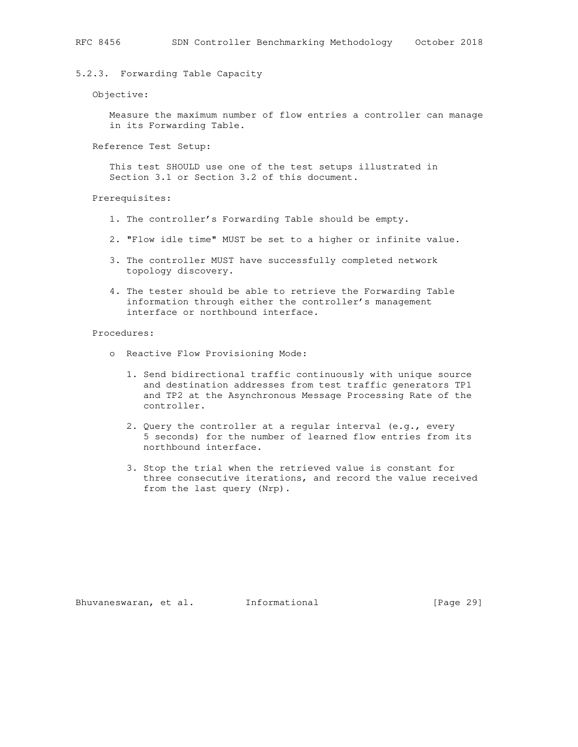### 5.2.3. Forwarding Table Capacity

Objective:

Measure the maximum number of flow entries a controller can manage in its Forwarding Table.

Reference Test Setup:

This test SHOULD use one of the test setups illustrated in Section 3.1 or Section 3.2 of this document.

Prerequisites:

1. The controller's Forwarding Table should be empty.

2. "Flow idle time" MUST be set to a higher or infinite value.

3. The controller MUST have successfully completed network topology discovery.

4. The tester should be able to retrieve the Forwarding Table information through either the controller's management interface or northbound interface.

Procedures:

- Reactive Flow Provisioning Mode:

  1. Send bidirectional traffic continuously with unique source and destination addresses from test traffic generators TP1 and TP2 at the Asynchronous Message Processing Rate of the controller.

  2. Query the controller at a regular interval (e.g., every 5 seconds) for the number of learned flow entries from its northbound interface.

  3. Stop the trial when the retrieved value is constant for three consecutive iterations, and record the value received from the last query (Nrp).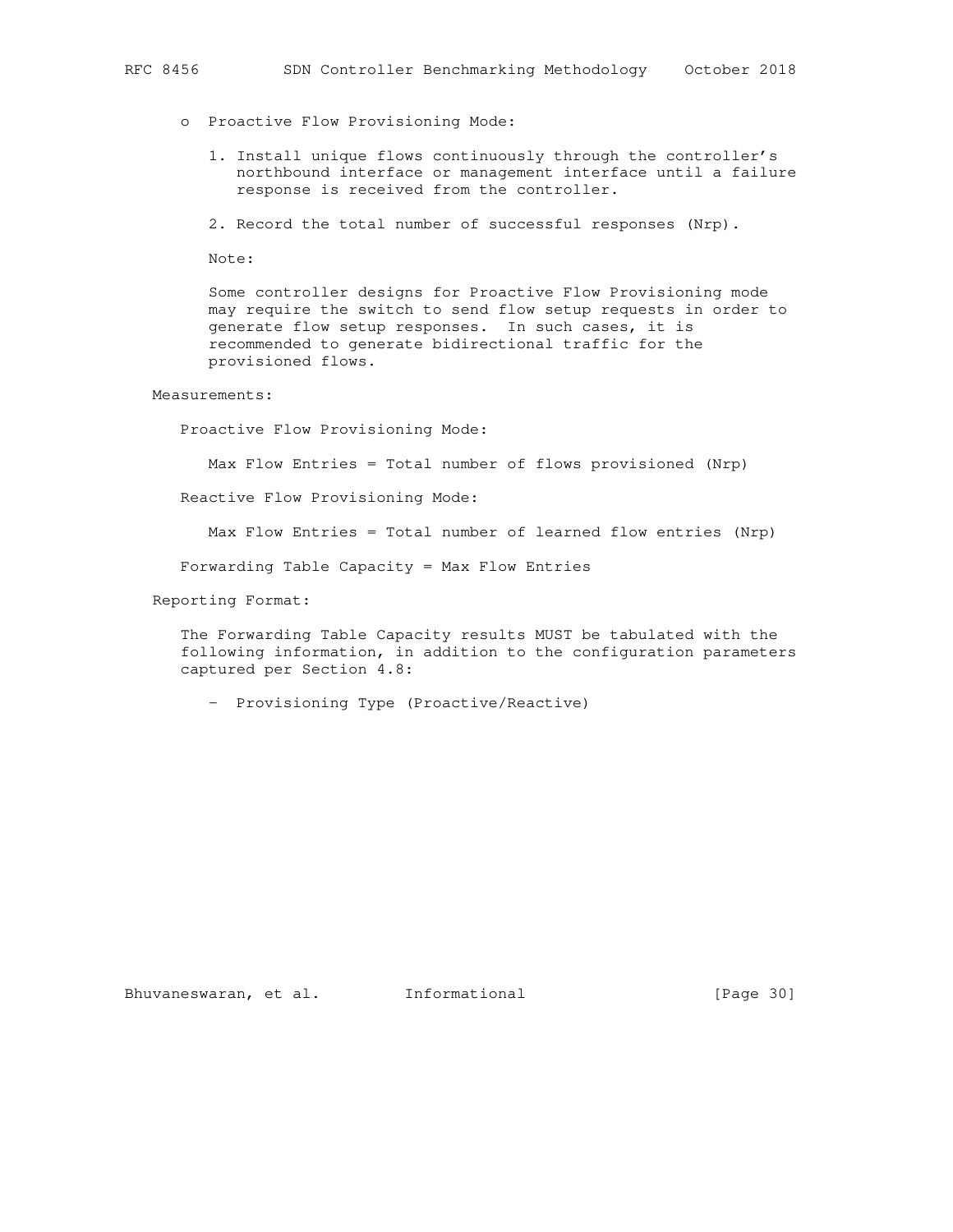- Proactive Flow Provisioning Mode:

  1. Install unique flows continuously through the controller's northbound interface or management interface until a failure response is received from the controller.

  2. Record the total number of successful responses (Nrp).

  Note:

  Some controller designs for Proactive Flow Provisioning mode may require the switch to send flow setup requests in order to generate flow setup responses. In such cases, it is recommended to generate bidirectional traffic for the provisioned flows.

Measurements:

Proactive Flow Provisioning Mode:

Max Flow Entries = Total number of flows provisioned (Nrp)

Reactive Flow Provisioning Mode:

Max Flow Entries = Total number of learned flow entries (Nrp)

Forwarding Table Capacity = Max Flow Entries

Reporting Format:

The Forwarding Table Capacity results MUST be tabulated with the following information, in addition to the configuration parameters captured per Section 4.8:

- Provisioning Type (Proactive/Reactive)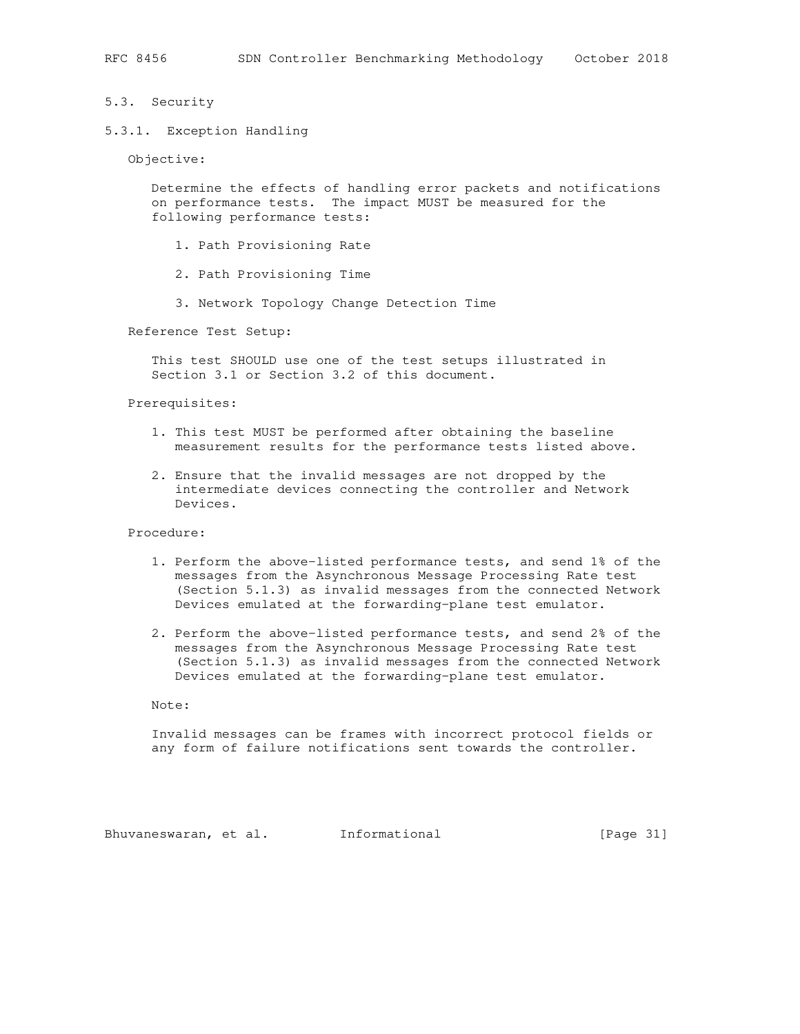## 5.3. Security

### 5.3.1. Exception Handling

Objective:

Determine the effects of handling error packets and notifications on performance tests. The impact MUST be measured for the following performance tests:

1. Path Provisioning Rate

2. Path Provisioning Time

3. Network Topology Change Detection Time

Reference Test Setup:

This test SHOULD use one of the test setups illustrated in Section 3.1 or Section 3.2 of this document.

Prerequisites:

1. This test MUST be performed after obtaining the baseline measurement results for the performance tests listed above.

2. Ensure that the invalid messages are not dropped by the intermediate devices connecting the controller and Network Devices.

Procedure:

1. Perform the above-listed performance tests, and send 1% of the messages from the Asynchronous Message Processing Rate test (Section 5.1.3) as invalid messages from the connected Network Devices emulated at the forwarding-plane test emulator.

2. Perform the above-listed performance tests, and send 2% of the messages from the Asynchronous Message Processing Rate test (Section 5.1.3) as invalid messages from the connected Network Devices emulated at the forwarding-plane test emulator.

Note:

Invalid messages can be frames with incorrect protocol fields or any form of failure notifications sent towards the controller.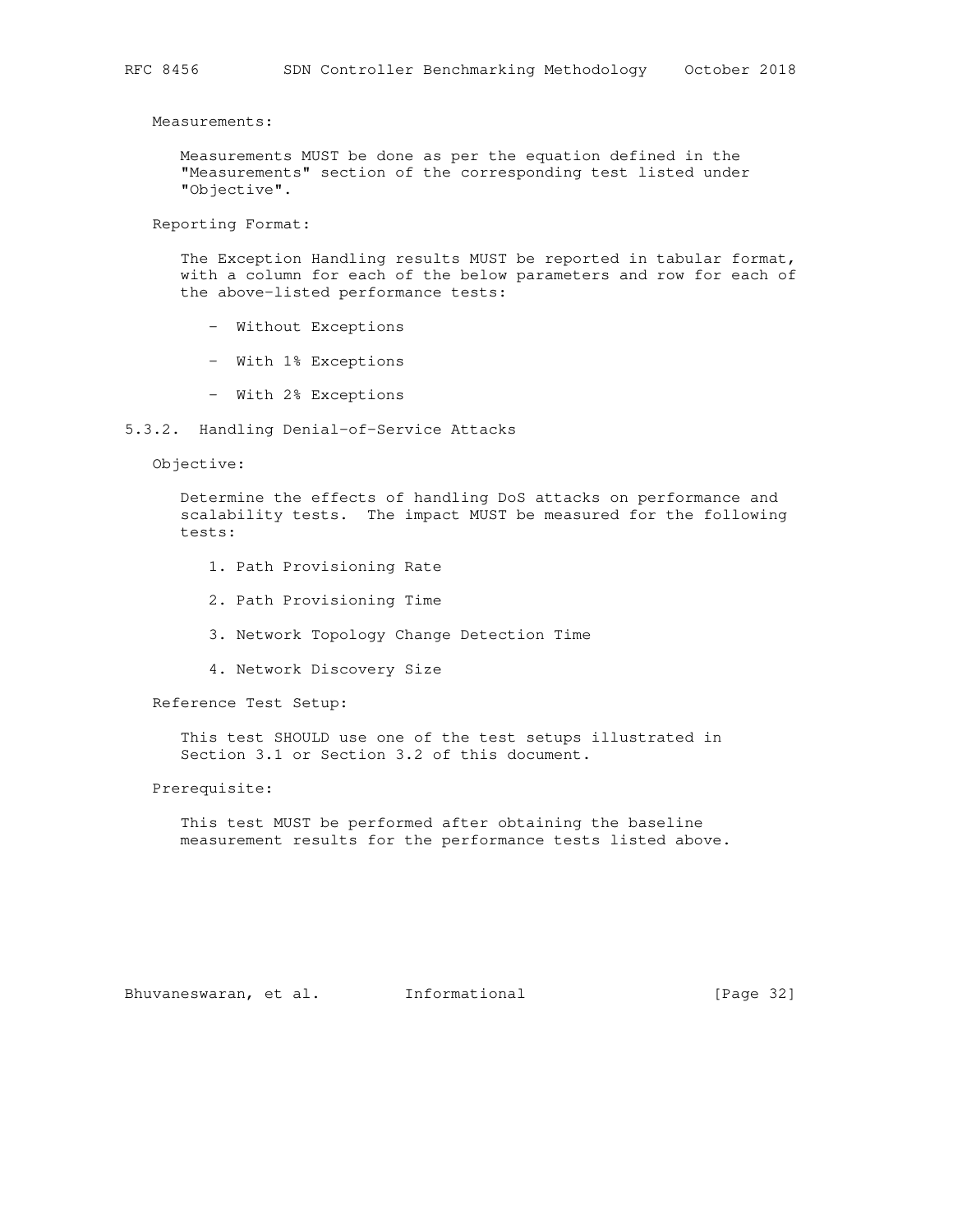Measurements:

Measurements MUST be done as per the equation defined in the "Measurements" section of the corresponding test listed under "Objective".

Reporting Format:

The Exception Handling results MUST be reported in tabular format, with a column for each of the below parameters and row for each of the above-listed performance tests:

- Without Exceptions
- With 1% Exceptions
- With 2% Exceptions

### 5.3.2. Handling Denial-of-Service Attacks

Objective:

Determine the effects of handling DoS attacks on performance and scalability tests. The impact MUST be measured for the following tests:

1. Path Provisioning Rate
2. Path Provisioning Time
3. Network Topology Change Detection Time
4. Network Discovery Size

Reference Test Setup:

This test SHOULD use one of the test setups illustrated in Section 3.1 or Section 3.2 of this document.

Prerequisite:

This test MUST be performed after obtaining the baseline measurement results for the performance tests listed above.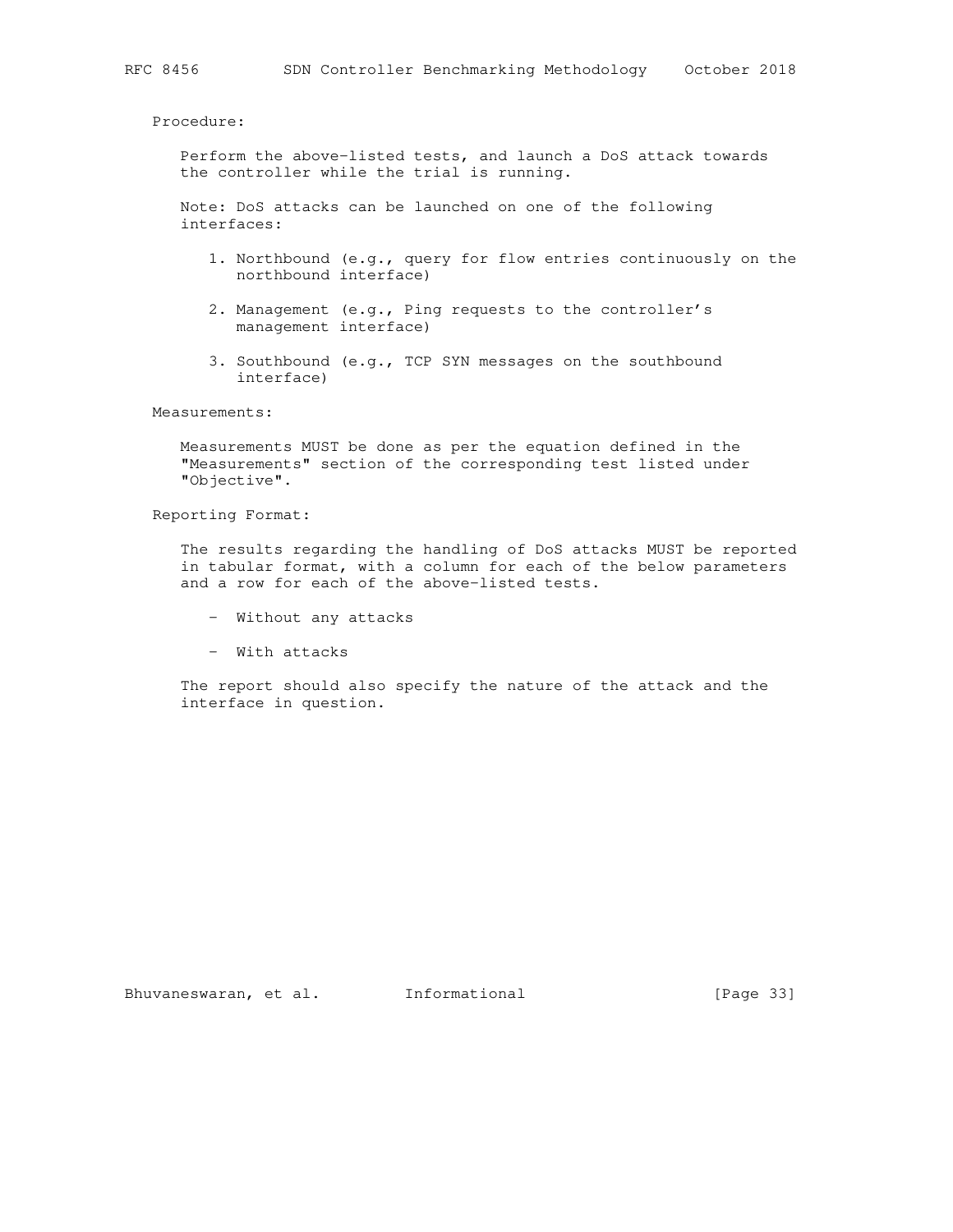Procedure:

Perform the above-listed tests, and launch a DoS attack towards the controller while the trial is running.

Note: DoS attacks can be launched on one of the following interfaces:

1. Northbound (e.g., query for flow entries continuously on the northbound interface)
2. Management (e.g., Ping requests to the controller's management interface)
3. Southbound (e.g., TCP SYN messages on the southbound interface)

Measurements:

Measurements MUST be done as per the equation defined in the "Measurements" section of the corresponding test listed under "Objective".

Reporting Format:

The results regarding the handling of DoS attacks MUST be reported in tabular format, with a column for each of the below parameters and a row for each of the above-listed tests.

- Without any attacks
- With attacks

The report should also specify the nature of the attack and the interface in question.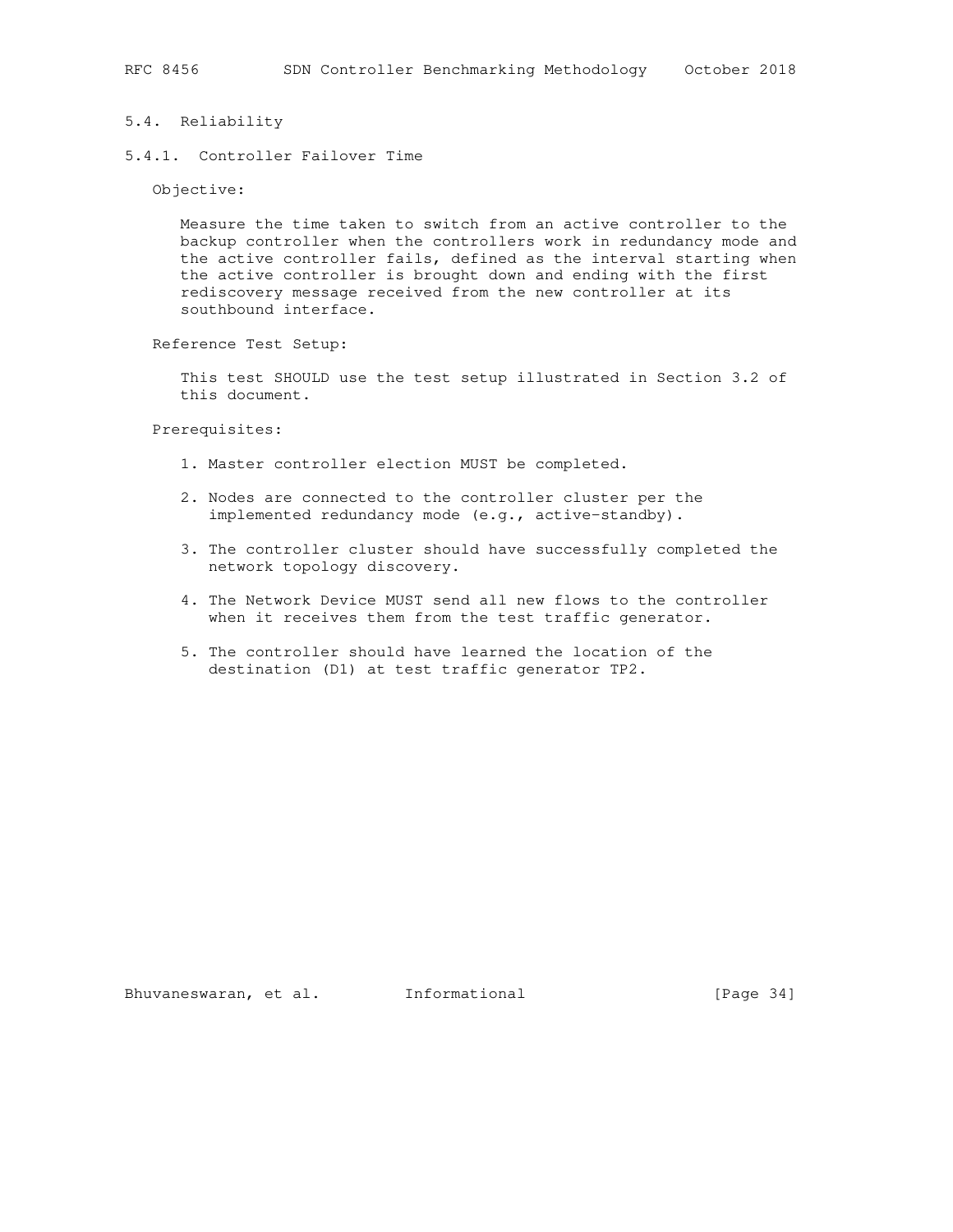## 5.4. Reliability

### 5.4.1. Controller Failover Time

Objective:

Measure the time taken to switch from an active controller to the backup controller when the controllers work in redundancy mode and the active controller fails, defined as the interval starting when the active controller is brought down and ending with the first rediscovery message received from the new controller at its southbound interface.

Reference Test Setup:

This test SHOULD use the test setup illustrated in Section 3.2 of this document.

Prerequisites:

1. Master controller election MUST be completed.

2. Nodes are connected to the controller cluster per the implemented redundancy mode (e.g., active-standby).

3. The controller cluster should have successfully completed the network topology discovery.

4. The Network Device MUST send all new flows to the controller when it receives them from the test traffic generator.

5. The controller should have learned the location of the destination (D1) at test traffic generator TP2.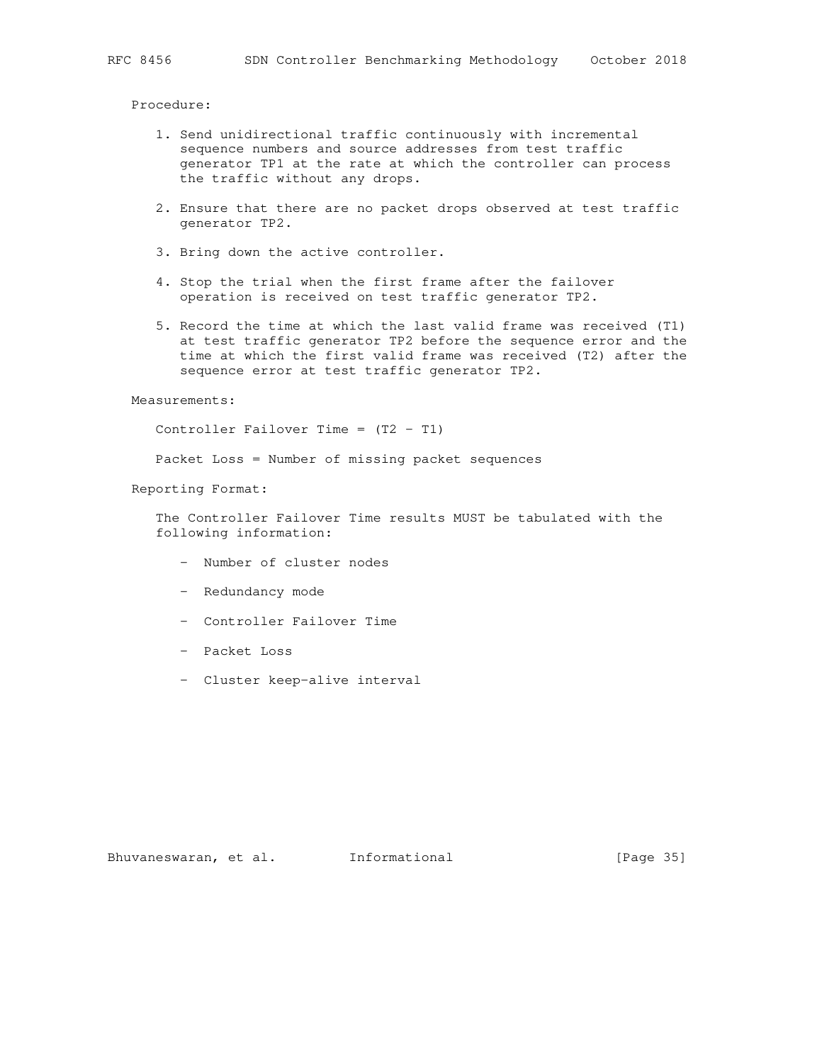Procedure:

1. Send unidirectional traffic continuously with incremental sequence numbers and source addresses from test traffic generator TP1 at the rate at which the controller can process the traffic without any drops.

2. Ensure that there are no packet drops observed at test traffic generator TP2.

3. Bring down the active controller.

4. Stop the trial when the first frame after the failover operation is received on test traffic generator TP2.

5. Record the time at which the last valid frame was received (T1) at test traffic generator TP2 before the sequence error and the time at which the first valid frame was received (T2) after the sequence error at test traffic generator TP2.

Measurements:

Controller Failover Time = (T2 - T1)

Packet Loss = Number of missing packet sequences

Reporting Format:

The Controller Failover Time results MUST be tabulated with the following information:

- Number of cluster nodes
- Redundancy mode
- Controller Failover Time
- Packet Loss
- Cluster keep-alive interval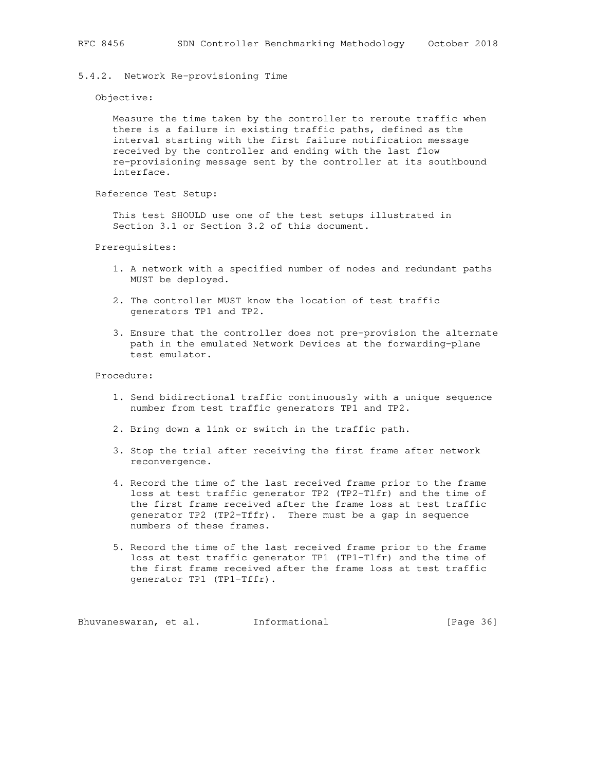### 5.4.2. Network Re-provisioning Time

Objective:

Measure the time taken by the controller to reroute traffic when there is a failure in existing traffic paths, defined as the interval starting with the first failure notification message received by the controller and ending with the last flow re-provisioning message sent by the controller at its southbound interface.

Reference Test Setup:

This test SHOULD use one of the test setups illustrated in Section 3.1 or Section 3.2 of this document.

Prerequisites:

1. A network with a specified number of nodes and redundant paths MUST be deployed.
2. The controller MUST know the location of test traffic generators TP1 and TP2.
3. Ensure that the controller does not pre-provision the alternate path in the emulated Network Devices at the forwarding-plane test emulator.

Procedure:

1. Send bidirectional traffic continuously with a unique sequence number from test traffic generators TP1 and TP2.
2. Bring down a link or switch in the traffic path.
3. Stop the trial after receiving the first frame after network reconvergence.
4. Record the time of the last received frame prior to the frame loss at test traffic generator TP2 (TP2-Tlfr) and the time of the first frame received after the frame loss at test traffic generator TP2 (TP2-Tffr). There must be a gap in sequence numbers of these frames.
5. Record the time of the last received frame prior to the frame loss at test traffic generator TP1 (TP1-Tlfr) and the time of the first frame received after the frame loss at test traffic generator TP1 (TP1-Tffr).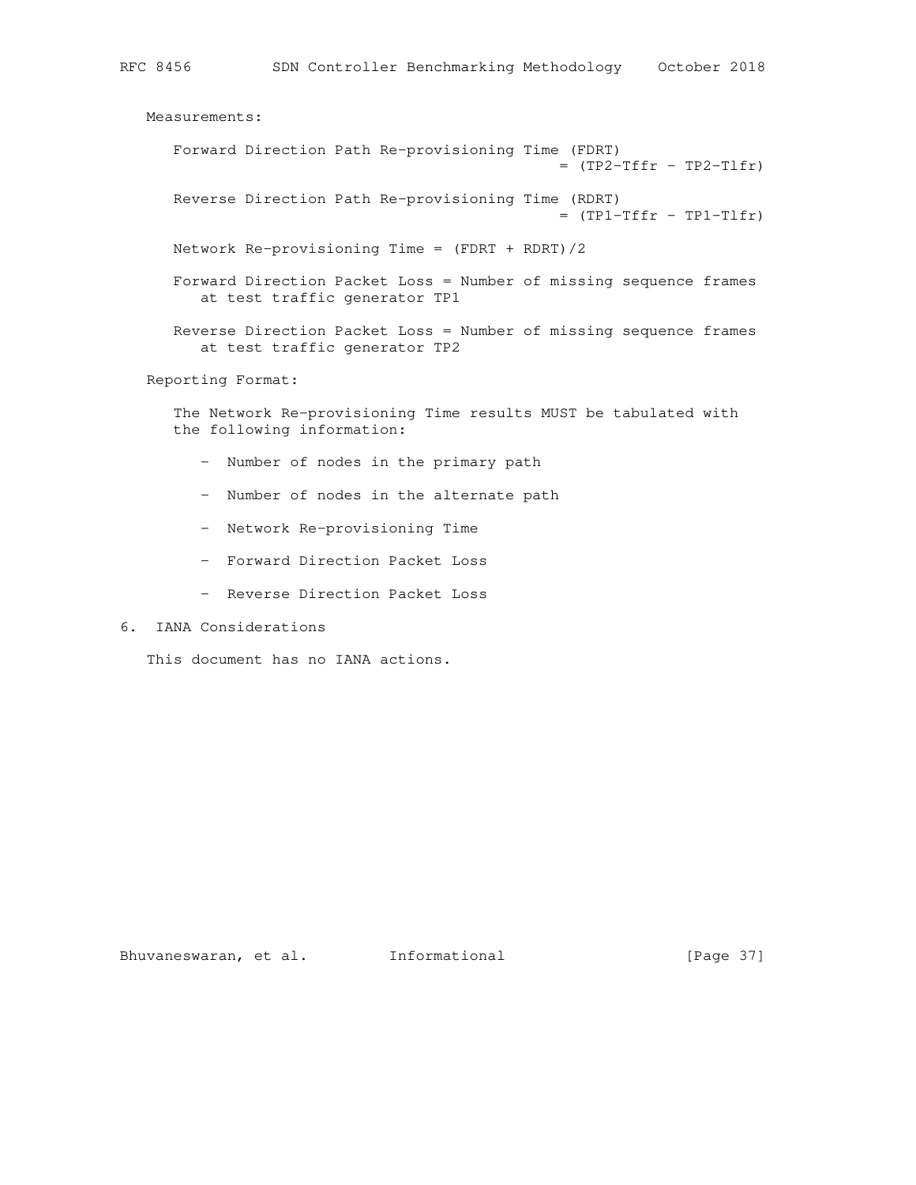Measurements:

Forward Direction Path Re-provisioning Time (FDRT) = (TP2-Tffr - TP2-Tlfr)

Reverse Direction Path Re-provisioning Time (RDRT) = (TP1-Tffr - TP1-Tlfr)

Network Re-provisioning Time = (FDRT + RDRT)/2

Forward Direction Packet Loss = Number of missing sequence frames at test traffic generator TP1

Reverse Direction Packet Loss = Number of missing sequence frames at test traffic generator TP2

Reporting Format:

The Network Re-provisioning Time results MUST be tabulated with the following information:

- Number of nodes in the primary path
- Number of nodes in the alternate path
- Network Re-provisioning Time
- Forward Direction Packet Loss
- Reverse Direction Packet Loss

## 6. IANA Considerations

This document has no IANA actions.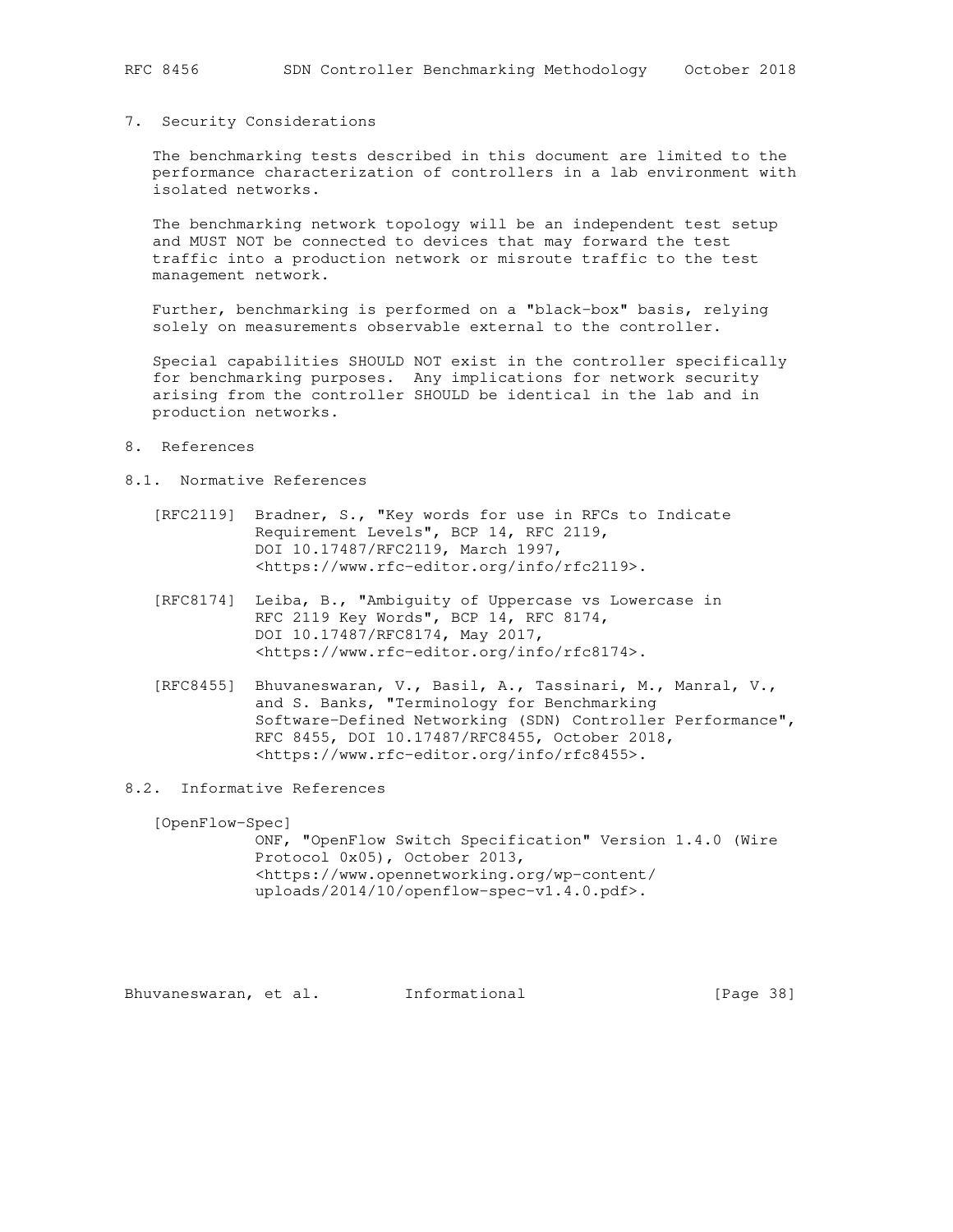## 7. Security Considerations

The benchmarking tests described in this document are limited to the performance characterization of controllers in a lab environment with isolated networks.

The benchmarking network topology will be an independent test setup and MUST NOT be connected to devices that may forward the test traffic into a production network or misroute traffic to the test management network.

Further, benchmarking is performed on a "black-box" basis, relying solely on measurements observable external to the controller.

Special capabilities SHOULD NOT exist in the controller specifically for benchmarking purposes. Any implications for network security arising from the controller SHOULD be identical in the lab and in production networks.

## 8. References

### 8.1. Normative References

[RFC2119] Bradner, S., "Key words for use in RFCs to Indicate Requirement Levels", BCP 14, RFC 2119, DOI 10.17487/RFC2119, March 1997, <https://www.rfc-editor.org/info/rfc2119>.

[RFC8174] Leiba, B., "Ambiguity of Uppercase vs Lowercase in RFC 2119 Key Words", BCP 14, RFC 8174, DOI 10.17487/RFC8174, May 2017, <https://www.rfc-editor.org/info/rfc8174>.

[RFC8455] Bhuvaneswaran, V., Basil, A., Tassinari, M., Manral, V., and S. Banks, "Terminology for Benchmarking Software-Defined Networking (SDN) Controller Performance", RFC 8455, DOI 10.17487/RFC8455, October 2018, <https://www.rfc-editor.org/info/rfc8455>.

### 8.2. Informative References

[OpenFlow-Spec] ONF, "OpenFlow Switch Specification" Version 1.4.0 (Wire Protocol 0x05), October 2013, <https://www.opennetworking.org/wp-content/uploads/2014/10/openflow-spec-v1.4.0.pdf>.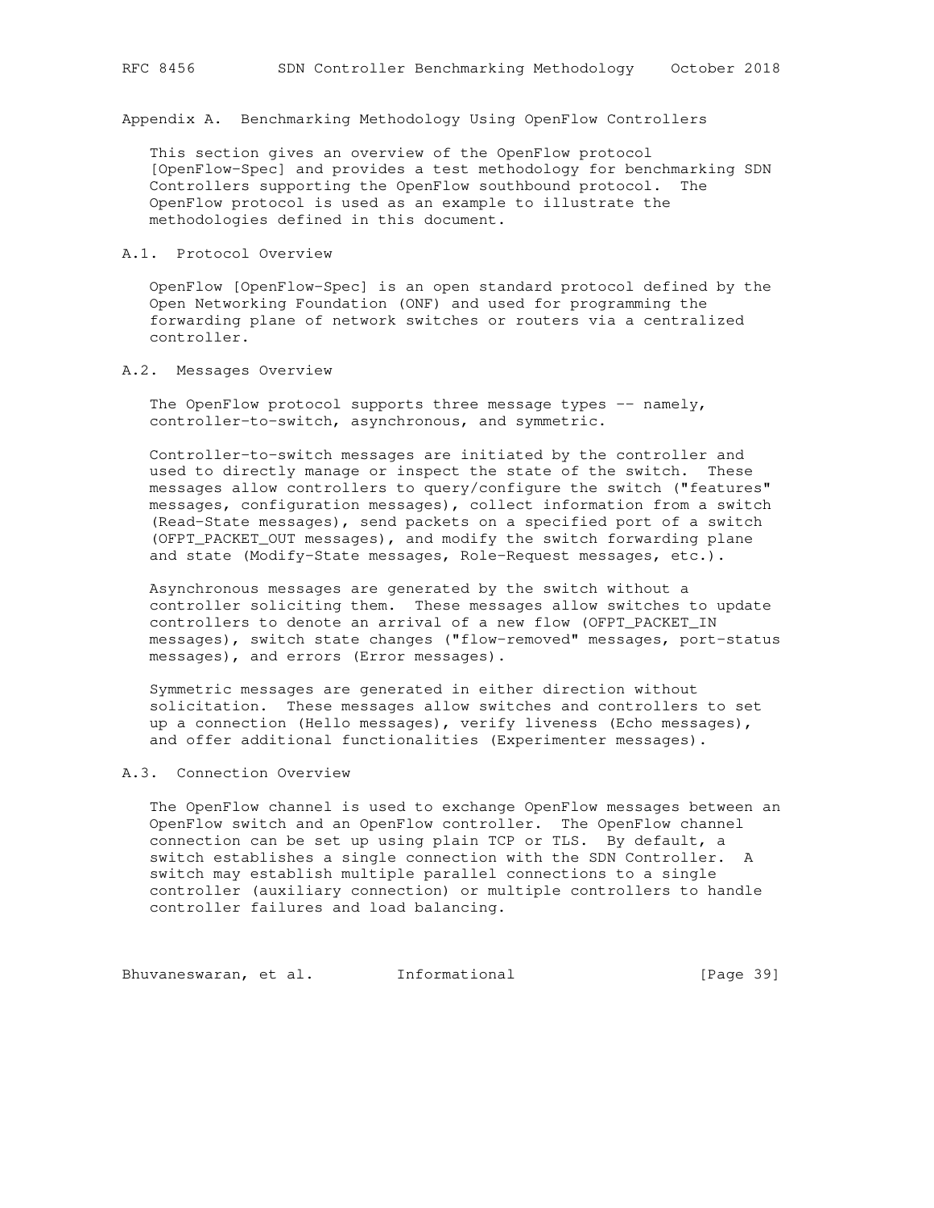# Appendix A. Benchmarking Methodology Using OpenFlow Controllers

This section gives an overview of the OpenFlow protocol [OpenFlow-Spec] and provides a test methodology for benchmarking SDN Controllers supporting the OpenFlow southbound protocol. The OpenFlow protocol is used as an example to illustrate the methodologies defined in this document.

## A.1. Protocol Overview

OpenFlow [OpenFlow-Spec] is an open standard protocol defined by the Open Networking Foundation (ONF) and used for programming the forwarding plane of network switches or routers via a centralized controller.

## A.2. Messages Overview

The OpenFlow protocol supports three message types -- namely, controller-to-switch, asynchronous, and symmetric.

Controller-to-switch messages are initiated by the controller and used to directly manage or inspect the state of the switch. These messages allow controllers to query/configure the switch ("features" messages, configuration messages), collect information from a switch (Read-State messages), send packets on a specified port of a switch (OFPT_PACKET_OUT messages), and modify the switch forwarding plane and state (Modify-State messages, Role-Request messages, etc.).

Asynchronous messages are generated by the switch without a controller soliciting them. These messages allow switches to update controllers to denote an arrival of a new flow (OFPT_PACKET_IN messages), switch state changes ("flow-removed" messages, port-status messages), and errors (Error messages).

Symmetric messages are generated in either direction without solicitation. These messages allow switches and controllers to set up a connection (Hello messages), verify liveness (Echo messages), and offer additional functionalities (Experimenter messages).

## A.3. Connection Overview

The OpenFlow channel is used to exchange OpenFlow messages between an OpenFlow switch and an OpenFlow controller. The OpenFlow channel connection can be set up using plain TCP or TLS. By default, a switch establishes a single connection with the SDN Controller. A switch may establish multiple parallel connections to a single controller (auxiliary connection) or multiple controllers to handle controller failures and load balancing.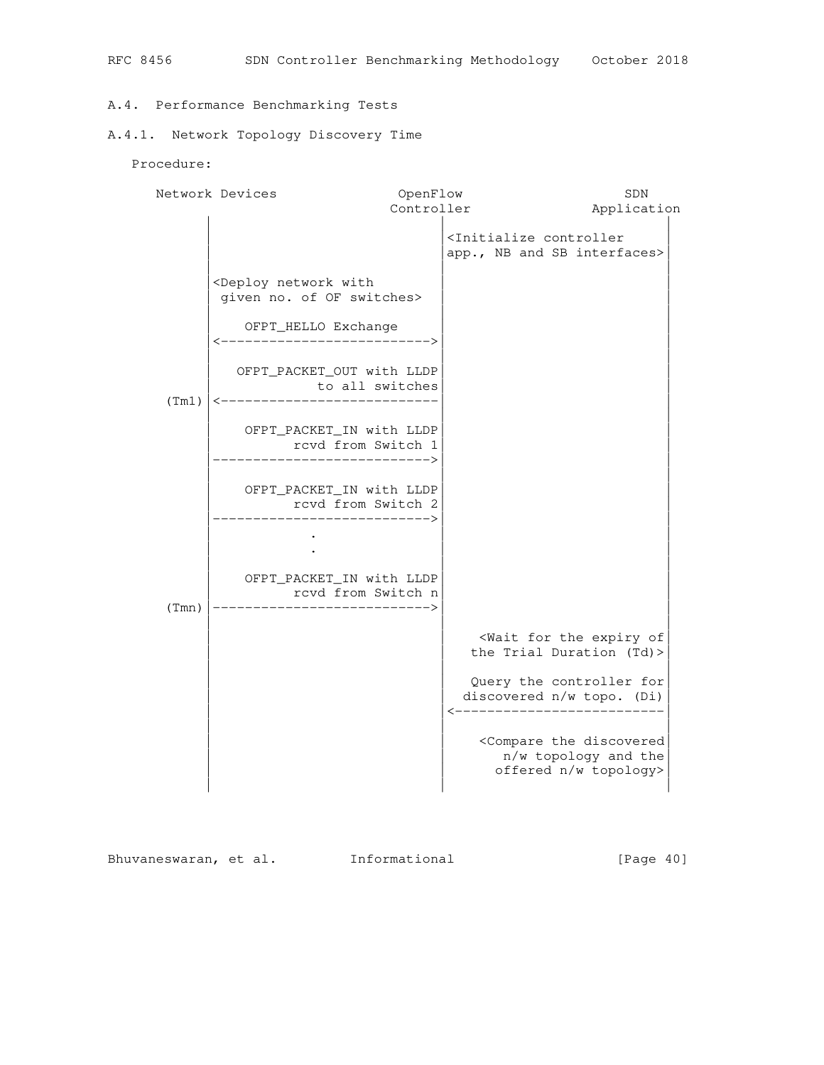### A.4. Performance Benchmarking Tests

#### A.4.1. Network Topology Discovery Time

Procedure:

```
      Network Devices             OpenFlow                 SDN
                                 Controller            Application
             |                             |                             |
             |                             |<Initialize controller       |
             |                             |app., NB and SB interfaces>  |
             |                             |                             |
             |<Deploy network with         |                             |
             | given no. of OF switches>   |                             |
             |                             |                             |
             |    OFPT_HELLO Exchange      |                             |
             |<--------------------------->|                             |
             |                             |                             |
             |   OFPT_PACKET_OUT with LLDP |                             |
             |             to all switches |                             |
       (Tm1) |<----------------------------|                             |
             |                             |                             |
             |    OFPT_PACKET_IN with LLDP |                             |
             |          rcvd from Switch 1 |                             |
             |---------------------------->|                             |
             |                             |                             |
             |    OFPT_PACKET_IN with LLDP |                             |
             |          rcvd from Switch 2 |                             |
             |---------------------------->|                             |
             |            .                |                             |
             |            .                |                             |
             |                             |                             |
             |    OFPT_PACKET_IN with LLDP |                             |
             |          rcvd from Switch n |                             |
       (Tmn) |---------------------------->|                             |
             |                             |                             |
             |                             |     <Wait for the expiry of |
             |                             |     the Trial Duration (Td)>|
             |                             |                             |
             |                             |     Query the controller for|
             |                             |    discovered n/w topo. (Di)|
             |                             |<----------------------------|
             |                             |                             |
             |                             |      <Compare the discovered|
             |                             |         n/w topology and the|
             |                             |         offered n/w topology>|
             |                             |                             |
```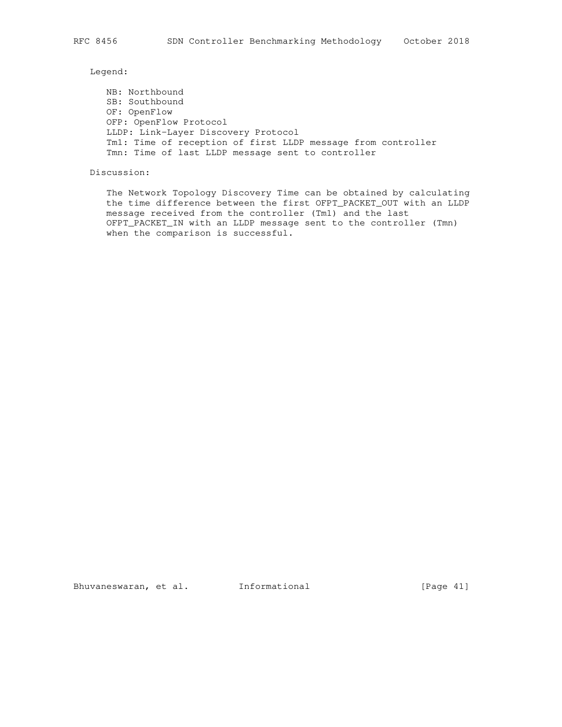Legend:

- NB: Northbound
- SB: Southbound
- OF: OpenFlow
- OFP: OpenFlow Protocol
- LLDP: Link-Layer Discovery Protocol
- Tm1: Time of reception of first LLDP message from controller
- Tmn: Time of last LLDP message sent to controller

Discussion:

The Network Topology Discovery Time can be obtained by calculating the time difference between the first OFPT_PACKET_OUT with an LLDP message received from the controller (Tm1) and the last OFPT_PACKET_IN with an LLDP message sent to the controller (Tmn) when the comparison is successful.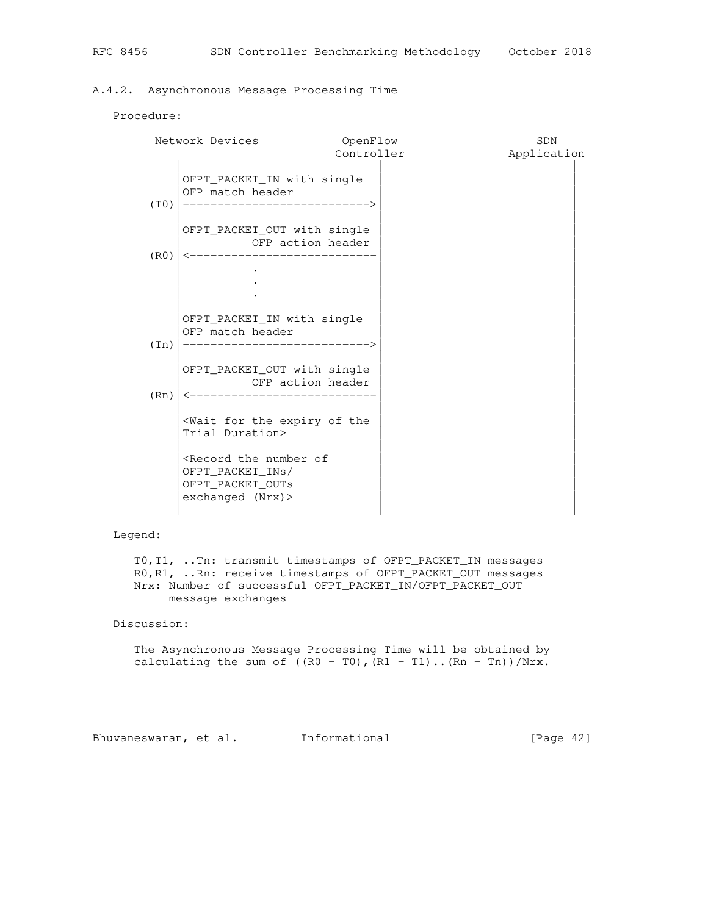### A.4.2. Asynchronous Message Processing Time

Procedure:

```
       Network Devices            OpenFlow                  SDN
                                 Controller             Application
              |                       |                          |
              |OFPT_PACKET_IN with single                        |
              |OFP match header       |                          |
         (T0) |---------------------------->                     |
              |                       |                          |
              |OFPT_PACKET_OUT with single                       |
              |          OFP action header                       |
         (R0) |<----------------------------                     |
              |          .            |                          |
              |          .            |                          |
              |          .            |                          |
              |                       |                          |
              |OFPT_PACKET_IN with single                        |
              |OFP match header       |                          |
         (Tn) |---------------------------->                     |
              |                       |                          |
              |OFPT_PACKET_OUT with single                       |
              |          OFP action header                       |
         (Rn) |<----------------------------                     |
              |                       |                          |
              |<Wait for the expiry of the                       |
              |Trial Duration>        |                          |
              |                       |                          |
              |<Record the number of  |                          |
              |OFPT_PACKET_INs/       |                          |
              |OFPT_PACKET_OUTs       |                          |
              |exchanged (Nrx)>       |                          |
              |                       |                          |
```

Legend:

T0,T1, ..Tn: transmit timestamps of OFPT_PACKET_IN messages
R0,R1, ..Rn: receive timestamps of OFPT_PACKET_OUT messages
Nrx: Number of successful OFPT_PACKET_IN/OFPT_PACKET_OUT message exchanges

Discussion:

The Asynchronous Message Processing Time will be obtained by calculating the sum of ((R0 - T0),(R1 - T1)..(Rn - Tn))/Nrx.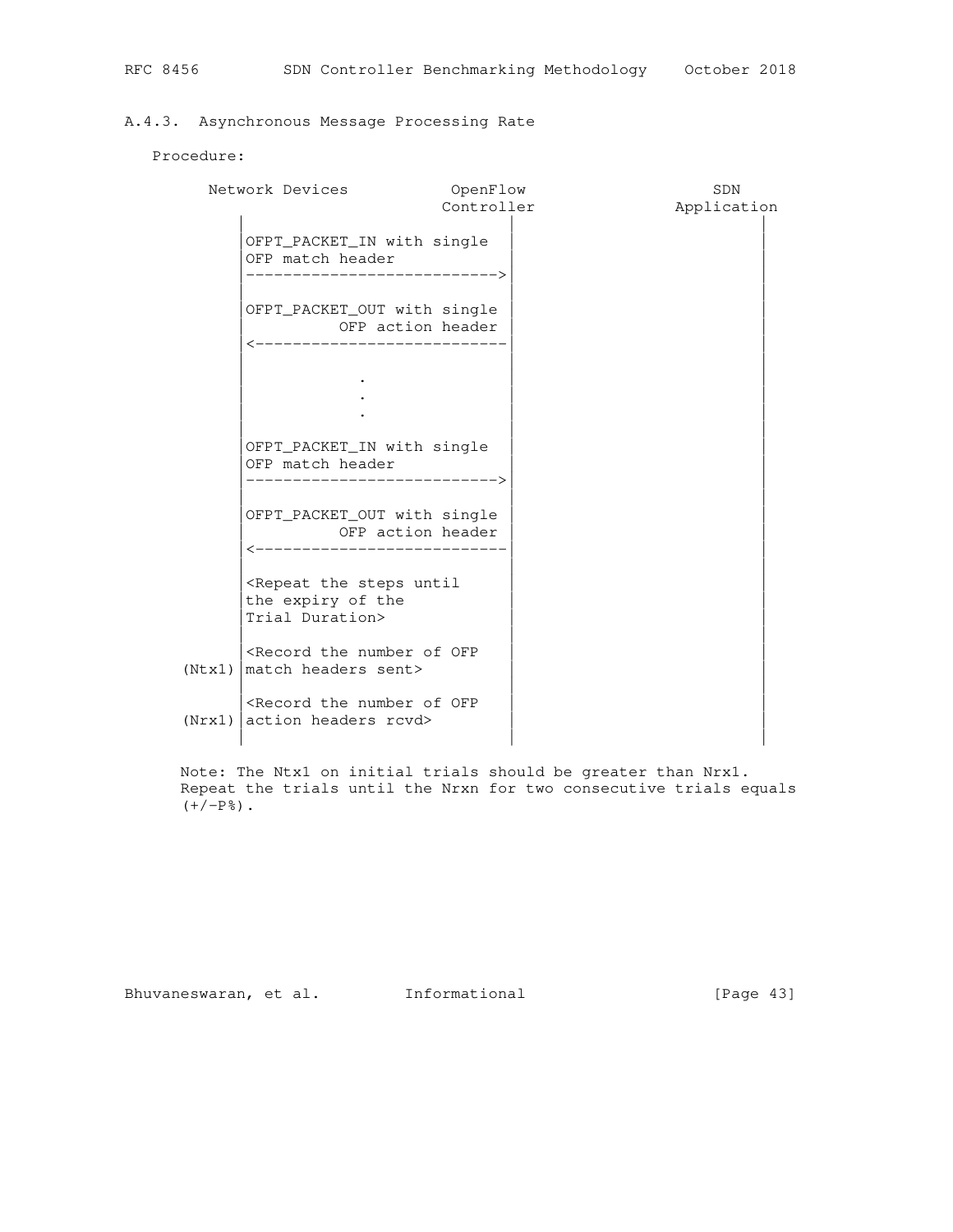### A.4.3. Asynchronous Message Processing Rate

Procedure:

```
        Network Devices           OpenFlow                   SDN
                                 Controller              Application
              |                      |                        |
              |OFPT_PACKET_IN with single                     |
              |OFP match header      |                        |
              |--------------------------->|                  |
              |                      |                        |
              |OFPT_PACKET_OUT with single                    |
              |          OFP action header                    |
              |<---------------------------|                  |
              |                      |                        |
              |             .        |                        |
              |             .        |                        |
              |             .        |                        |
              |                      |                        |
              |OFPT_PACKET_IN with single                     |
              |OFP match header      |                        |
              |--------------------------->|                  |
              |                      |                        |
              |OFPT_PACKET_OUT with single                    |
              |          OFP action header                    |
              |<---------------------------|                  |
              |                      |                        |
              |<Repeat the steps until                        |
              |the expiry of the     |                        |
              |Trial Duration>       |                        |
              |                      |                        |
              |<Record the number of OFP                      |
        (Ntx1)|match headers sent>   |                        |
              |                      |                        |
              |<Record the number of OFP                      |
        (Nrx1)|action headers rcvd>  |                        |
              |                      |                        |
```

Note: The Ntx1 on initial trials should be greater than Nrx1. Repeat the trials until the Nrxn for two consecutive trials equals (+/-P%).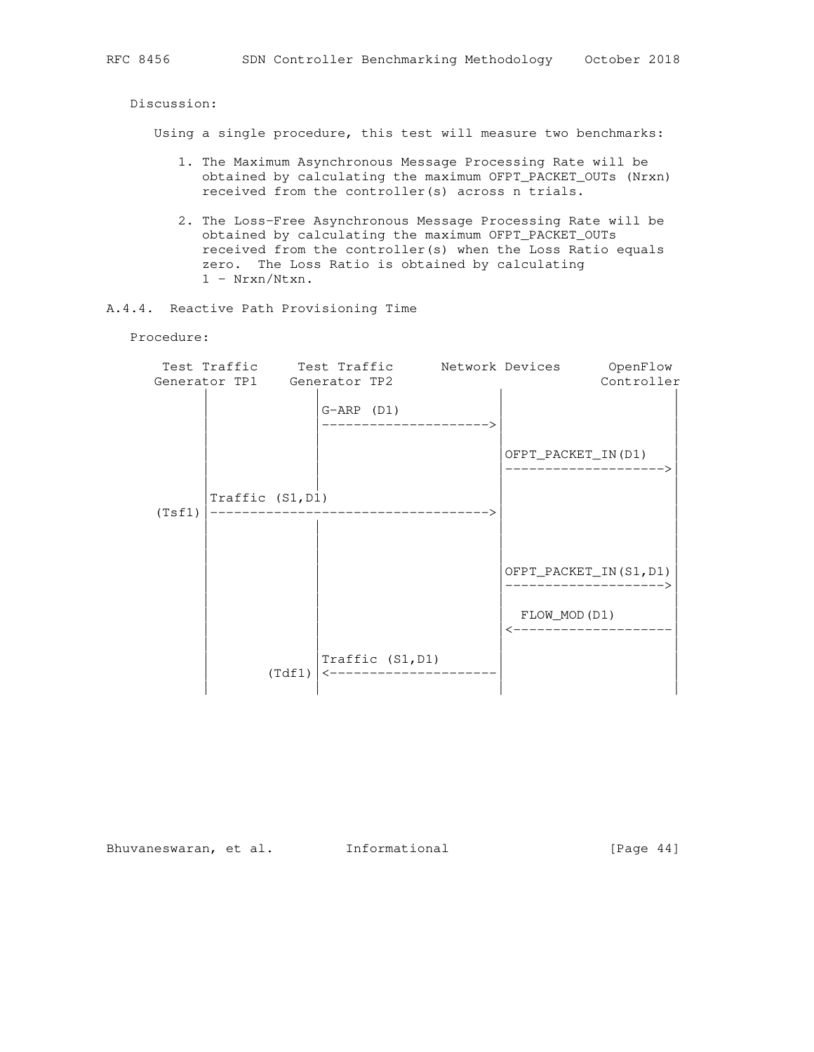Discussion:

Using a single procedure, this test will measure two benchmarks:

1. The Maximum Asynchronous Message Processing Rate will be obtained by calculating the maximum OFPT_PACKET_OUTs (Nrxn) received from the controller(s) across n trials.

2. The Loss-Free Asynchronous Message Processing Rate will be obtained by calculating the maximum OFPT_PACKET_OUTs received from the controller(s) when the Loss Ratio equals zero. The Loss Ratio is obtained by calculating 1 - Nrxn/Ntxn.

### A.4.4. Reactive Path Provisioning Time

Procedure:

```
  Test Traffic     Test Traffic      Network Devices      OpenFlow
 Generator TP1    Generator TP2                          Controller
       |                |                     |                     |
       |                |G-ARP (D1)           |                     |
       |                |-------------------->|                     |
       |                |                     |                     |
       |                |                     |OFPT_PACKET_IN(D1)   |
       |                |                     |-------------------->|
       |                |                     |                     |
       |Traffic (S1,D1) |                     |                     |
 (Tsf1)|----------------------------------->|                     |
       |                |                     |                     |
       |                |                     |                     |
       |                |                     |OFPT_PACKET_IN(S1,D1)|
       |                |                     |-------------------->|
       |                |                     |                     |
       |                |                     |  FLOW_MOD(D1)       |
       |                |                     |<--------------------|
       |                |                     |                     |
       |                |Traffic (S1,D1)      |                     |
       |          (Tdf1)|<--------------------|                     |
       |                |                     |                     |
```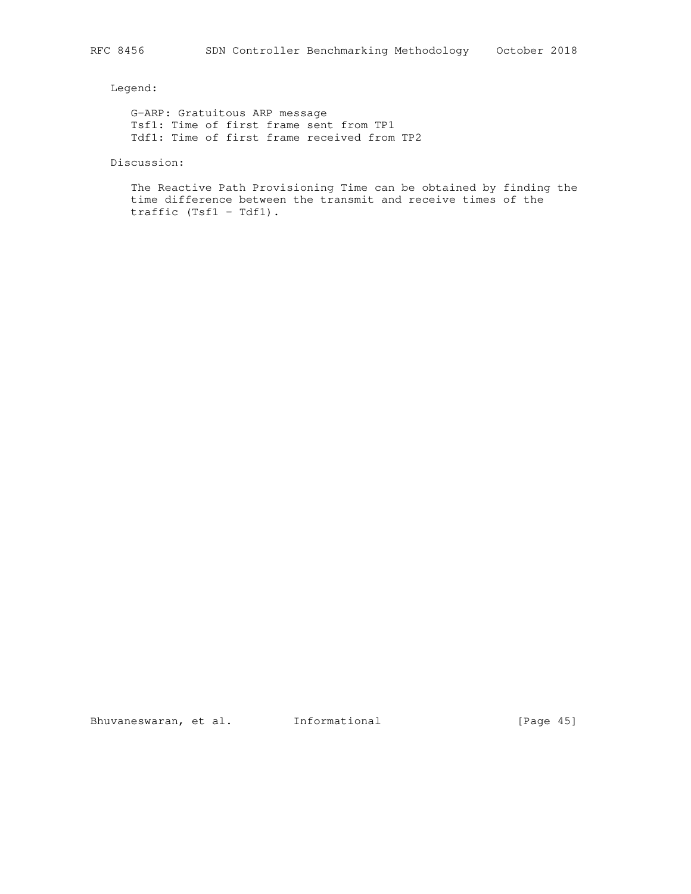Legend:

- G-ARP: Gratuitous ARP message
- Tsf1: Time of first frame sent from TP1
- Tdf1: Time of first frame received from TP2

Discussion:

The Reactive Path Provisioning Time can be obtained by finding the time difference between the transmit and receive times of the traffic (Tsf1 - Tdf1).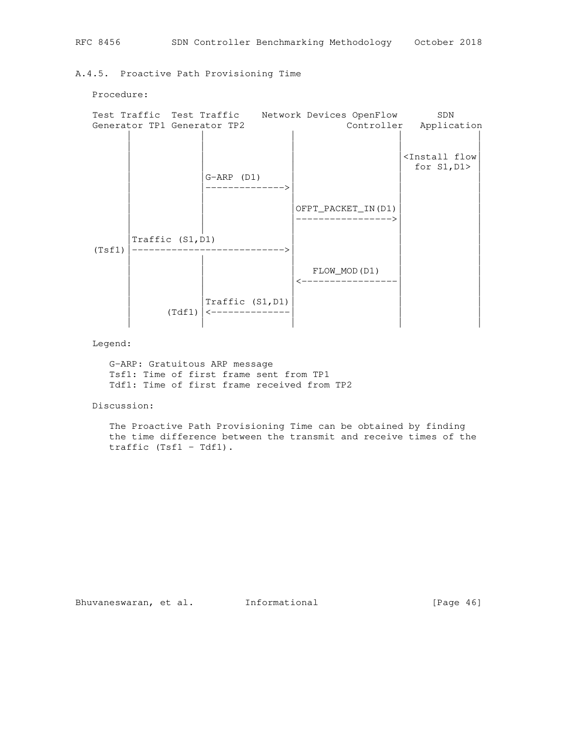### A.4.5. Proactive Path Provisioning Time

Procedure:

```
Test Traffic  Test Traffic    Network Devices OpenFlow       SDN
Generator TP1 Generator TP2                  Controller   Application
      |             |                   |                  |            |
      |             |                   |                  |            |
      |             |                   |                  |<Install flow|
      |             |                   |                  |  for S1,D1> |
      |             |G-ARP (D1)         |                  |            |
      |             |-------------->|                  |            |
      |             |                   |                  |            |
      |             |                   |OFPT_PACKET_IN(D1)|            |
      |             |                   |----------------->|            |
      |             |                   |                  |            |
      |Traffic (S1,D1)                  |                  |            |
(Tsf1)|---------------------------->|                  |            |
      |             |                   |                  |            |
      |             |                   |   FLOW_MOD(D1)   |            |
      |             |                   |<-----------------|            |
      |             |                   |                  |            |
      |             |Traffic (S1,D1)|                  |            |
      |       (Tdf1)|<--------------|                  |            |
      |             |                   |                  |            |
```

Legend:

G-ARP: Gratuitous ARP message
Tsf1: Time of first frame sent from TP1
Tdf1: Time of first frame received from TP2

Discussion:

The Proactive Path Provisioning Time can be obtained by finding the time difference between the transmit and receive times of the traffic (Tsf1 - Tdf1).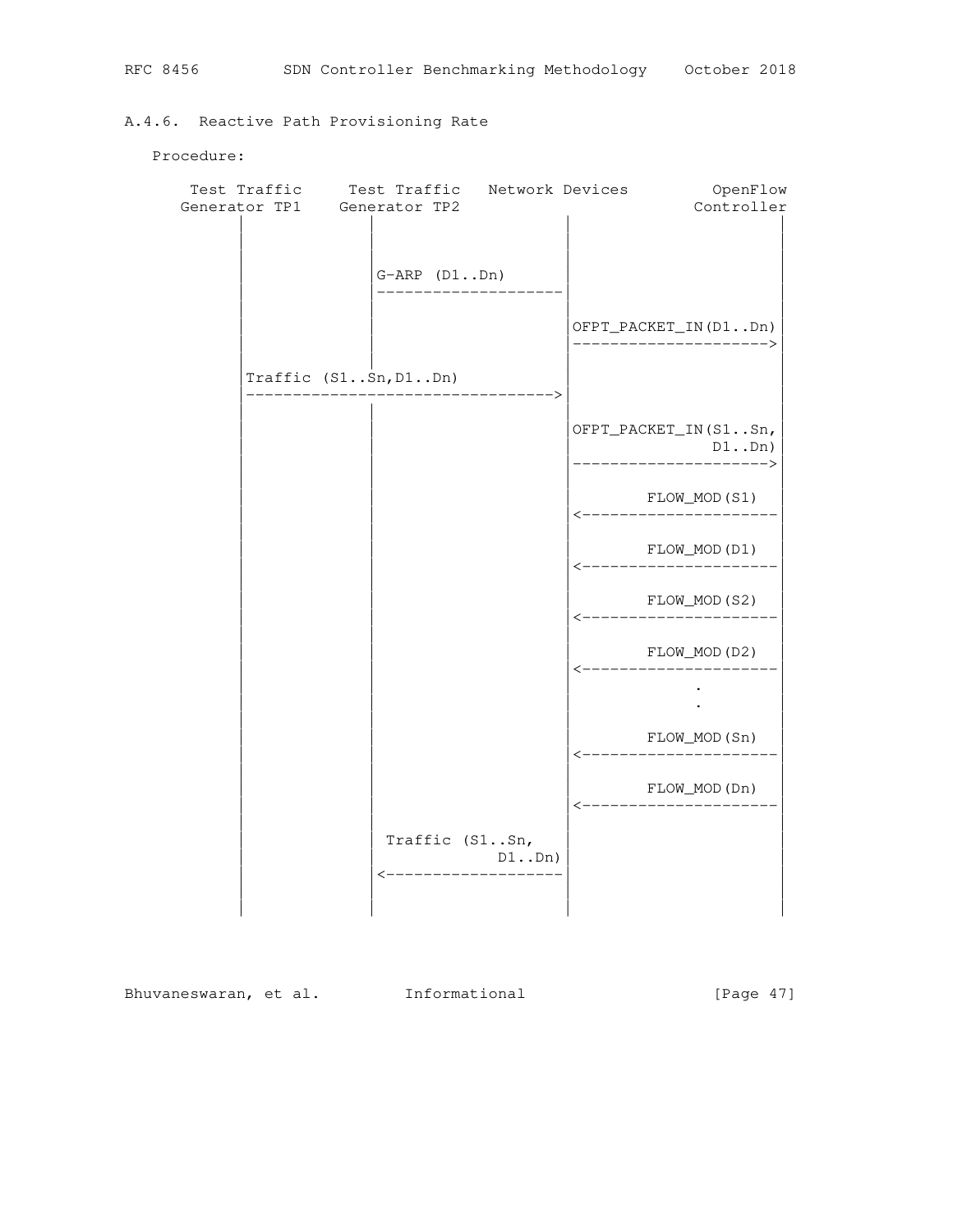### A.4.6. Reactive Path Provisioning Rate

Procedure:

```
   Test Traffic     Test Traffic   Network Devices         OpenFlow
  Generator TP1    Generator TP2                          Controller
        |               |                     |                     |
        |               |                     |                     |
        |               |G-ARP (D1..Dn)       |                     |
        |               |---------------------|                     |
        |               |                     |                     |
        |               |                     |OFPT_PACKET_IN(D1..Dn)|
        |               |                     |--------------------->|
        |               |                     |                     |
        |Traffic (S1..Sn,D1..Dn)              |                     |
        |------------------------------------>|                     |
        |               |                     |                     |
        |               |                     |OFPT_PACKET_IN(S1..Sn,|
        |               |                     |              D1..Dn)|
        |               |                     |--------------------->|
        |               |                     |                     |
        |               |                     |        FLOW_MOD(S1) |
        |               |                     |<--------------------|
        |               |                     |                     |
        |               |                     |        FLOW_MOD(D1) |
        |               |                     |<--------------------|
        |               |                     |                     |
        |               |                     |        FLOW_MOD(S2) |
        |               |                     |<--------------------|
        |               |                     |                     |
        |               |                     |        FLOW_MOD(D2) |
        |               |                     |<--------------------|
        |               |                     |            .        |
        |               |                     |            .        |
        |               |                     |                     |
        |               |                     |        FLOW_MOD(Sn) |
        |               |                     |<--------------------|
        |               |                     |                     |
        |               |                     |        FLOW_MOD(Dn) |
        |               |                     |<--------------------|
        |               |                     |                     |
        |               | Traffic (S1..Sn,    |                     |
        |               |              D1..Dn)|                     |
        |               |<--------------------|                     |
        |               |                     |                     |
        |               |                     |                     |
```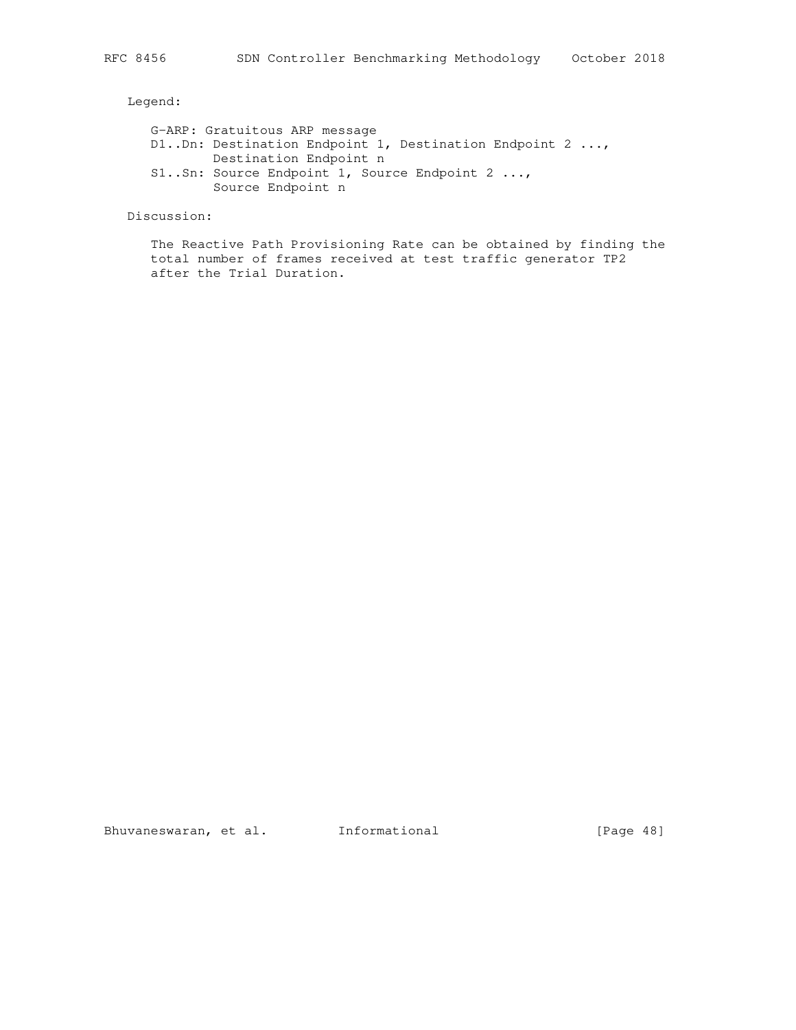Legend:

G-ARP: Gratuitous ARP message
D1..Dn: Destination Endpoint 1, Destination Endpoint 2 ..., Destination Endpoint n
S1..Sn: Source Endpoint 1, Source Endpoint 2 ..., Source Endpoint n

Discussion:

The Reactive Path Provisioning Rate can be obtained by finding the total number of frames received at test traffic generator TP2 after the Trial Duration.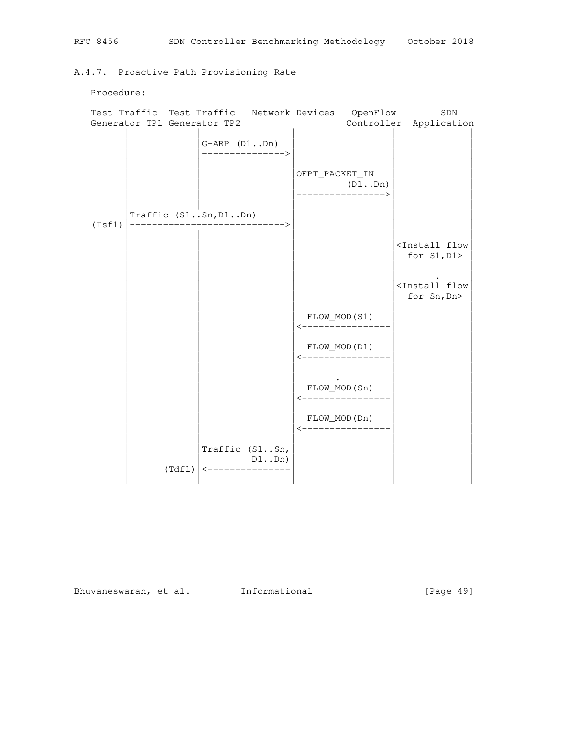### A.4.7. Proactive Path Provisioning Rate

Procedure:

```
Test Traffic  Test Traffic   Network Devices   OpenFlow        SDN
Generator TP1 Generator TP2                   Controller  Application
       |              |                        |              |            |
       |              |G-ARP (D1..Dn)          |              |            |
       |              |--------------->        |              |            |
       |              |                        |              |            |
       |              |                        |OFPT_PACKET_IN|            |
       |              |                        |     (D1..Dn) |            |
       |              |                        |------------->|            |
       |              |                        |              |            |
       |Traffic (S1..Sn,D1..Dn)                |              |            |
 (Tsf1)|------------------------------>        |              |            |
       |              |                        |              |            |
       |              |                        |              |<Install flow|
       |              |                        |              |  for S1,D1> |
       |              |                        |              |            |
       |              |                        |              |        .   |
       |              |                        |              |<Install flow|
       |              |                        |              |  for Sn,Dn> |
       |              |                        |              |            |
       |              |                        | FLOW_MOD(S1) |            |
       |              |                        |<-------------|            |
       |              |                        |              |            |
       |              |                        | FLOW_MOD(D1) |            |
       |              |                        |<-------------|            |
       |              |                        |              |            |
       |              |                        |      .       |            |
       |              |                        | FLOW_MOD(Sn) |            |
       |              |                        |<-------------|            |
       |              |                        |              |            |
       |              |                        | FLOW_MOD(Dn) |            |
       |              |                        |<-------------|            |
       |              |                        |              |            |
       |              |Traffic (S1..Sn,        |              |            |
       |              |         D1..Dn)        |              |            |
       |        (Tdf1)|<---------------        |              |            |
       |              |                        |              |            |
```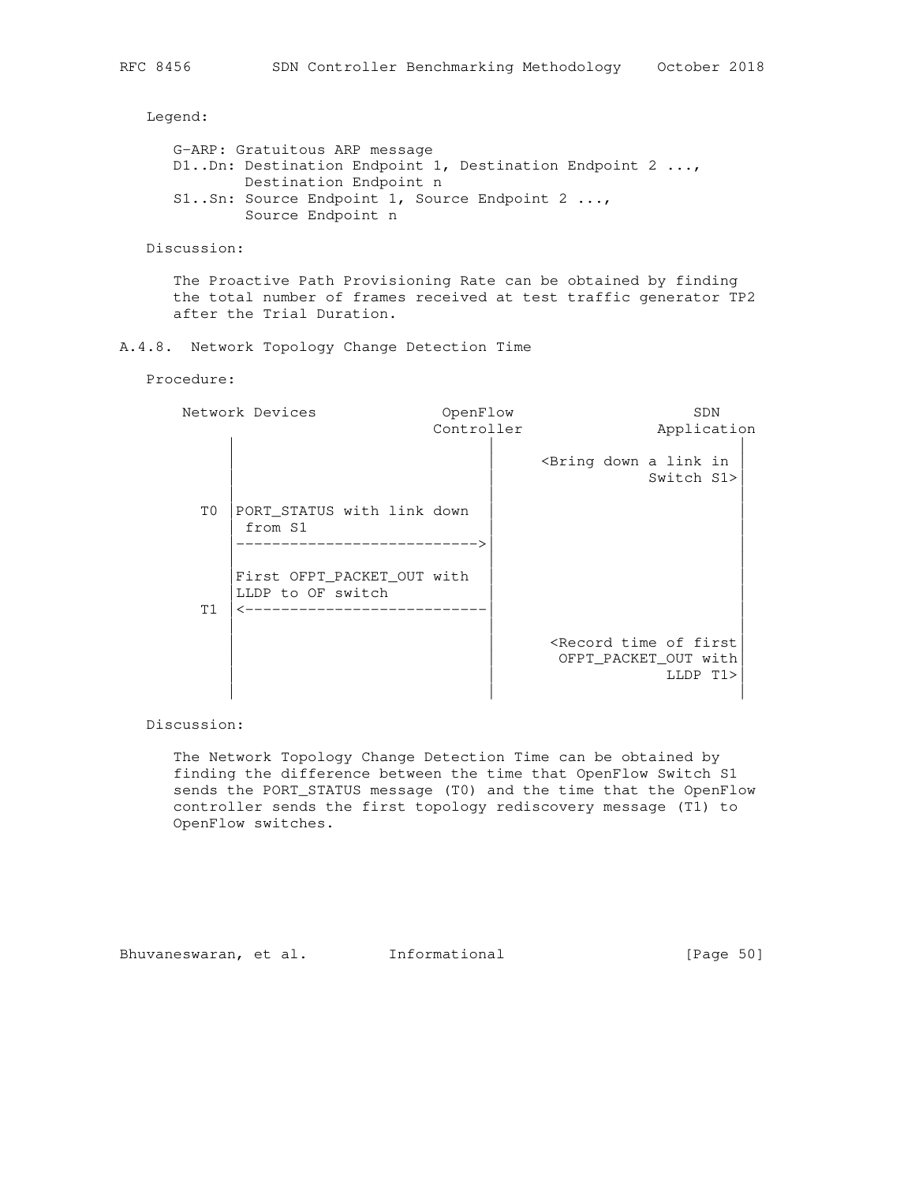Legend:

G-ARP: Gratuitous ARP message
D1..Dn: Destination Endpoint 1, Destination Endpoint 2 ..., Destination Endpoint n
S1..Sn: Source Endpoint 1, Source Endpoint 2 ..., Source Endpoint n

Discussion:

The Proactive Path Provisioning Rate can be obtained by finding the total number of frames received at test traffic generator TP2 after the Trial Duration.

### A.4.8. Network Topology Change Detection Time

Procedure:

```
  Network Devices             OpenFlow                  SDN
                             Controller             Application
        |                          |                         |
        |                          |     <Bring down a link in |
        |                          |               Switch S1>|
        |                          |                         |
     T0 |PORT_STATUS with link down |                         |
        | from S1                  |                         |
        |------------------------->|                         |
        |                          |                         |
        |First OFPT_PACKET_OUT with |                         |
        |LLDP to OF switch         |                         |
     T1 |<-------------------------|                         |
        |                          |                         |
        |                          |      <Record time of first|
        |                          |       OFPT_PACKET_OUT with|
        |                          |                   LLDP T1>|
        |                          |                         |
```

Discussion:

The Network Topology Change Detection Time can be obtained by finding the difference between the time that OpenFlow Switch S1 sends the PORT_STATUS message (T0) and the time that the OpenFlow controller sends the first topology rediscovery message (T1) to OpenFlow switches.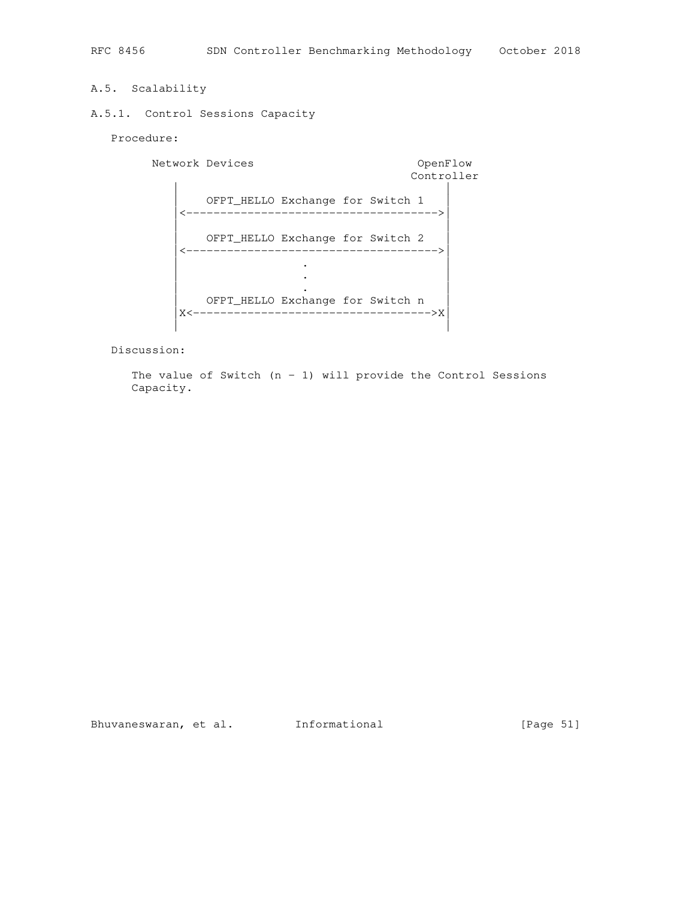### A.5. Scalability

#### A.5.1. Control Sessions Capacity

Procedure:

```
     Network Devices                        OpenFlow
                                           Controller
         |                                      |
         |    OFPT_HELLO Exchange for Switch 1  |
         |<------------------------------------>|
         |                                      |
         |    OFPT_HELLO Exchange for Switch 2  |
         |<------------------------------------>|
         |                  .                   |
         |                  .                   |
         |                  .                   |
         |    OFPT_HELLO Exchange for Switch n  |
         |X<---------------------------------->X|
         |                                      |
```

Discussion:

The value of Switch (n - 1) will provide the Control Sessions Capacity.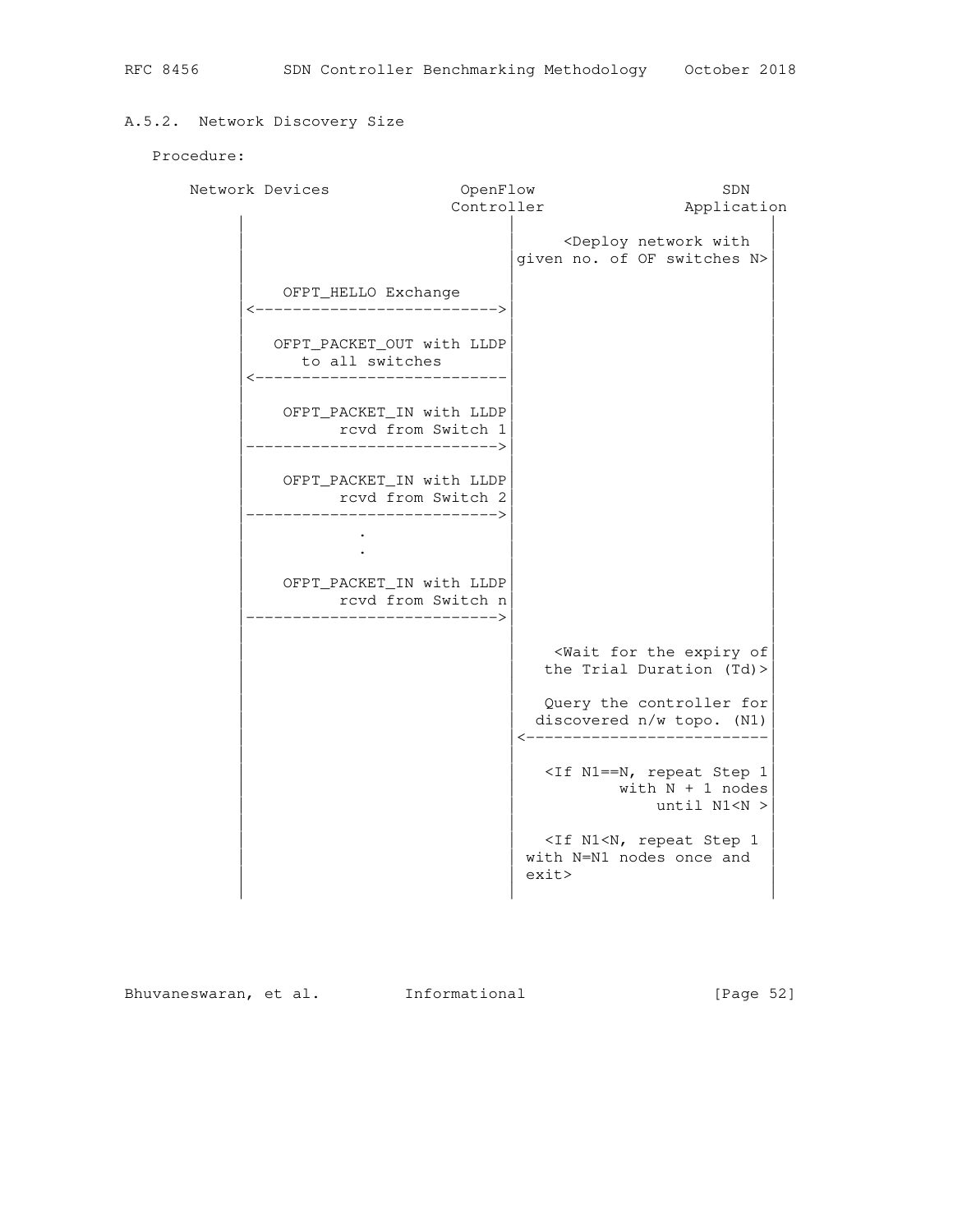### A.5.2. Network Discovery Size

Procedure:

```
  Network Devices             OpenFlow                  SDN
                             Controller             Application
         |                        |                           |
         |                        |     <Deploy network with  |
         |                        |given no. of OF switches N>|
         |                        |                           |
         |    OFPT_HELLO Exchange |                           |
         |<---------------------->|                           |
         |                        |                           |
         |   OFPT_PACKET_OUT with LLDP                        |
         |      to all switches   |                           |
         |<-----------------------|                           |
         |                        |                           |
         |    OFPT_PACKET_IN with LLDP                        |
         |          rcvd from Switch 1                        |
         |----------------------->|                           |
         |                        |                           |
         |    OFPT_PACKET_IN with LLDP                        |
         |          rcvd from Switch 2                        |
         |----------------------->|                           |
         |            .           |                           |
         |            .           |                           |
         |                        |                           |
         |    OFPT_PACKET_IN with LLDP                        |
         |          rcvd from Switch n                        |
         |----------------------->|                           |
         |                        |                           |
         |                        |    <Wait for the expiry of|
         |                        |   the Trial Duration (Td)>|
         |                        |                           |
         |                        |   Query the controller for|
         |                        |  discovered n/w topo. (N1)|
         |                        |<--------------------------|
         |                        |                           |
         |                        |   <If N1==N, repeat Step 1|
         |                        |           with N + 1 nodes|
         |                        |                until N1<N >|
         |                        |                           |
         |                        |   <If N1<N, repeat Step 1 |
         |                        | with N=N1 nodes once and  |
         |                        | exit>                     |
         |                        |                           |
```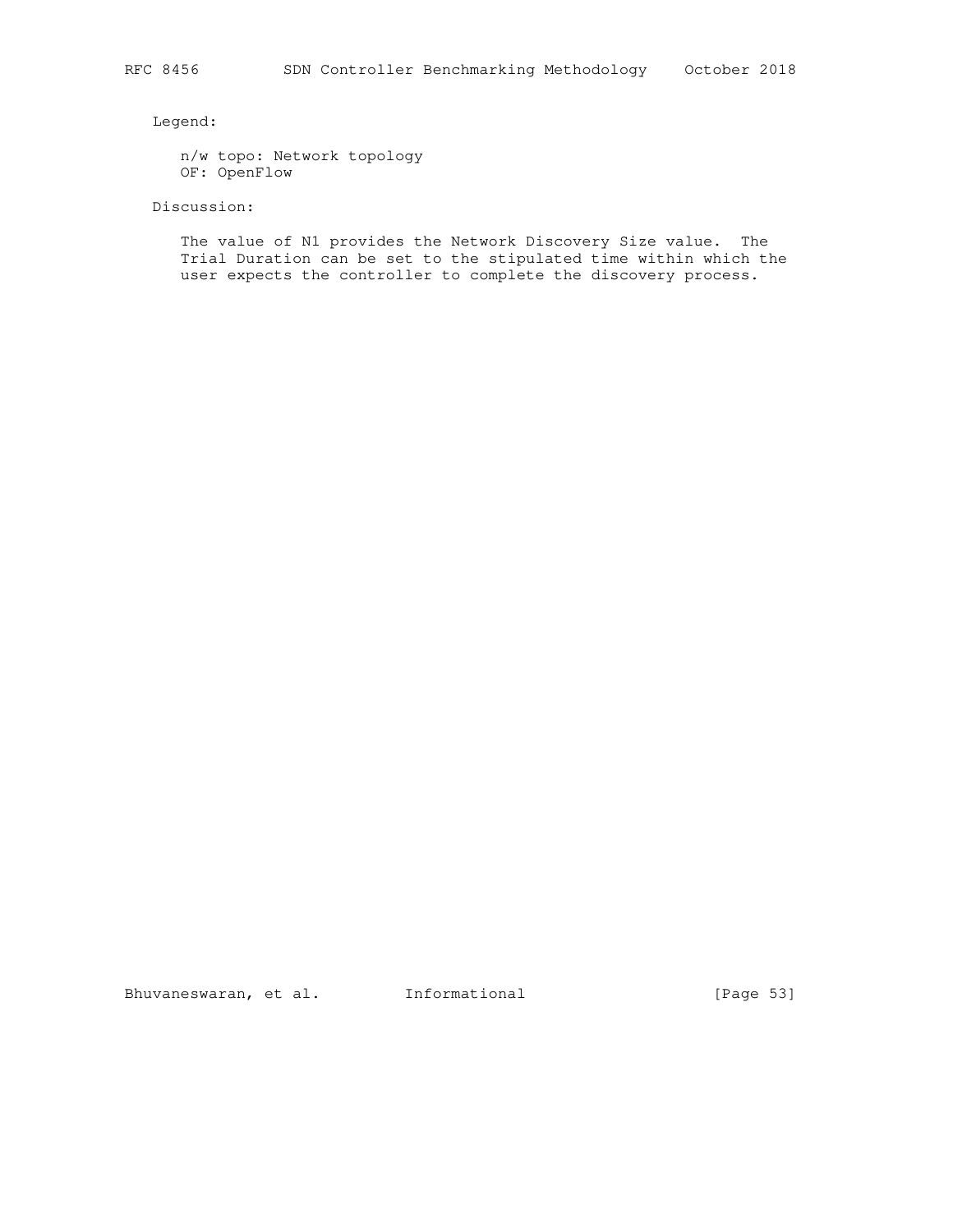Legend:

n/w topo: Network topology
OF: OpenFlow

Discussion:

The value of N1 provides the Network Discovery Size value. The Trial Duration can be set to the stipulated time within which the user expects the controller to complete the discovery process.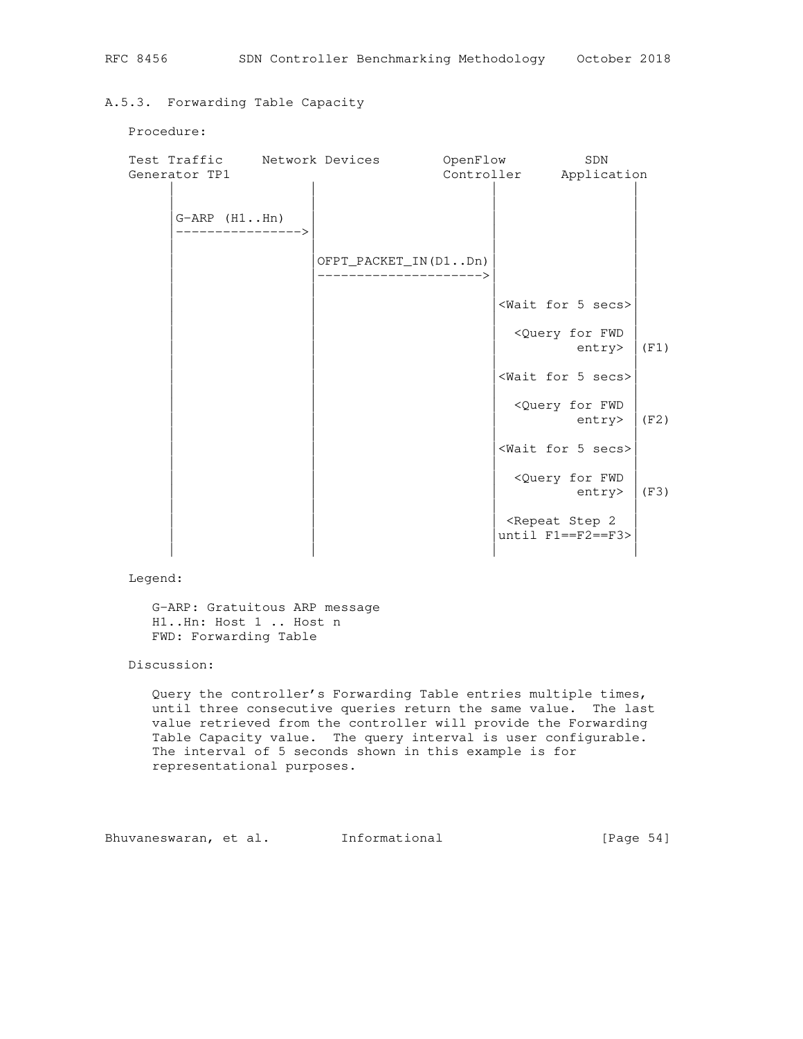### A.5.3. Forwarding Table Capacity

Procedure:

```
Test Traffic     Network Devices        OpenFlow          SDN
Generator TP1                           Controller     Application
      |                  |                    |                 |
      |                  |                    |                 |
      |G-ARP (H1..Hn)    |                    |                 |
      |----------------->|                    |                 |
      |                  |                    |                 |
      |                  |OFPT_PACKET_IN(D1..Dn)|               |
      |                  |--------------------->|               |
      |                  |                    |                 |
      |                  |                    |<Wait for 5 secs>|
      |                  |                    |                 |
      |                  |                    |  <Query for FWD |
      |                  |                    |          entry> |(F1)
      |                  |                    |                 |
      |                  |                    |<Wait for 5 secs>|
      |                  |                    |                 |
      |                  |                    |  <Query for FWD |
      |                  |                    |          entry> |(F2)
      |                  |                    |                 |
      |                  |                    |<Wait for 5 secs>|
      |                  |                    |                 |
      |                  |                    |  <Query for FWD |
      |                  |                    |          entry> |(F3)
      |                  |                    |                 |
      |                  |                    | <Repeat Step 2  |
      |                  |                    |until F1==F2==F3>|
      |                  |                    |                 |
```

Legend:

G-ARP: Gratuitous ARP message  
H1..Hn: Host 1 .. Host n  
FWD: Forwarding Table

Discussion:

Query the controller's Forwarding Table entries multiple times, until three consecutive queries return the same value. The last value retrieved from the controller will provide the Forwarding Table Capacity value. The query interval is user configurable. The interval of 5 seconds shown in this example is for representational purposes.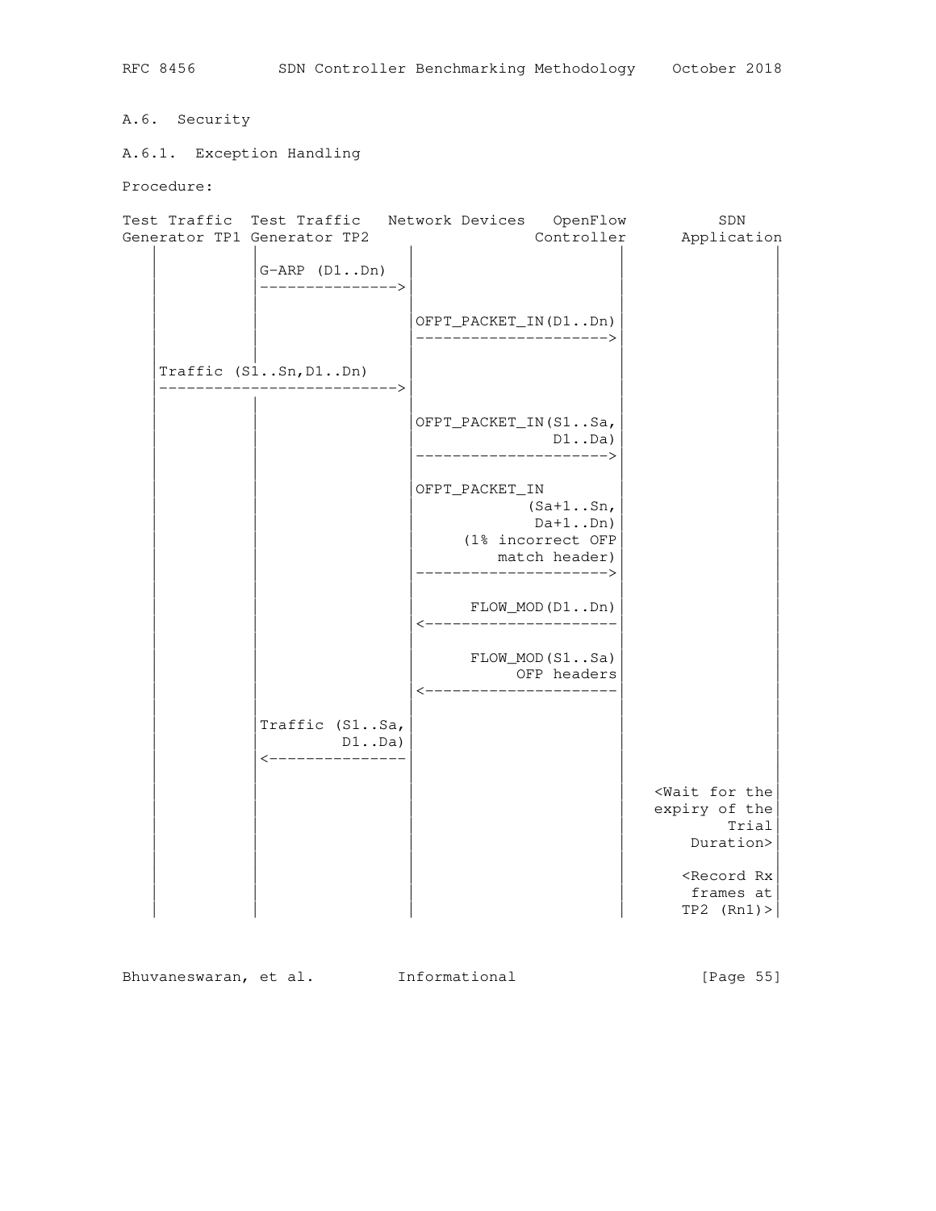## A.6. Security

### A.6.1. Exception Handling

Procedure:

```
Test Traffic  Test Traffic   Network Devices   OpenFlow          SDN
Generator TP1 Generator TP2                    Controller      Application
    |              |                |                |                  |
    |              |G-ARP (D1..Dn)  |                |                  |
    |              |--------------->|                |                  |
    |              |                |                |                  |
    |              |                |OFPT_PACKET_IN(D1..Dn)             |
    |              |                |--------------------->|            |
    |              |                |                |                  |
    |Traffic (S1..Sn,D1..Dn)        |                |                  |
    |----------------------------->|                |                  |
    |              |                |                |                  |
    |              |                |OFPT_PACKET_IN(S1..Sa,             |
    |              |                |                 D1..Da)           |
    |              |                |--------------------->|            |
    |              |                |                |                  |
    |              |                |OFPT_PACKET_IN  |                  |
    |              |                |          (Sa+1..Sn,               |
    |              |                |           Da+1..Dn)               |
    |              |                |      (1% incorrect OFP            |
    |              |                |          match header)            |
    |              |                |--------------------->|            |
    |              |                |                |                  |
    |              |                |     FLOW_MOD(D1..Dn)              |
    |              |                |<---------------------|            |
    |              |                |                |                  |
    |              |                |     FLOW_MOD(S1..Sa)              |
    |              |                |          OFP headers              |
    |              |                |<---------------------|            |
    |              |                |                |                  |
    |              |Traffic (S1..Sa,|                |                  |
    |              |         D1..Da)|                |                  |
    |              |<---------------|                |                  |
    |              |                |                |                  |
    |              |                |                |   <Wait for the|
    |              |                |                |   expiry of the|
    |              |                |                |           Trial|
    |              |                |                |       Duration>|
    |              |                |                |                |
    |              |                |                |      <Record Rx|
    |              |                |                |       frames at|
    |              |                |                |      TP2 (Rn1)>|
    |              |                |                |                |
```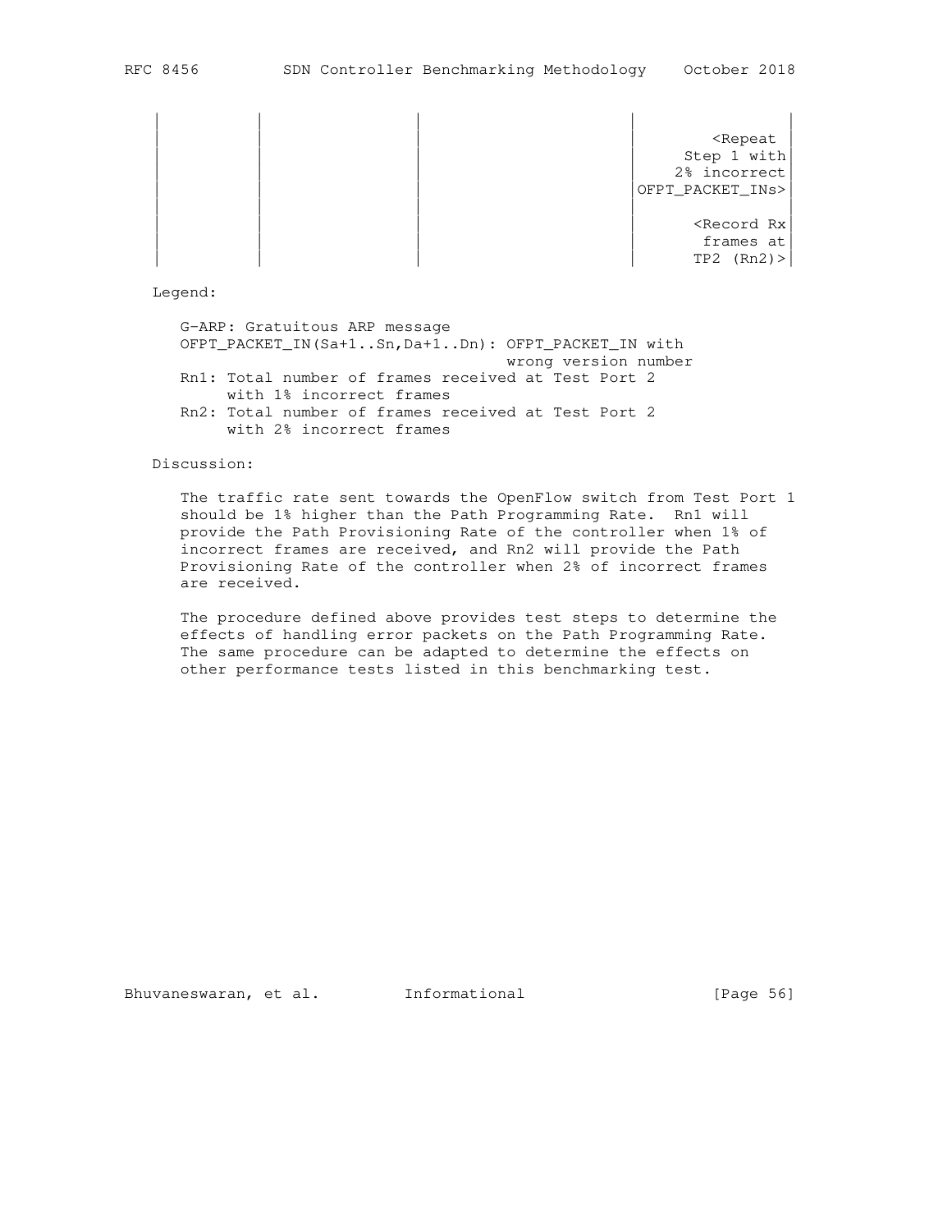```
     |           |                |                       |                |
     |           |                |                       |        <Repeat |
     |           |                |                       |     Step 1 with|
     |           |                |                       |    2% incorrect|
     |           |                |                       |OFPT_PACKET_INs>|
     |           |                |                       |                |
     |           |                |                       |       <Record Rx|
     |           |                |                       |       frames at|
     |           |                |                       |      TP2 (Rn2)>|
```

Legend:

G-ARP: Gratuitous ARP message
OFPT_PACKET_IN(Sa+1..Sn,Da+1..Dn): OFPT_PACKET_IN with wrong version number
Rn1: Total number of frames received at Test Port 2 with 1% incorrect frames
Rn2: Total number of frames received at Test Port 2 with 2% incorrect frames

Discussion:

The traffic rate sent towards the OpenFlow switch from Test Port 1 should be 1% higher than the Path Programming Rate. Rn1 will provide the Path Provisioning Rate of the controller when 1% of incorrect frames are received, and Rn2 will provide the Path Provisioning Rate of the controller when 2% of incorrect frames are received.

The procedure defined above provides test steps to determine the effects of handling error packets on the Path Programming Rate. The same procedure can be adapted to determine the effects on other performance tests listed in this benchmarking test.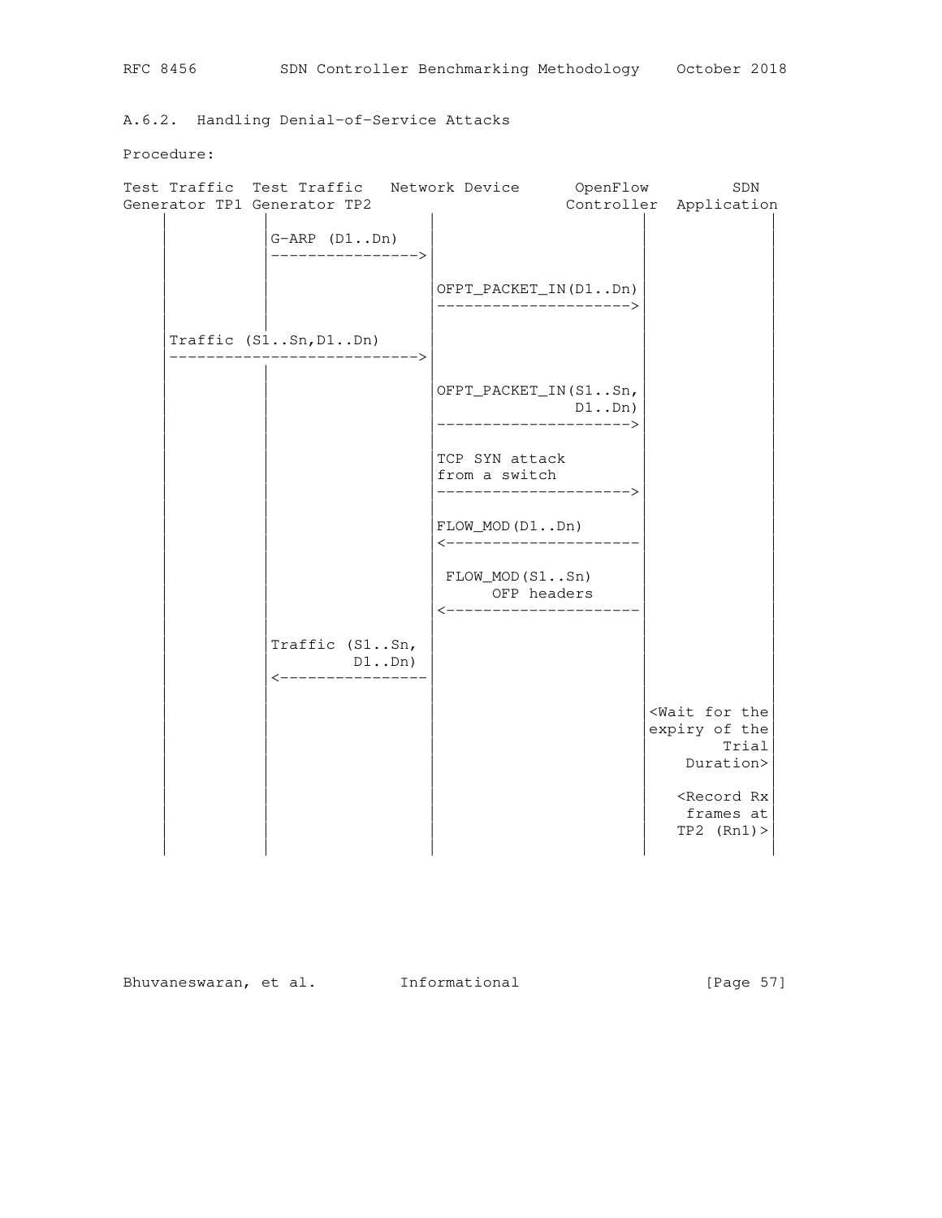A.6.2. Handling Denial-of-Service Attacks

Procedure:

```
Test Traffic  Test Traffic   Network Device      OpenFlow        SDN
Generator TP1 Generator TP2                     Controller  Application
     |             |                    |                    |           |
     |             |G-ARP (D1..Dn)      |                    |           |
     |             |------------------->|                    |           |
     |             |                    |                    |           |
     |             |                    |OFPT_PACKET_IN(D1..Dn)          |
     |             |                    |------------------->|           |
     |             |                    |                    |           |
     |Traffic (S1..Sn,D1..Dn)           |                    |           |
     |--------------------------------->|                    |           |
     |             |                    |                    |           |
     |             |                    |OFPT_PACKET_IN(S1..Sn,          |
     |             |                    |              D1..Dn)           |
     |             |                    |------------------->|           |
     |             |                    |                    |           |
     |             |                    |TCP SYN attack      |           |
     |             |                    |from a switch       |           |
     |             |                    |------------------->|           |
     |             |                    |                    |           |
     |             |                    |FLOW_MOD(D1..Dn)    |           |
     |             |                    |<-------------------|           |
     |             |                    |                    |           |
     |             |                    | FLOW_MOD(S1..Sn)   |           |
     |             |                    |      OFP headers   |           |
     |             |                    |<-------------------|           |
     |             |                    |                    |           |
     |             |Traffic (S1..Sn,    |                    |           |
     |             |         D1..Dn)    |                    |           |
     |             |<-------------------|                    |           |
     |             |                    |                    |           |
     |             |                    |                    |<Wait for the|
     |             |                    |                    |expiry of the|
     |             |                    |                    |        Trial|
     |             |                    |                    |    Duration>|
     |             |                    |                    |           |
     |             |                    |                    |  <Record Rx|
     |             |                    |                    |   frames at|
     |             |                    |                    |  TP2 (Rn1)>|
     |             |                    |                    |           |
```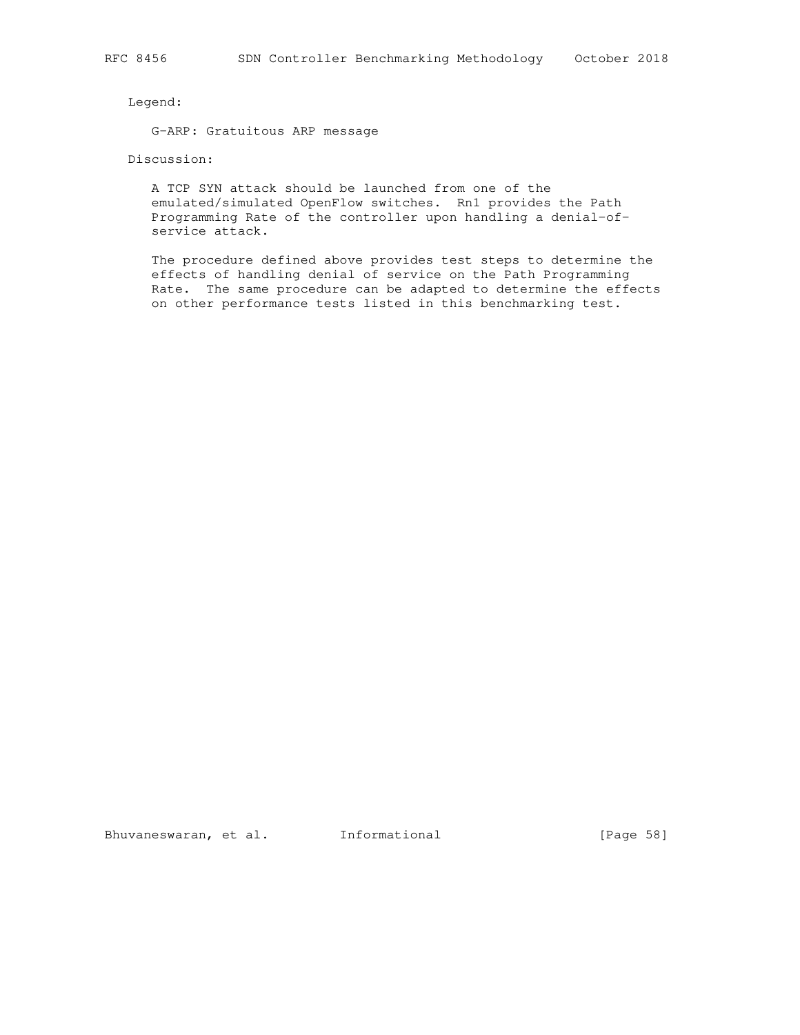Legend:

G-ARP: Gratuitous ARP message

Discussion:

A TCP SYN attack should be launched from one of the emulated/simulated OpenFlow switches. Rn1 provides the Path Programming Rate of the controller upon handling a denial-of-service attack.

The procedure defined above provides test steps to determine the effects of handling denial of service on the Path Programming Rate. The same procedure can be adapted to determine the effects on other performance tests listed in this benchmarking test.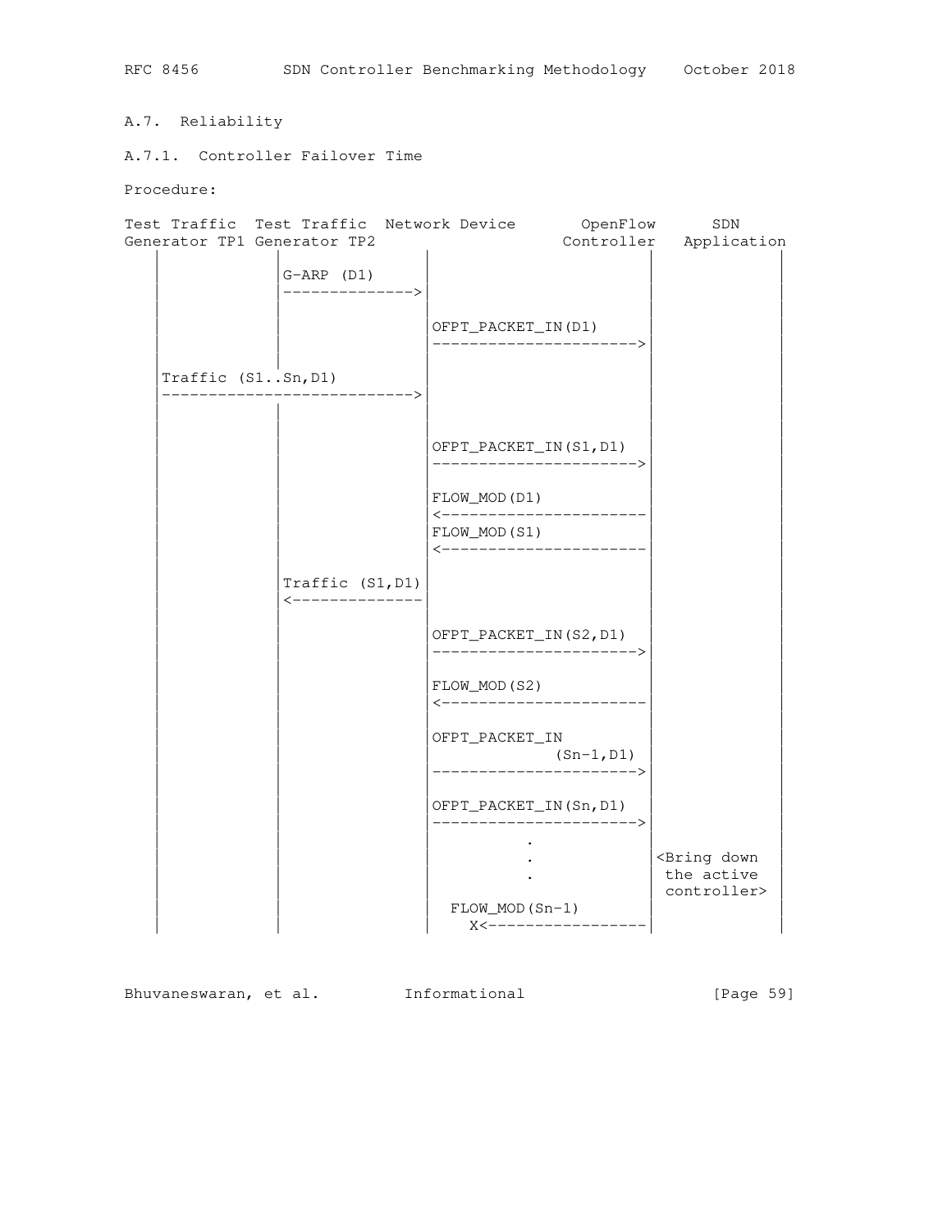### A.7. Reliability

#### A.7.1. Controller Failover Time

Procedure:

```
Test Traffic  Test Traffic  Network Device       OpenFlow      SDN
Generator TP1 Generator TP2                     Controller   Application
     |             |                 |                     |            |
     |             |G-ARP (D1)       |                     |            |
     |             |---------------->|                     |            |
     |             |                 |                     |            |
     |             |                 |OPFT_PACKET_IN(D1)   |            |
     |             |                 |-------------------->|            |
     |             |                 |                     |            |
     |Traffic (S1..Sn,D1)            |                     |            |
     |------------------------------>|                     |            |
     |             |                 |                     |            |
     |             |                 |                     |            |
     |             |                 |OFPT_PACKET_IN(S1,D1)|            |
     |             |                 |-------------------->|            |
     |             |                 |                     |            |
     |             |                 |FLOW_MOD(D1)         |            |
     |             |                 |<--------------------|            |
     |             |                 |FLOW_MOD(S1)         |            |
     |             |                 |<--------------------|            |
     |             |                 |                     |            |
     |             |Traffic (S1,D1)  |                     |            |
     |             |<----------------|                     |            |
     |             |                 |                     |            |
     |             |                 |OFPT_PACKET_IN(S2,D1)|            |
     |             |                 |-------------------->|            |
     |             |                 |                     |            |
     |             |                 |FLOW_MOD(S2)         |            |
     |             |                 |<--------------------|            |
     |             |                 |                     |            |
     |             |                 |OFPT_PACKET_IN       |            |
     |             |                 |          (Sn-1,D1)  |            |
     |             |                 |-------------------->|            |
     |             |                 |                     |            |
     |             |                 |OFPT_PACKET_IN(Sn,D1)|            |
     |             |                 |-------------------->|            |
     |             |                 |          .          |            |
     |             |                 |          .          |<Bring down |
     |             |                 |          .          | the active |
     |             |                 |                     | controller>|
     |             |                 |  FLOW_MOD(Sn-1)     |            |
     |             |                 |    X<---------------|            |
     |             |                 |                     |            |
```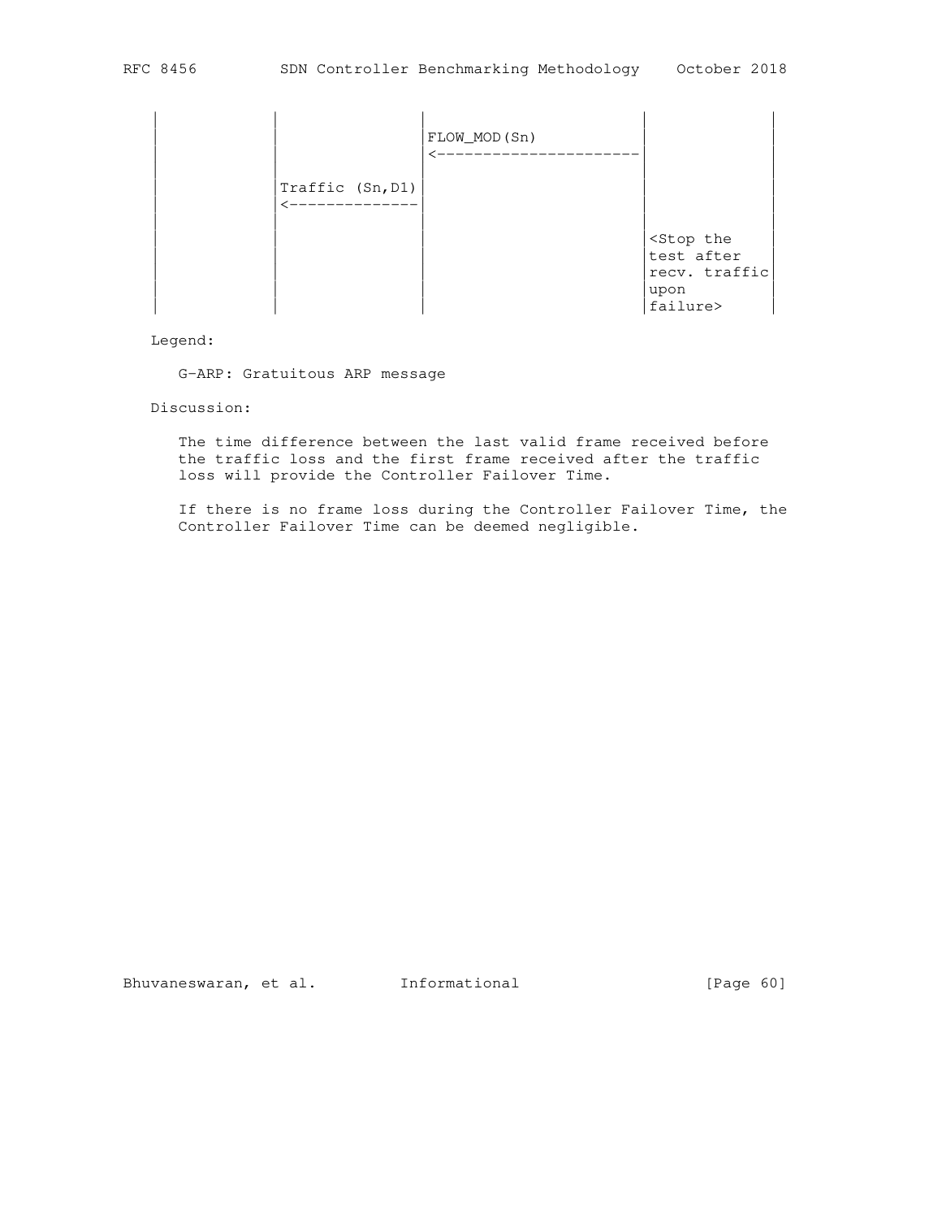```
  |             |                   |                         |              |
  |             |                   |FLOW_MOD(Sn)             |              |
  |             |                   |<------------------------|              |
  |             |                   |                         |              |
  |             |Traffic (Sn,D1)    |                         |              |
  |             |<------------------|                         |              |
  |             |                   |                         |              |
  |             |                   |                         |<Stop the     |
  |             |                   |                         |test after    |
  |             |                   |                         |recv. traffic |
  |             |                   |                         |upon          |
  |             |                   |                         |failure>      |
```

Legend:

G-ARP: Gratuitous ARP message

Discussion:

The time difference between the last valid frame received before the traffic loss and the first frame received after the traffic loss will provide the Controller Failover Time.

If there is no frame loss during the Controller Failover Time, the Controller Failover Time can be deemed negligible.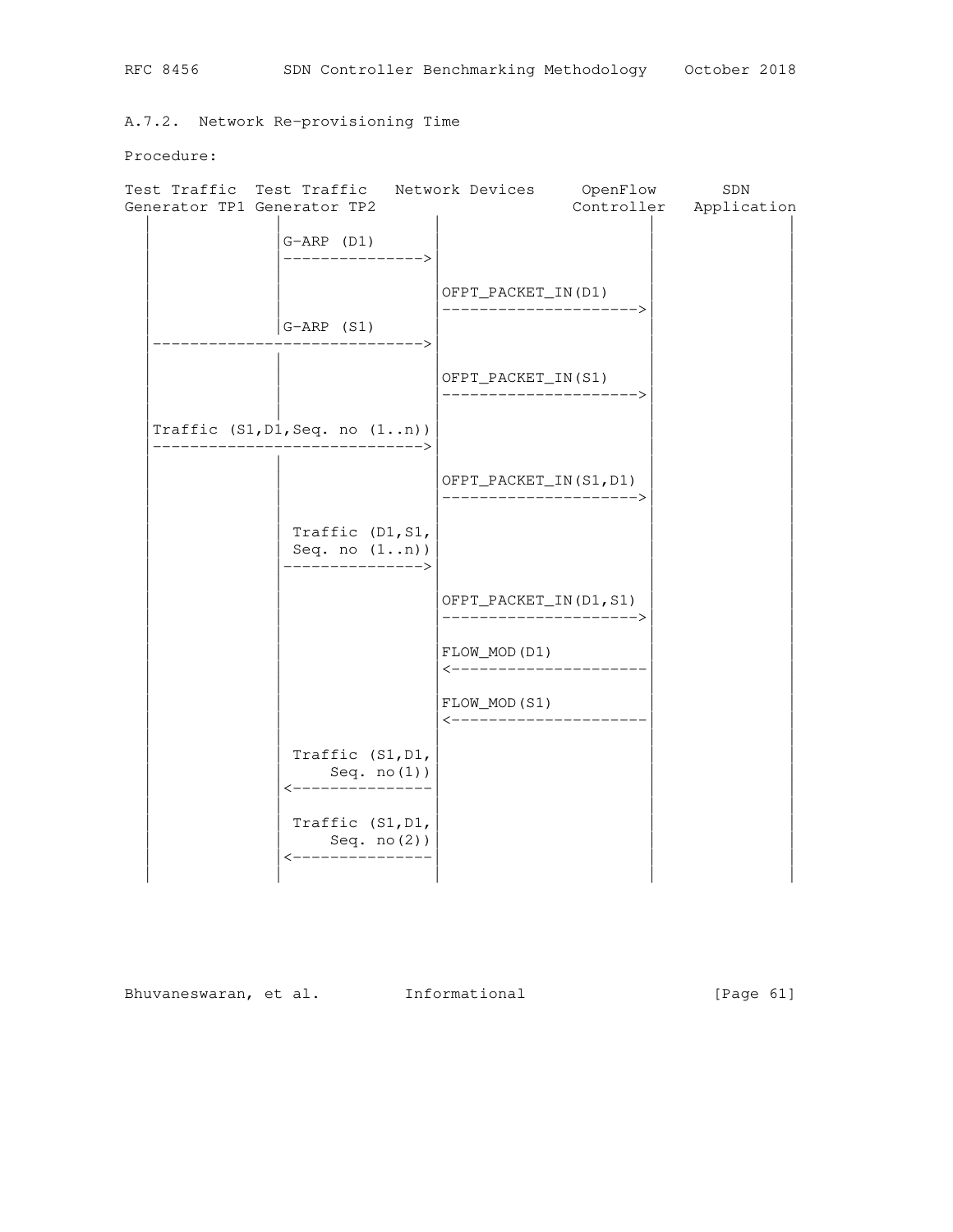A.7.2. Network Re-provisioning Time

Procedure:

```
Test Traffic  Test Traffic   Network Devices     OpenFlow       SDN
Generator TP1 Generator TP2                     Controller   Application
    |               |                |                    |            |
    |               |G-ARP (D1)      |                    |            |
    |               |--------------->|                    |            |
    |               |                |                    |            |
    |               |                |OFPT_PACKET_IN(D1)  |            |
    |               |                |--------------------->           |
    |               |G-ARP (S1)      |                    |            |
    |----------------------------->|                    |            |
    |               |                |                    |            |
    |               |                |OFPT_PACKET_IN(S1)  |            |
    |               |                |--------------------->           |
    |               |                |                    |            |
    |Traffic (S1,D1,Seq. no (1..n))|                    |            |
    |----------------------------->|                    |            |
    |               |                |                    |            |
    |               |                |OFPT_PACKET_IN(S1,D1)            |
    |               |                |--------------------->           |
    |               |                |                    |            |
    |               | Traffic (D1,S1,|                    |            |
    |               | Seq. no (1..n))|                    |            |
    |               |--------------->|                    |            |
    |               |                |                    |            |
    |               |                |OFPT_PACKET_IN(D1,S1)            |
    |               |                |--------------------->           |
    |               |                |                    |            |
    |               |                |FLOW_MOD(D1)        |            |
    |               |                |<---------------------           |
    |               |                |                    |            |
    |               |                |FLOW_MOD(S1)        |            |
    |               |                |<---------------------           |
    |               |                |                    |            |
    |               | Traffic (S1,D1,|                    |            |
    |               |     Seq. no(1))|                    |            |
    |               |<---------------|                    |            |
    |               |                |                    |            |
    |               | Traffic (S1,D1,|                    |            |
    |               |     Seq. no(2))|                    |            |
    |               |<---------------|                    |            |
    |               |                |                    |            |
```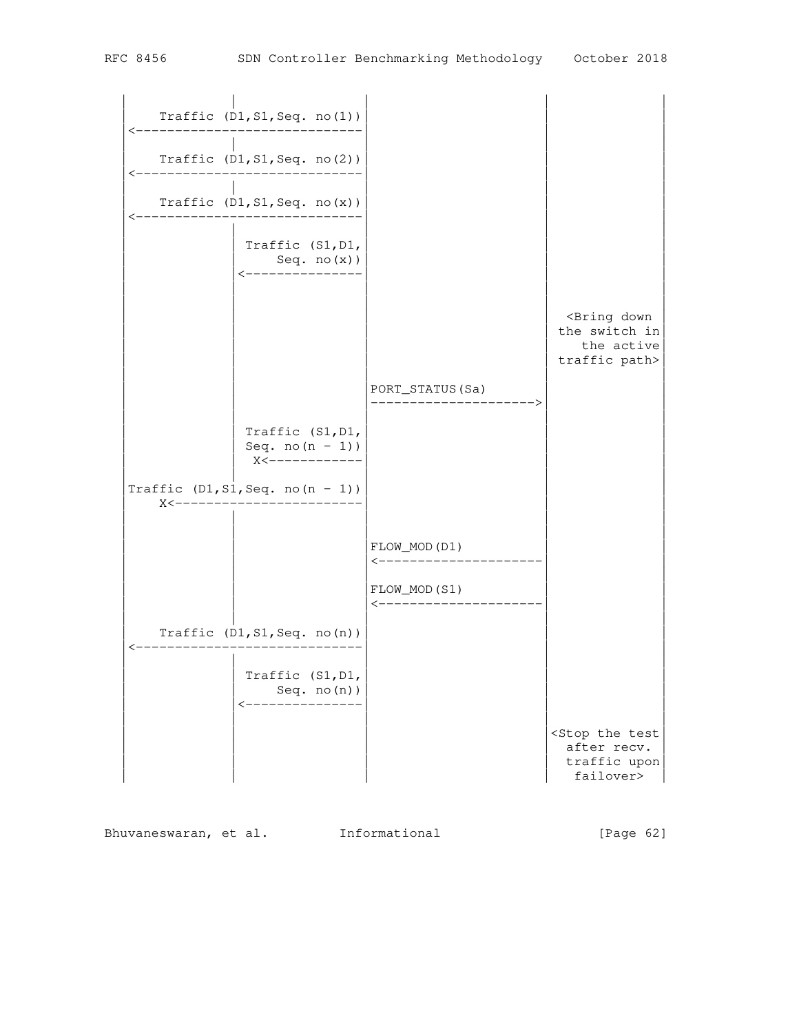```
  |             |              |                  |          |
  |   Traffic (D1,S1,Seq. no(1))|                  |          |
  |<-----------------------------|                  |          |
  |             |              |                  |          |
  |   Traffic (D1,S1,Seq. no(2))|                  |          |
  |<-----------------------------|                  |          |
  |             |              |                  |          |
  |   Traffic (D1,S1,Seq. no(x))|                  |          |
  |<-----------------------------|                  |          |
  |             |              |                  |          |
  |             | Traffic (S1,D1,                  |          |
  |             |     Seq. no(x))                  |          |
  |             |<---------------|                  |          |
  |             |              |                  |          |
  |             |              |                  |          |
  |             |              |                  |<Bring down|
  |             |              |                  |the switch in|
  |             |              |                  |   the active|
  |             |              |                  |traffic path>|
  |             |              |                  |          |
  |             |              |PORT_STATUS(Sa)   |          |
  |             |              |--------------------->       |
  |             |              |                  |          |
  |             | Traffic (S1,D1,                  |          |
  |             | Seq. no(n - 1))                  |          |
  |             |  X<------------|                  |          |
  |             |              |                  |          |
  |Traffic (D1,S1,Seq. no(n - 1))|                  |          |
  |    X<------------------------|                  |          |
  |             |              |                  |          |
  |             |              |                  |          |
  |             |              |FLOW_MOD(D1)      |          |
  |             |              |<---------------------|      |
  |             |              |                  |          |
  |             |              |FLOW_MOD(S1)      |          |
  |             |              |<---------------------|      |
  |             |              |                  |          |
  |   Traffic (D1,S1,Seq. no(n))|                  |          |
  |<-----------------------------|                  |          |
  |             |              |                  |          |
  |             | Traffic (S1,D1,                  |          |
  |             |     Seq. no(n))                  |          |
  |             |<---------------|                  |          |
  |             |              |                  |          |
  |             |              |                  |<Stop the test|
  |             |              |                  |  after recv.|
  |             |              |                  |  traffic upon|
  |             |              |                  |   failover>|
  |             |              |                  |          |
```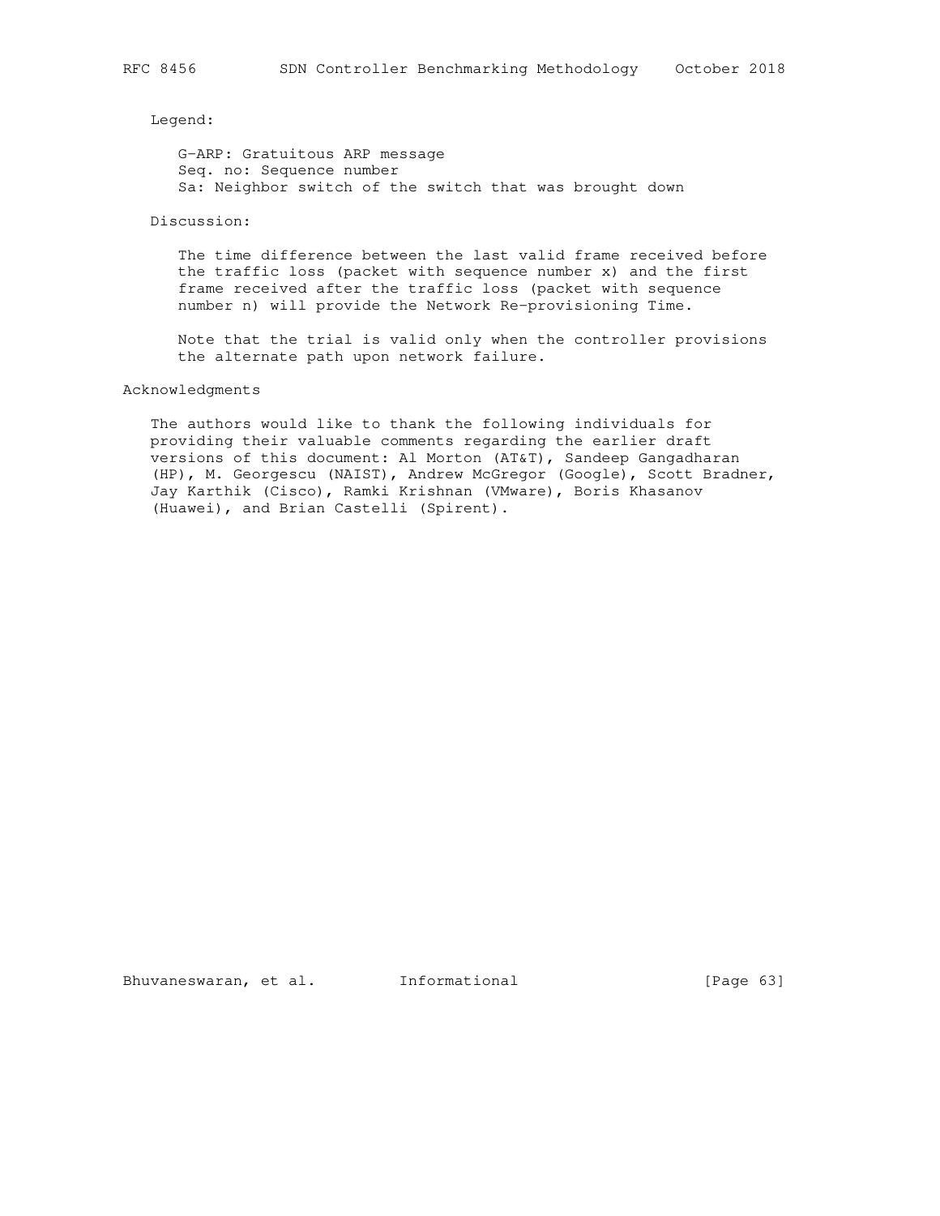Legend:

G-ARP: Gratuitous ARP message
Seq. no: Sequence number
Sa: Neighbor switch of the switch that was brought down

Discussion:

The time difference between the last valid frame received before the traffic loss (packet with sequence number x) and the first frame received after the traffic loss (packet with sequence number n) will provide the Network Re-provisioning Time.

Note that the trial is valid only when the controller provisions the alternate path upon network failure.

## Acknowledgments

The authors would like to thank the following individuals for providing their valuable comments regarding the earlier draft versions of this document: Al Morton (AT&T), Sandeep Gangadharan (HP), M. Georgescu (NAIST), Andrew McGregor (Google), Scott Bradner, Jay Karthik (Cisco), Ramki Krishnan (VMware), Boris Khasanov (Huawei), and Brian Castelli (Spirent).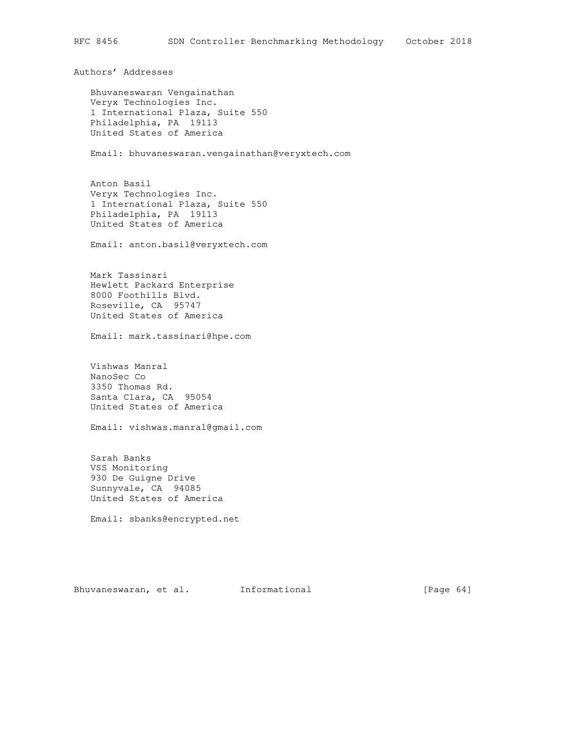## Authors' Addresses

Bhuvaneswaran Vengainathan
Veryx Technologies Inc.
1 International Plaza, Suite 550
Philadelphia, PA  19113
United States of America

Email: bhuvaneswaran.vengainathan@veryxtech.com

Anton Basil
Veryx Technologies Inc.
1 International Plaza, Suite 550
Philadelphia, PA  19113
United States of America

Email: anton.basil@veryxtech.com

Mark Tassinari
Hewlett Packard Enterprise
8000 Foothills Blvd.
Roseville, CA  95747
United States of America

Email: mark.tassinari@hpe.com

Vishwas Manral
NanoSec Co
3350 Thomas Rd.
Santa Clara, CA  95054
United States of America

Email: vishwas.manral@gmail.com

Sarah Banks
VSS Monitoring
930 De Guigne Drive
Sunnyvale, CA  94085
United States of America

Email: sbanks@encrypted.net